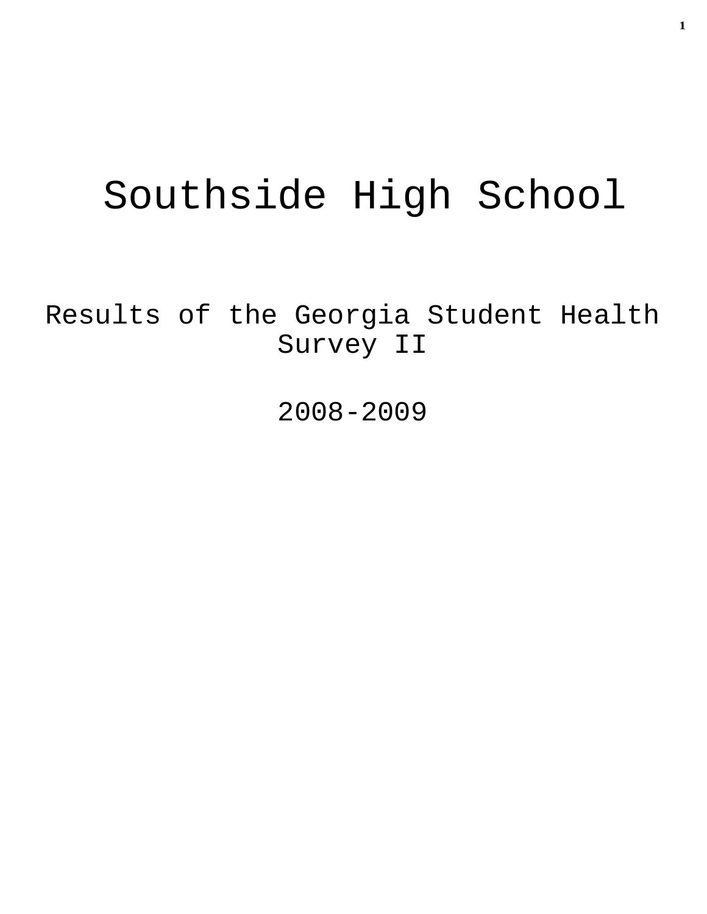# Southside High School

## Results of the Georgia Student Health Survey II

## 2008-2009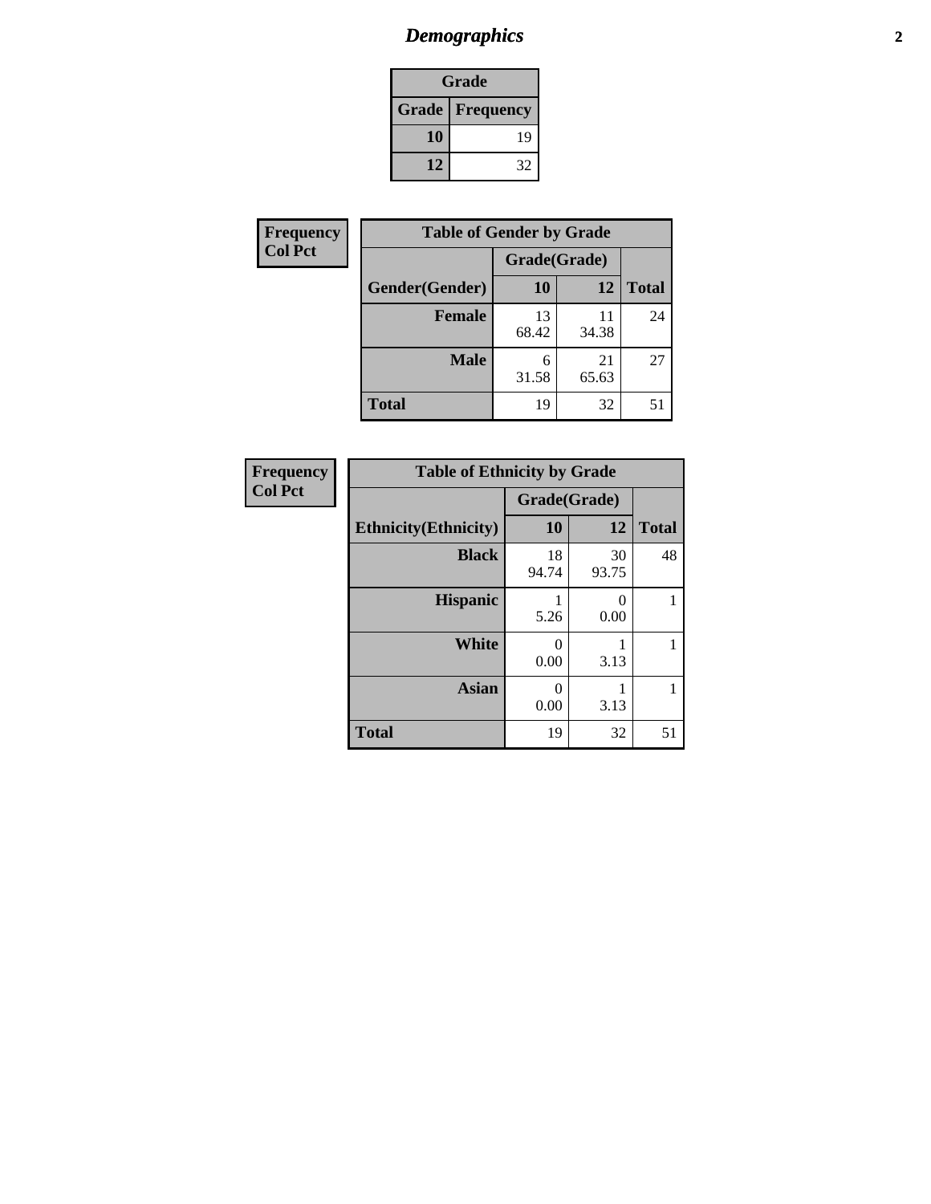# Demographics

| Grade | |
|---|---|
| **Grade** | **Frequency** |
| 10 | 19 |
| 12 | 32 |

**Frequency**
**Col Pct**

| Table of Gender by Grade | | | |
|---|---|---|---|
| | Grade(Grade) | | |
| Gender(Gender) | 10 | 12 | Total |
| Female | 13<br>68.42 | 11<br>34.38 | 24 |
| Male | 6<br>31.58 | 21<br>65.63 | 27 |
| Total | 19 | 32 | 51 |

**Frequency**
**Col Pct**

| Table of Ethnicity by Grade | | | |
|---|---|---|---|
| | Grade(Grade) | | |
| Ethnicity(Ethnicity) | 10 | 12 | Total |
| Black | 18<br>94.74 | 30<br>93.75 | 48 |
| Hispanic | 1<br>5.26 | 0<br>0.00 | 1 |
| White | 0<br>0.00 | 1<br>3.13 | 1 |
| Asian | 0<br>0.00 | 1<br>3.13 | 1 |
| Total | 19 | 32 | 51 |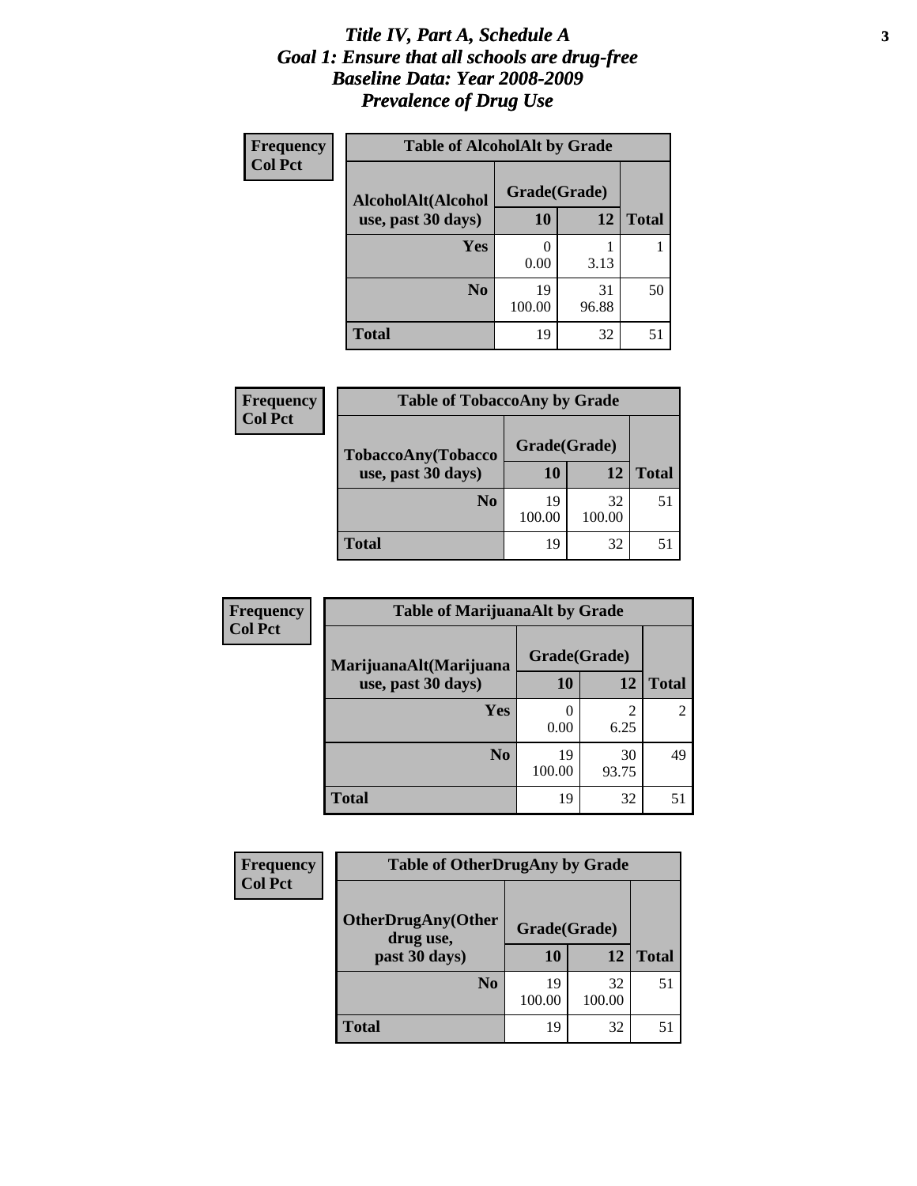# *Title IV, Part A, Schedule A*
# *Goal 1: Ensure that all schools are drug-free*
# *Baseline Data: Year 2008-2009*
# *Prevalence of Drug Use*

**Frequency**
**Col Pct**

| Table of AlcoholAlt by Grade | | | |
|---|---|---|---|
| **AlcoholAlt(Alcohol use, past 30 days)** | **Grade(Grade)** | | |
| | **10** | **12** | **Total** |
| **Yes** | 0<br>0.00 | 1<br>3.13 | 1 |
| **No** | 19<br>100.00 | 31<br>96.88 | 50 |
| **Total** | 19 | 32 | 51 |

**Frequency**
**Col Pct**

| Table of TobaccoAny by Grade | | | |
|---|---|---|---|
| **TobaccoAny(Tobacco use, past 30 days)** | **Grade(Grade)** | | |
| | **10** | **12** | **Total** |
| **No** | 19<br>100.00 | 32<br>100.00 | 51 |
| **Total** | 19 | 32 | 51 |

**Frequency**
**Col Pct**

| Table of MarijuanaAlt by Grade | | | |
|---|---|---|---|
| **MarijuanaAlt(Marijuana use, past 30 days)** | **Grade(Grade)** | | |
| | **10** | **12** | **Total** |
| **Yes** | 0<br>0.00 | 2<br>6.25 | 2 |
| **No** | 19<br>100.00 | 30<br>93.75 | 49 |
| **Total** | 19 | 32 | 51 |

**Frequency**
**Col Pct**

| Table of OtherDrugAny by Grade | | | |
|---|---|---|---|
| **OtherDrugAny(Other drug use, past 30 days)** | **Grade(Grade)** | | |
| | **10** | **12** | **Total** |
| **No** | 19<br>100.00 | 32<br>100.00 | 51 |
| **Total** | 19 | 32 | 51 |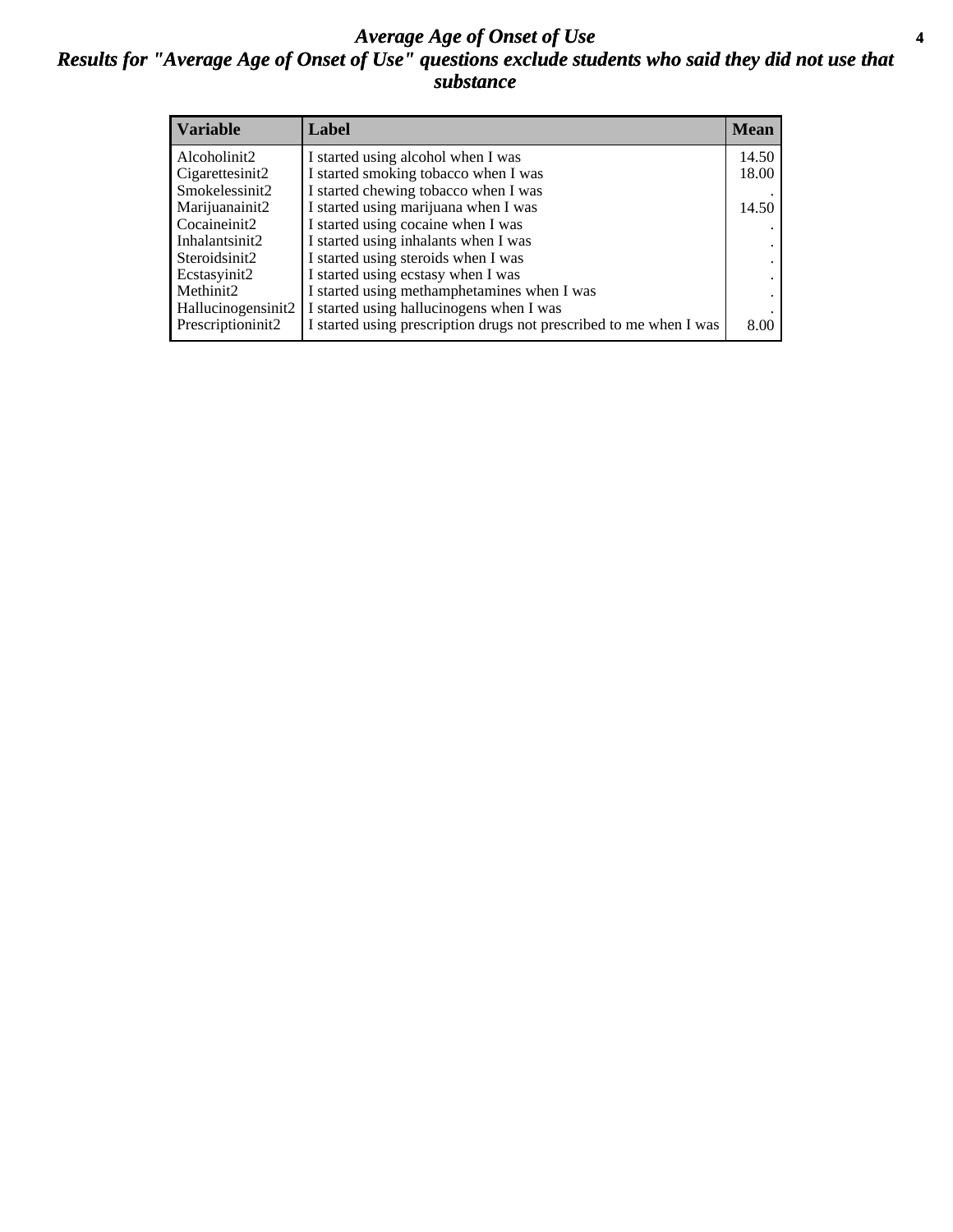# *Average Age of Onset of Use*

## *Results for "Average Age of Onset of Use" questions exclude students who said they did not use that substance*

| Variable | Label | Mean |
| --- | --- | --- |
| Alcoholinit2 | I started using alcohol when I was | 14.50 |
| Cigarettesinit2 | I started smoking tobacco when I was | 18.00 |
| Smokelessinit2 | I started chewing tobacco when I was | . |
| Marijuanainit2 | I started using marijuana when I was | 14.50 |
| Cocaineinit2 | I started using cocaine when I was | . |
| Inhalantsinit2 | I started using inhalants when I was | . |
| Steroidsinit2 | I started using steroids when I was | . |
| Ecstasyinit2 | I started using ecstasy when I was | . |
| Methinit2 | I started using methamphetamines when I was | . |
| Hallucinogensinit2 | I started using hallucinogens when I was | . |
| Prescriptioninit2 | I started using prescription drugs not prescribed to me when I was | 8.00 |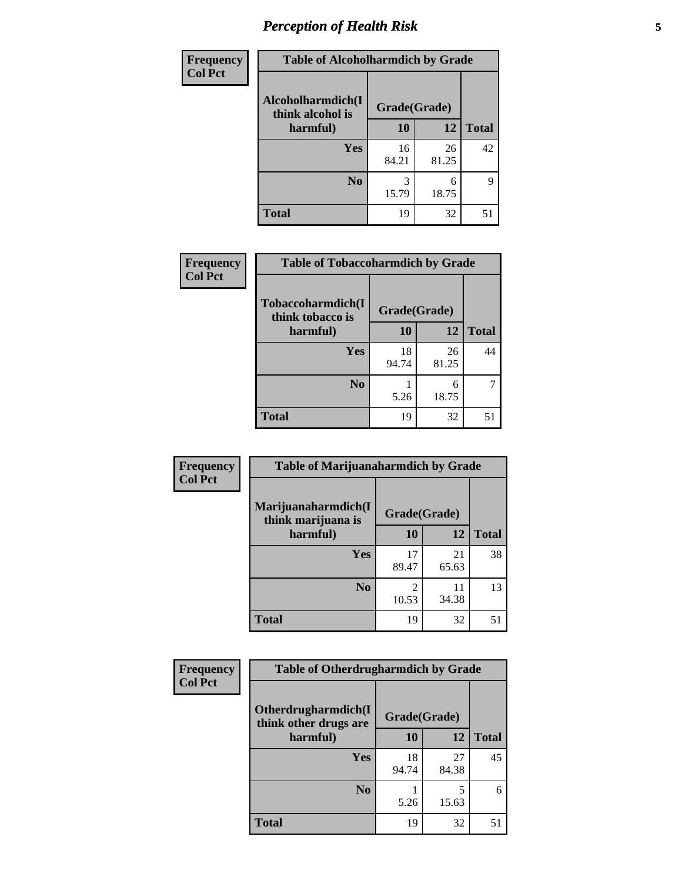# Perception of Health Risk

| Frequency<br>Col Pct | Table of Alcoholharmdich by Grade | | |
|---|---|---|---|
| Alcoholharmdich(I think alcohol is harmful) | Grade(Grade) | | |
| | 10 | 12 | Total |
| Yes | 16<br>84.21 | 26<br>81.25 | 42 |
| No | 3<br>15.79 | 6<br>18.75 | 9 |
| Total | 19 | 32 | 51 |

| Frequency<br>Col Pct | Table of Tobaccoharmdich by Grade | | |
|---|---|---|---|
| Tobaccoharmdich(I think tobacco is harmful) | Grade(Grade) | | |
| | 10 | 12 | Total |
| Yes | 18<br>94.74 | 26<br>81.25 | 44 |
| No | 1<br>5.26 | 6<br>18.75 | 7 |
| Total | 19 | 32 | 51 |

| Frequency<br>Col Pct | Table of Marijuanaharmdich by Grade | | |
|---|---|---|---|
| Marijuanaharmdich(I think marijuana is harmful) | Grade(Grade) | | |
| | 10 | 12 | Total |
| Yes | 17<br>89.47 | 21<br>65.63 | 38 |
| No | 2<br>10.53 | 11<br>34.38 | 13 |
| Total | 19 | 32 | 51 |

| Frequency<br>Col Pct | Table of Otherdrugharmdich by Grade | | |
|---|---|---|---|
| Otherdrugharmdich(I think other drugs are harmful) | Grade(Grade) | | |
| | 10 | 12 | Total |
| Yes | 18<br>94.74 | 27<br>84.38 | 45 |
| No | 1<br>5.26 | 5<br>15.63 | 6 |
| Total | 19 | 32 | 51 |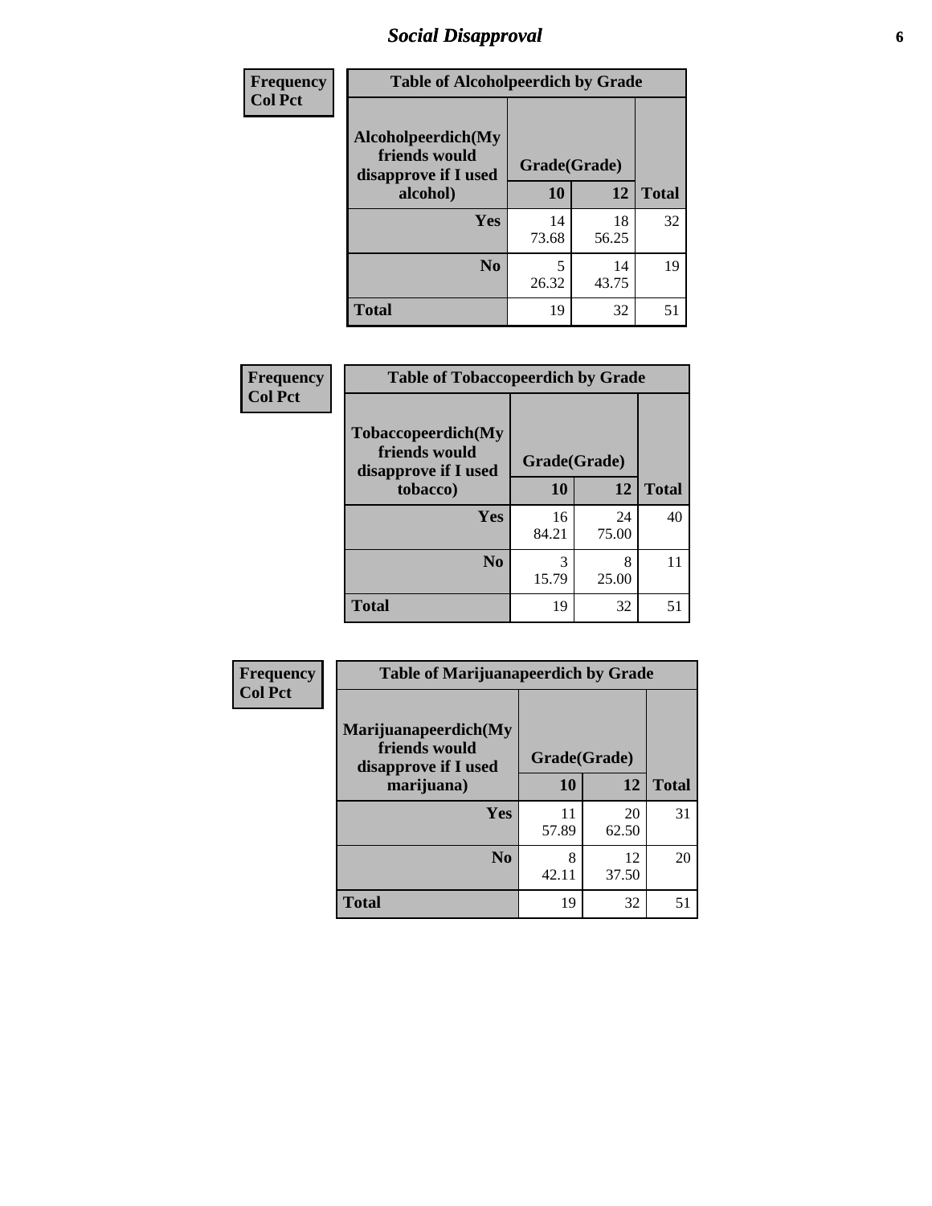## Social Disapproval

**Frequency**
**Col Pct**

**Table of Alcoholpeerdich by Grade**

| Alcoholpeerdich(My friends would disapprove if I used alcohol) | Grade(Grade) | | Total |
|---|---|---|---|
| | 10 | 12 | |
| Yes | 14<br>73.68 | 18<br>56.25 | 32 |
| No | 5<br>26.32 | 14<br>43.75 | 19 |
| Total | 19 | 32 | 51 |

**Frequency**
**Col Pct**

**Table of Tobaccopeerdich by Grade**

| Tobaccopeerdich(My friends would disapprove if I used tobacco) | Grade(Grade) | | Total |
|---|---|---|---|
| | 10 | 12 | |
| Yes | 16<br>84.21 | 24<br>75.00 | 40 |
| No | 3<br>15.79 | 8<br>25.00 | 11 |
| Total | 19 | 32 | 51 |

**Frequency**
**Col Pct**

**Table of Marijuanapeerdich by Grade**

| Marijuanapeerdich(My friends would disapprove if I used marijuana) | Grade(Grade) | | Total |
|---|---|---|---|
| | 10 | 12 | |
| Yes | 11<br>57.89 | 20<br>62.50 | 31 |
| No | 8<br>42.11 | 12<br>37.50 | 20 |
| Total | 19 | 32 | 51 |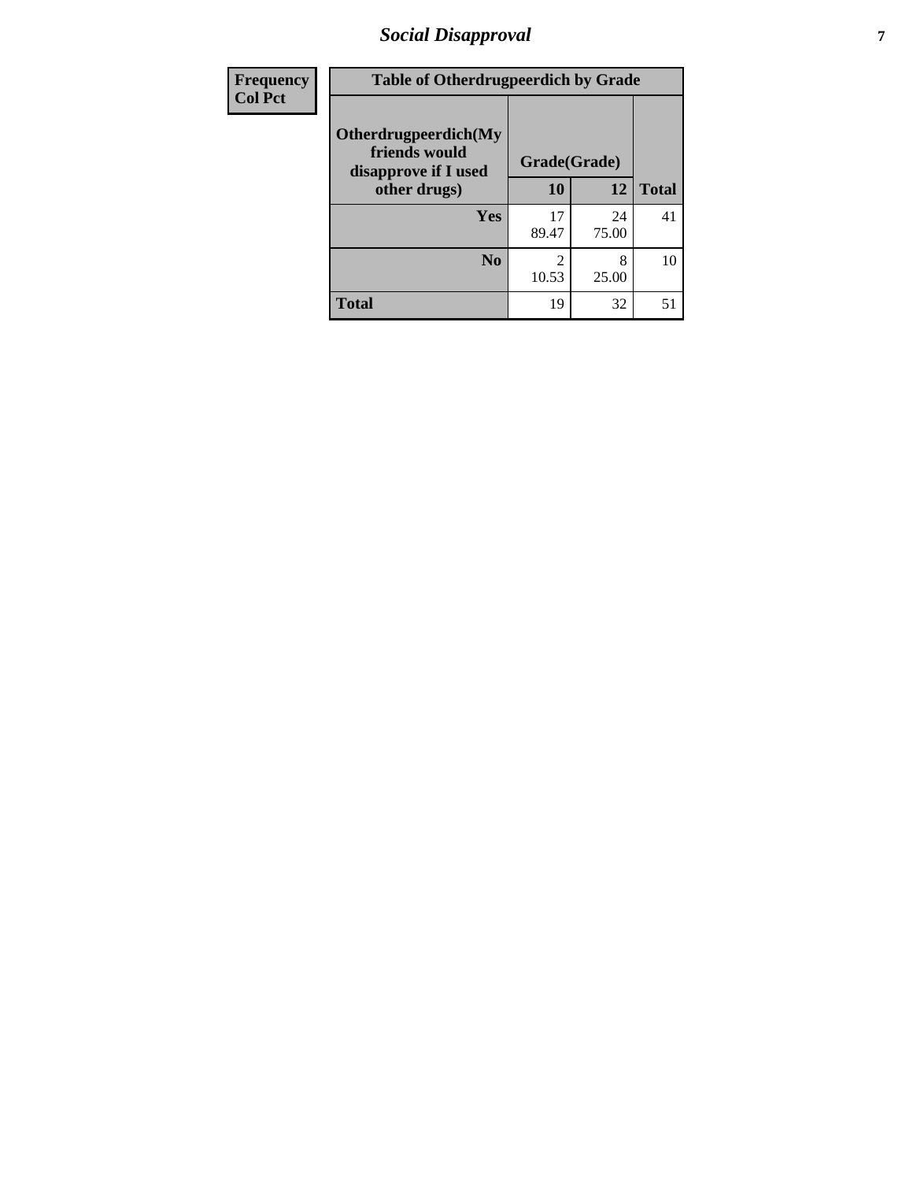| Frequency<br>Col Pct |
|---|

| Table of Otherdrugpeerdich by Grade | | | |
|---|---|---|---|
| Otherdrugpeerdich(My friends would disapprove if I used other drugs) | Grade(Grade) | | Total |
| | 10 | 12 | |
| Yes | 17<br>89.47 | 24<br>75.00 | 41 |
| No | 2<br>10.53 | 8<br>25.00 | 10 |
| Total | 19 | 32 | 51 |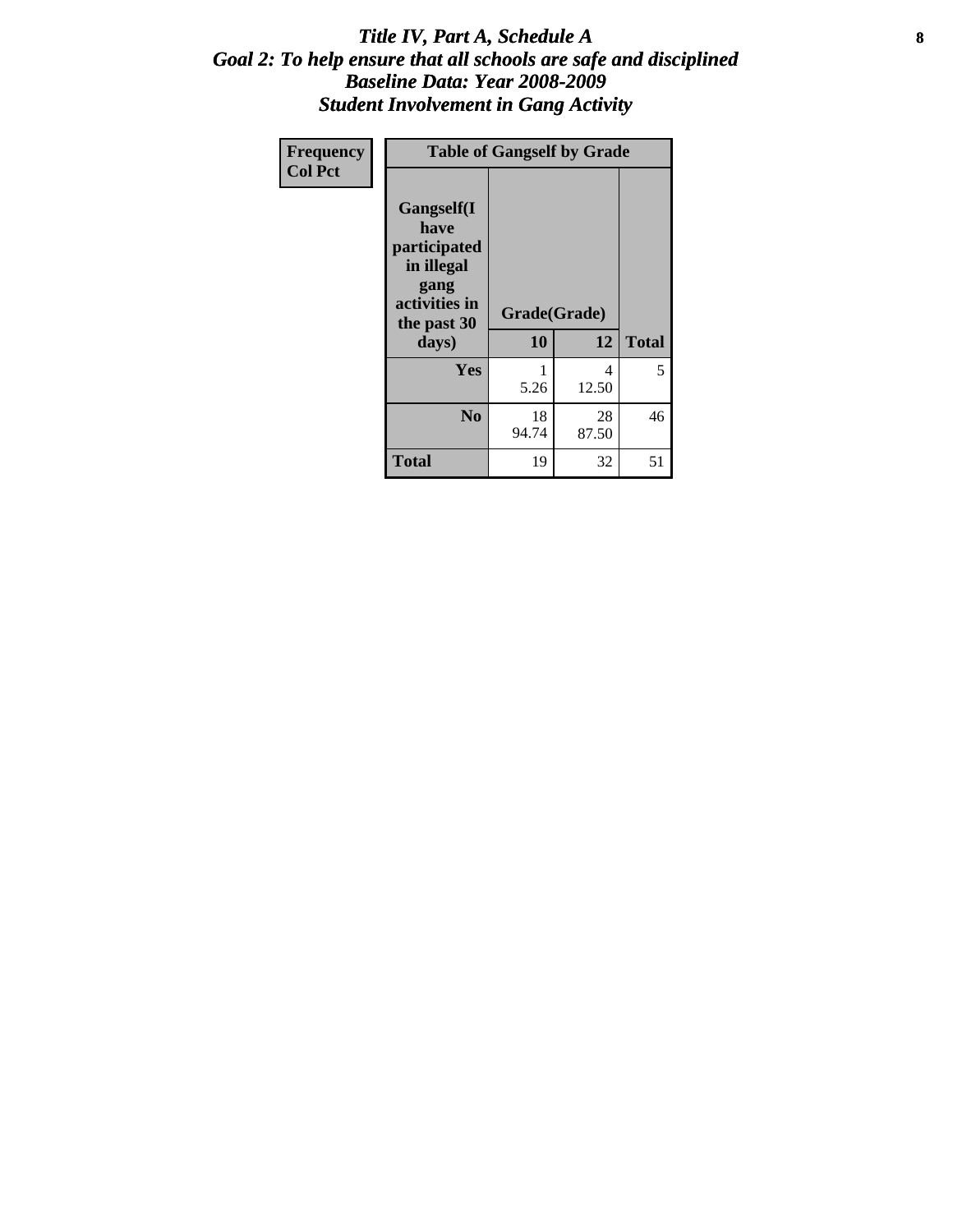# *Title IV, Part A, Schedule A*
# *Goal 2: To help ensure that all schools are safe and disciplined*
# *Baseline Data: Year 2008-2009*
# *Student Involvement in Gang Activity*

| Frequency<br>Col Pct | Table of Gangself by Grade | | |
|---|---|---|---|
| **Gangself(I have participated in illegal gang activities in the past 30 days)** | **Grade(Grade)** | | |
| | **10** | **12** | **Total** |
| **Yes** | 1<br>5.26 | 4<br>12.50 | 5 |
| **No** | 18<br>94.74 | 28<br>87.50 | 46 |
| **Total** | 19 | 32 | 51 |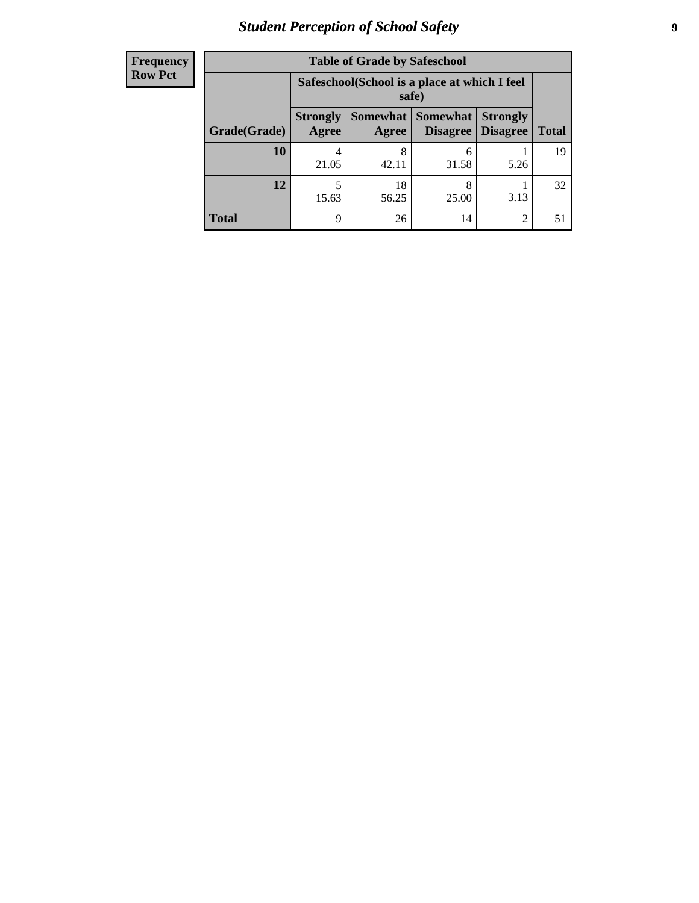# Student Perception of School Safety

| Frequency<br>Row Pct |
|---|

**Table of Grade by Safeschool**

| Grade(Grade) | Safeschool(School is a place at which I feel safe) | | | | Total |
|---|---|---|---|---|---|
| | Strongly Agree | Somewhat Agree | Somewhat Disagree | Strongly Disagree | |
| **10** | 4<br>21.05 | 8<br>42.11 | 6<br>31.58 | 1<br>5.26 | 19 |
| **12** | 5<br>15.63 | 18<br>56.25 | 8<br>25.00 | 1<br>3.13 | 32 |
| **Total** | 9 | 26 | 14 | 2 | 51 |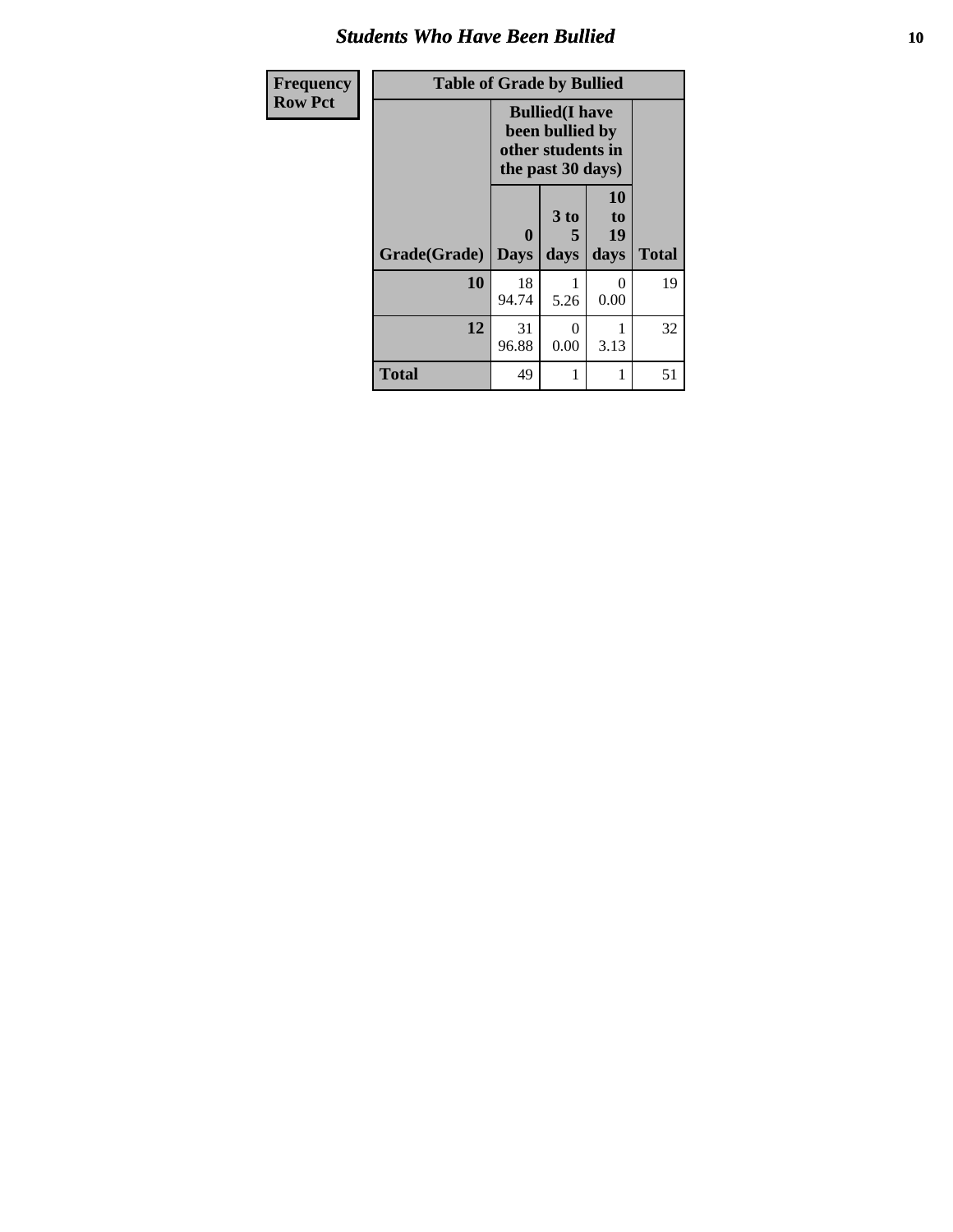# Students Who Have Been Bullied

| Frequency<br>Row Pct | Table of Grade by Bullied | | | |
|---|---|---|---|---|
| | Bullied(I have been bullied by other students in the past 30 days) | | | |
| Grade(Grade) | 0 Days | 3 to 5 days | 10 to 19 days | Total |
| 10 | 18<br>94.74 | 1<br>5.26 | 0<br>0.00 | 19 |
| 12 | 31<br>96.88 | 0<br>0.00 | 1<br>3.13 | 32 |
| Total | 49 | 1 | 1 | 51 |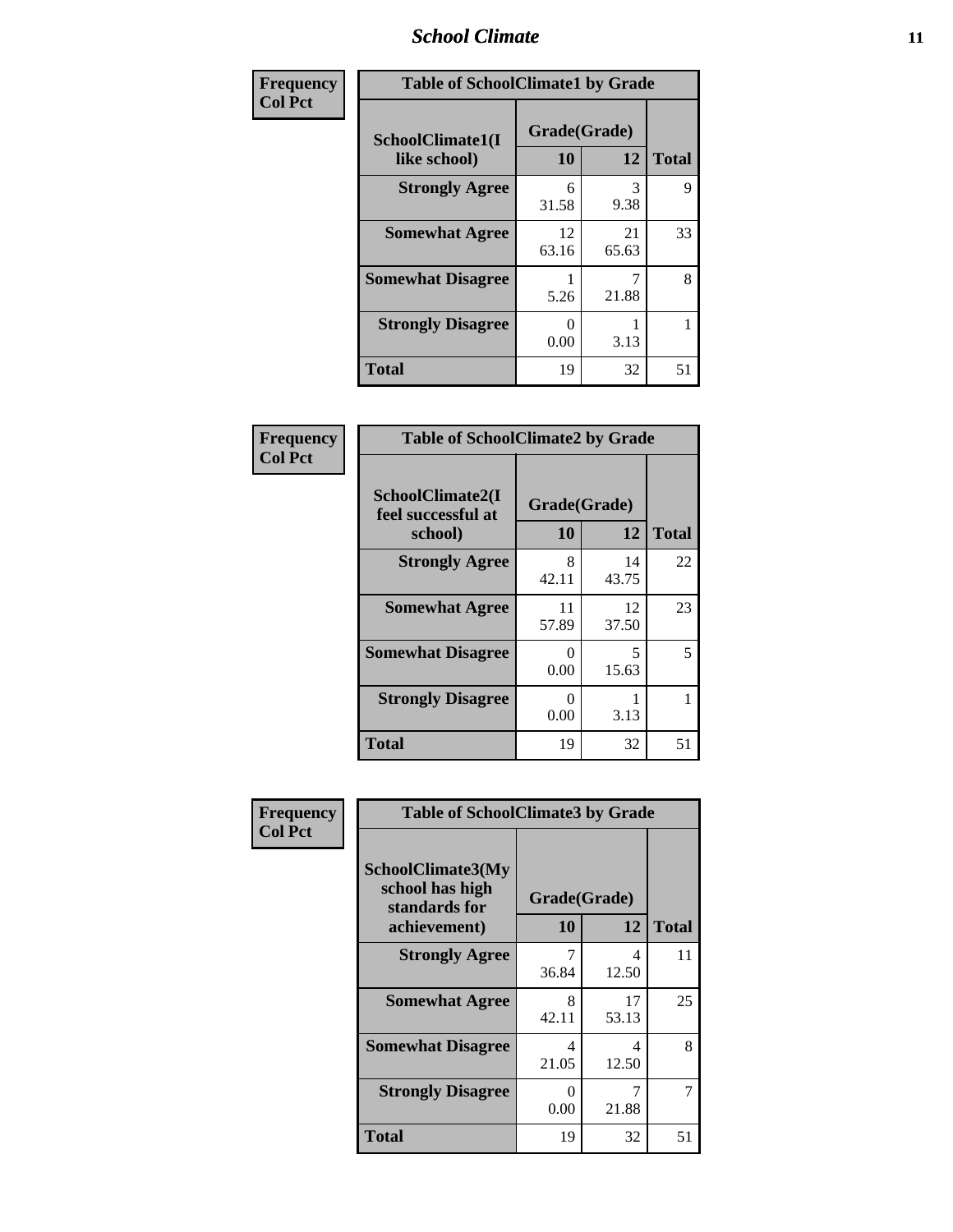| Frequency Col Pct | Table of SchoolClimate1 by Grade | | |
|---|---|---|---|
| SchoolClimate1(I like school) | Grade(Grade) | | |
| | 10 | 12 | Total |
| Strongly Agree | 6<br>31.58 | 3<br>9.38 | 9 |
| Somewhat Agree | 12<br>63.16 | 21<br>65.63 | 33 |
| Somewhat Disagree | 1<br>5.26 | 7<br>21.88 | 8 |
| Strongly Disagree | 0<br>0.00 | 1<br>3.13 | 1 |
| Total | 19 | 32 | 51 |

| Frequency Col Pct | Table of SchoolClimate2 by Grade | | |
|---|---|---|---|
| SchoolClimate2(I feel successful at school) | Grade(Grade) | | |
| | 10 | 12 | Total |
| Strongly Agree | 8<br>42.11 | 14<br>43.75 | 22 |
| Somewhat Agree | 11<br>57.89 | 12<br>37.50 | 23 |
| Somewhat Disagree | 0<br>0.00 | 5<br>15.63 | 5 |
| Strongly Disagree | 0<br>0.00 | 1<br>3.13 | 1 |
| Total | 19 | 32 | 51 |

| Frequency Col Pct | Table of SchoolClimate3 by Grade | | |
|---|---|---|---|
| SchoolClimate3(My school has high standards for achievement) | Grade(Grade) | | |
| | 10 | 12 | Total |
| Strongly Agree | 7<br>36.84 | 4<br>12.50 | 11 |
| Somewhat Agree | 8<br>42.11 | 17<br>53.13 | 25 |
| Somewhat Disagree | 4<br>21.05 | 4<br>12.50 | 8 |
| Strongly Disagree | 0<br>0.00 | 7<br>21.88 | 7 |
| Total | 19 | 32 | 51 |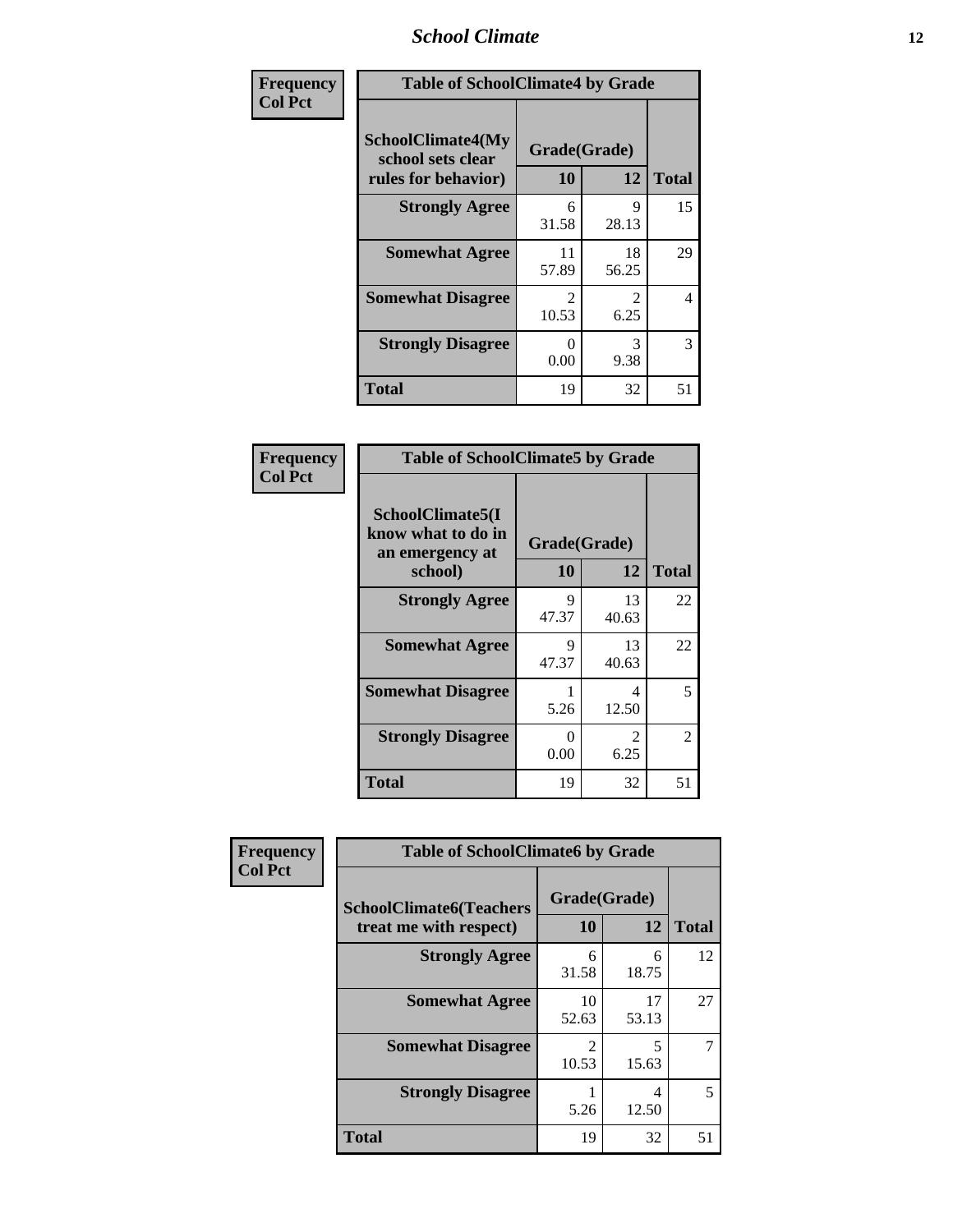| Frequency<br>Col Pct | Table of SchoolClimate4 by Grade | | |
|---|---|---|---|
| SchoolClimate4(My school sets clear rules for behavior) | Grade(Grade) | | |
| | 10 | 12 | Total |
| Strongly Agree | 6<br>31.58 | 9<br>28.13 | 15 |
| Somewhat Agree | 11<br>57.89 | 18<br>56.25 | 29 |
| Somewhat Disagree | 2<br>10.53 | 2<br>6.25 | 4 |
| Strongly Disagree | 0<br>0.00 | 3<br>9.38 | 3 |
| Total | 19 | 32 | 51 |

| Frequency<br>Col Pct | Table of SchoolClimate5 by Grade | | |
|---|---|---|---|
| SchoolClimate5(I know what to do in an emergency at school) | Grade(Grade) | | |
| | 10 | 12 | Total |
| Strongly Agree | 9<br>47.37 | 13<br>40.63 | 22 |
| Somewhat Agree | 9<br>47.37 | 13<br>40.63 | 22 |
| Somewhat Disagree | 1<br>5.26 | 4<br>12.50 | 5 |
| Strongly Disagree | 0<br>0.00 | 2<br>6.25 | 2 |
| Total | 19 | 32 | 51 |

| Frequency<br>Col Pct | Table of SchoolClimate6 by Grade | | |
|---|---|---|---|
| SchoolClimate6(Teachers treat me with respect) | Grade(Grade) | | |
| | 10 | 12 | Total |
| Strongly Agree | 6<br>31.58 | 6<br>18.75 | 12 |
| Somewhat Agree | 10<br>52.63 | 17<br>53.13 | 27 |
| Somewhat Disagree | 2<br>10.53 | 5<br>15.63 | 7 |
| Strongly Disagree | 1<br>5.26 | 4<br>12.50 | 5 |
| Total | 19 | 32 | 51 |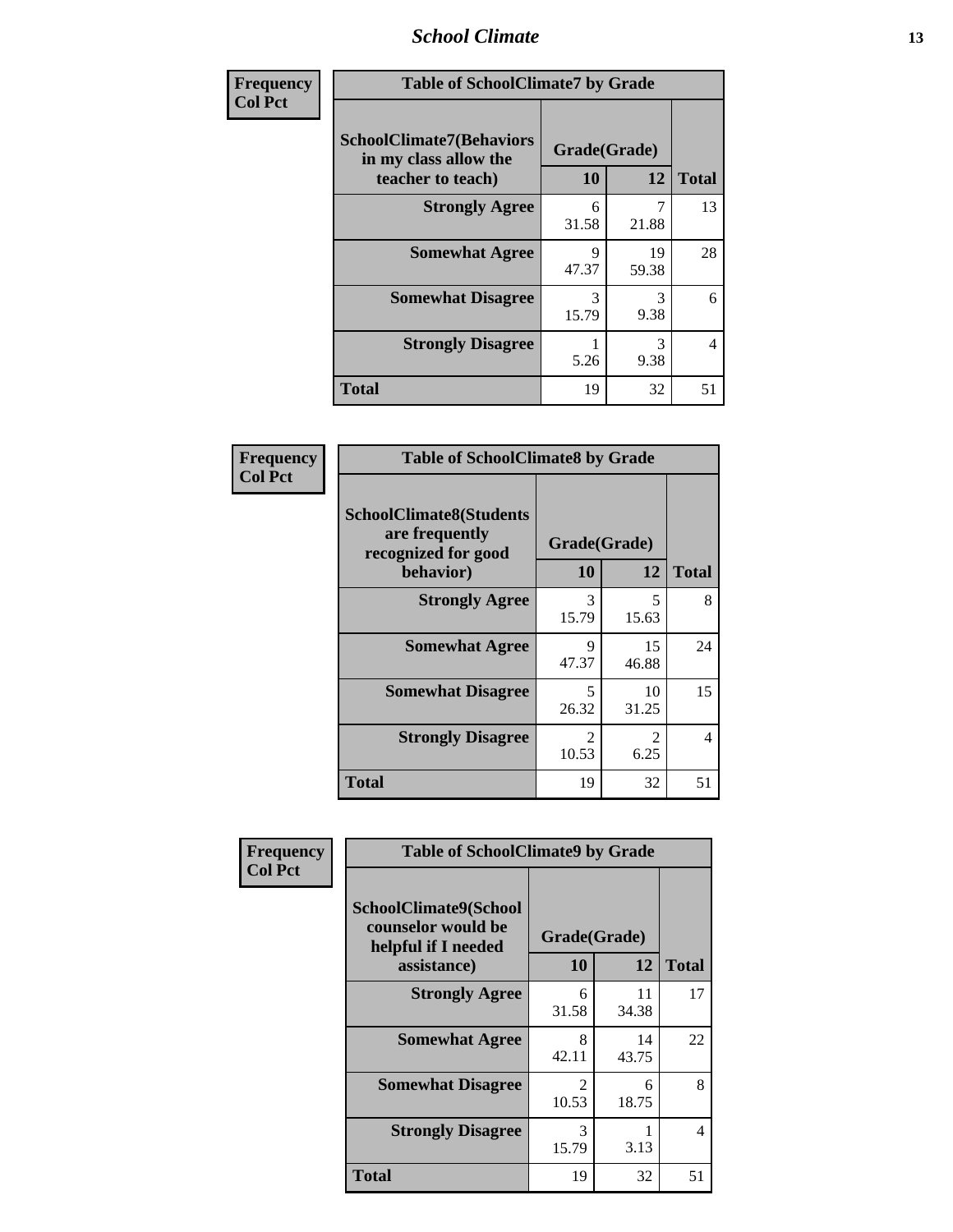| Frequency<br>Col Pct | Table of SchoolClimate7 by Grade | | |
|---|---|---|---|
| SchoolClimate7(Behaviors in my class allow the teacher to teach) | Grade(Grade) | | |
| | 10 | 12 | Total |
| Strongly Agree | 6<br>31.58 | 7<br>21.88 | 13 |
| Somewhat Agree | 9<br>47.37 | 19<br>59.38 | 28 |
| Somewhat Disagree | 3<br>15.79 | 3<br>9.38 | 6 |
| Strongly Disagree | 1<br>5.26 | 3<br>9.38 | 4 |
| Total | 19 | 32 | 51 |

| Frequency<br>Col Pct | Table of SchoolClimate8 by Grade | | |
|---|---|---|---|
| SchoolClimate8(Students are frequently recognized for good behavior) | Grade(Grade) | | |
| | 10 | 12 | Total |
| Strongly Agree | 3<br>15.79 | 5<br>15.63 | 8 |
| Somewhat Agree | 9<br>47.37 | 15<br>46.88 | 24 |
| Somewhat Disagree | 5<br>26.32 | 10<br>31.25 | 15 |
| Strongly Disagree | 2<br>10.53 | 2<br>6.25 | 4 |
| Total | 19 | 32 | 51 |

| Frequency<br>Col Pct | Table of SchoolClimate9 by Grade | | |
|---|---|---|---|
| SchoolClimate9(School counselor would be helpful if I needed assistance) | Grade(Grade) | | |
| | 10 | 12 | Total |
| Strongly Agree | 6<br>31.58 | 11<br>34.38 | 17 |
| Somewhat Agree | 8<br>42.11 | 14<br>43.75 | 22 |
| Somewhat Disagree | 2<br>10.53 | 6<br>18.75 | 8 |
| Strongly Disagree | 3<br>15.79 | 1<br>3.13 | 4 |
| Total | 19 | 32 | 51 |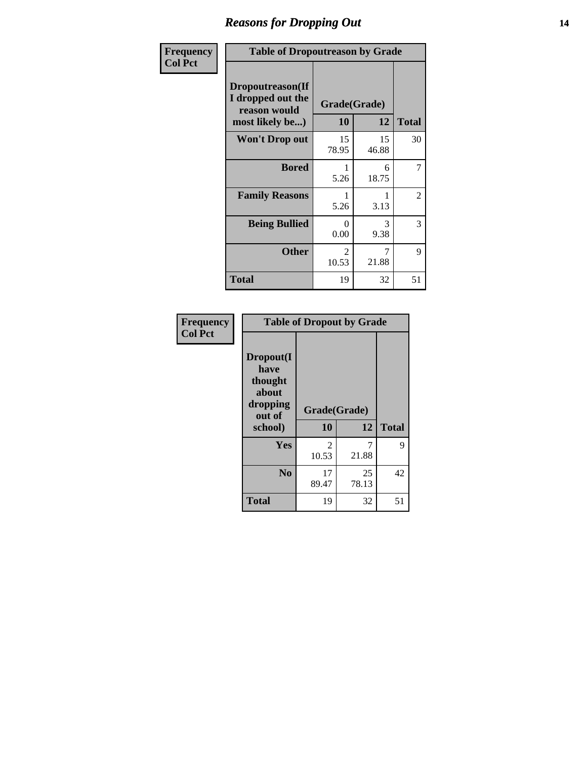# Reasons for Dropping Out

Frequency
Col Pct

**Table of Dropoutreason by Grade**

| Dropoutreason(If I dropped out the reason would most likely be...) | Grade(Grade) | | |
|---|---|---|---|
| | 10 | 12 | Total |
| **Won't Drop out** | 15<br>78.95 | 15<br>46.88 | 30 |
| **Bored** | 1<br>5.26 | 6<br>18.75 | 7 |
| **Family Reasons** | 1<br>5.26 | 1<br>3.13 | 2 |
| **Being Bullied** | 0<br>0.00 | 3<br>9.38 | 3 |
| **Other** | 2<br>10.53 | 7<br>21.88 | 9 |
| **Total** | 19 | 32 | 51 |

Frequency
Col Pct

**Table of Dropout by Grade**

| Dropout(I have thought about dropping out of school) | Grade(Grade) | | |
|---|---|---|---|
| | 10 | 12 | Total |
| **Yes** | 2<br>10.53 | 7<br>21.88 | 9 |
| **No** | 17<br>89.47 | 25<br>78.13 | 42 |
| **Total** | 19 | 32 | 51 |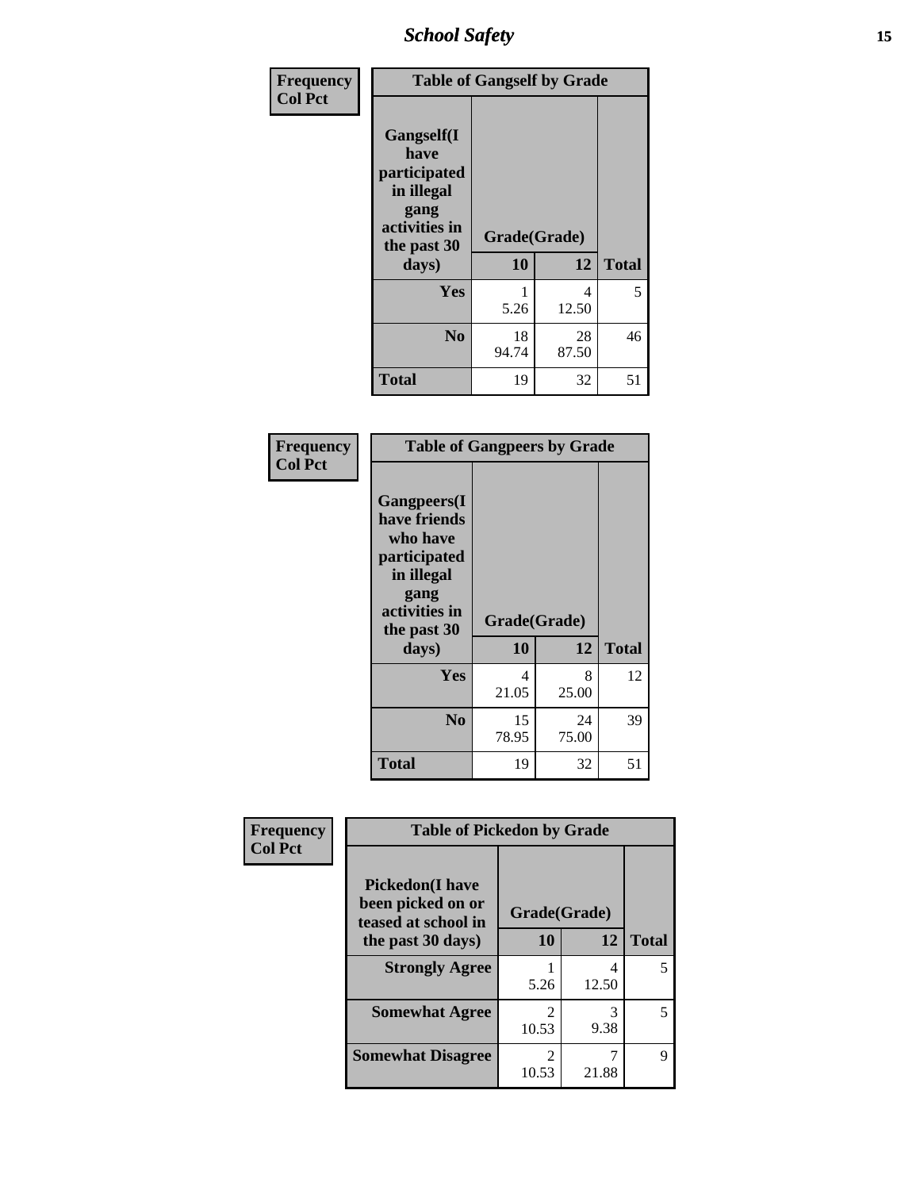| Frequency<br>Col Pct | Table of Gangself by Grade | | |
|---|---|---|---|
| Gangself(I have participated in illegal gang activities in the past 30 days) | Grade(Grade) | | |
| | 10 | 12 | Total |
| Yes | 1<br>5.26 | 4<br>12.50 | 5 |
| No | 18<br>94.74 | 28<br>87.50 | 46 |
| Total | 19 | 32 | 51 |

| Frequency<br>Col Pct | Table of Gangpeers by Grade | | |
|---|---|---|---|
| Gangpeers(I have friends who have participated in illegal gang activities in the past 30 days) | Grade(Grade) | | |
| | 10 | 12 | Total |
| Yes | 4<br>21.05 | 8<br>25.00 | 12 |
| No | 15<br>78.95 | 24<br>75.00 | 39 |
| Total | 19 | 32 | 51 |

| Frequency<br>Col Pct | Table of Pickedon by Grade | | |
|---|---|---|---|
| Pickedon(I have been picked on or teased at school in the past 30 days) | Grade(Grade) | | |
| | 10 | 12 | Total |
| Strongly Agree | 1<br>5.26 | 4<br>12.50 | 5 |
| Somewhat Agree | 2<br>10.53 | 3<br>9.38 | 5 |
| Somewhat Disagree | 2<br>10.53 | 7<br>21.88 | 9 |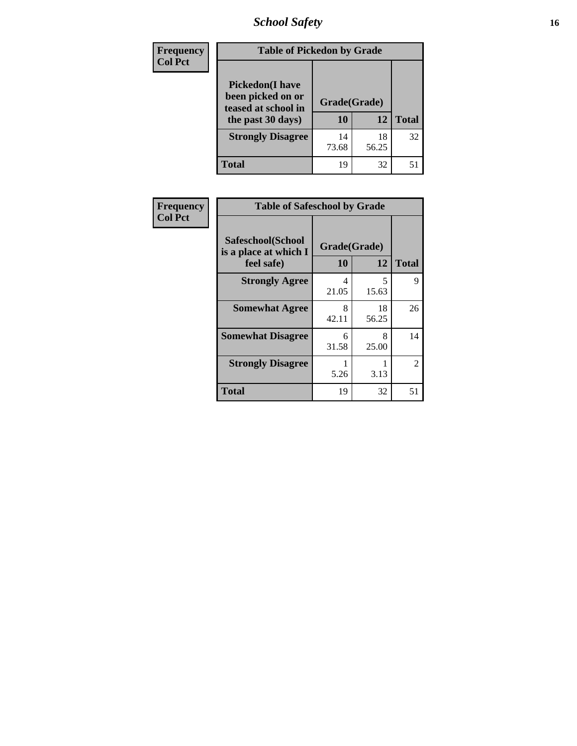**Frequency**
**Col Pct**

| Table of Pickedon by Grade | | | |
|---|---|---|---|
| **Pickedon(I have been picked on or teased at school in the past 30 days)** | **Grade(Grade)** | | |
| | **10** | **12** | **Total** |
| **Strongly Disagree** | 14<br>73.68 | 18<br>56.25 | 32 |
| **Total** | 19 | 32 | 51 |

**Frequency**
**Col Pct**

| Table of Safeschool by Grade | | | |
|---|---|---|---|
| **Safeschool(School is a place at which I feel safe)** | **Grade(Grade)** | | |
| | **10** | **12** | **Total** |
| **Strongly Agree** | 4<br>21.05 | 5<br>15.63 | 9 |
| **Somewhat Agree** | 8<br>42.11 | 18<br>56.25 | 26 |
| **Somewhat Disagree** | 6<br>31.58 | 8<br>25.00 | 14 |
| **Strongly Disagree** | 1<br>5.26 | 1<br>3.13 | 2 |
| **Total** | 19 | 32 | 51 |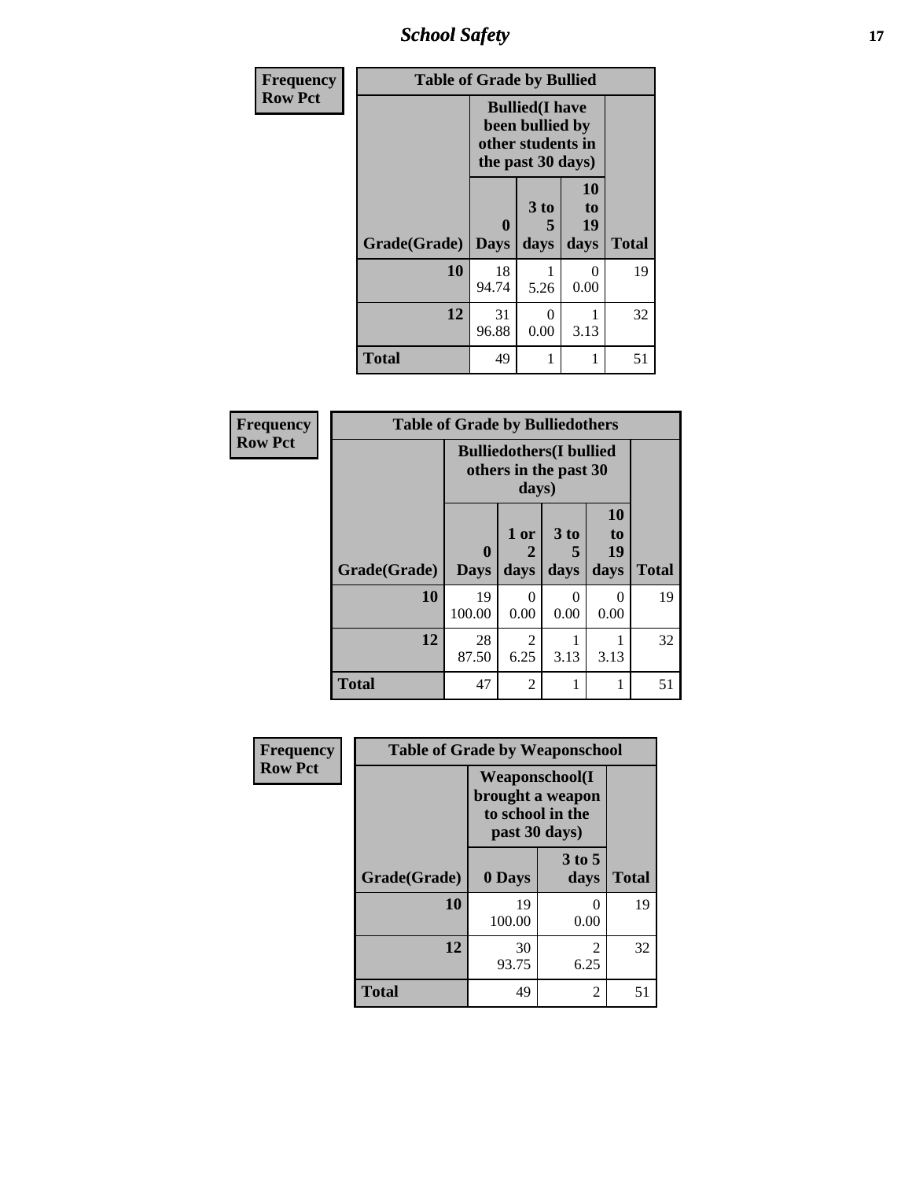## School Safety

| Frequency<br>Row Pct | | | | |
|---|---|---|---|---|

**Table of Grade by Bullied**

| | Bullied(I have been bullied by other students in the past 30 days) | | | |
|---|---|---|---|---|
| Grade(Grade) | 0 Days | 3 to 5 days | 10 to 19 days | Total |
| 10 | 18<br>94.74 | 1<br>5.26 | 0<br>0.00 | 19 |
| 12 | 31<br>96.88 | 0<br>0.00 | 1<br>3.13 | 32 |
| Total | 49 | 1 | 1 | 51 |

| Frequency<br>Row Pct | | | | | |
|---|---|---|---|---|---|

**Table of Grade by Bulliedothers**

| | Bulliedothers(I bullied others in the past 30 days) | | | | |
|---|---|---|---|---|---|
| Grade(Grade) | 0 Days | 1 or 2 days | 3 to 5 days | 10 to 19 days | Total |
| 10 | 19<br>100.00 | 0<br>0.00 | 0<br>0.00 | 0<br>0.00 | 19 |
| 12 | 28<br>87.50 | 2<br>6.25 | 1<br>3.13 | 1<br>3.13 | 32 |
| Total | 47 | 2 | 1 | 1 | 51 |

| Frequency<br>Row Pct | | | |
|---|---|---|---|

**Table of Grade by Weaponschool**

| | Weaponschool(I brought a weapon to school in the past 30 days) | | |
|---|---|---|---|
| Grade(Grade) | 0 Days | 3 to 5 days | Total |
| 10 | 19<br>100.00 | 0<br>0.00 | 19 |
| 12 | 30<br>93.75 | 2<br>6.25 | 32 |
| Total | 49 | 2 | 51 |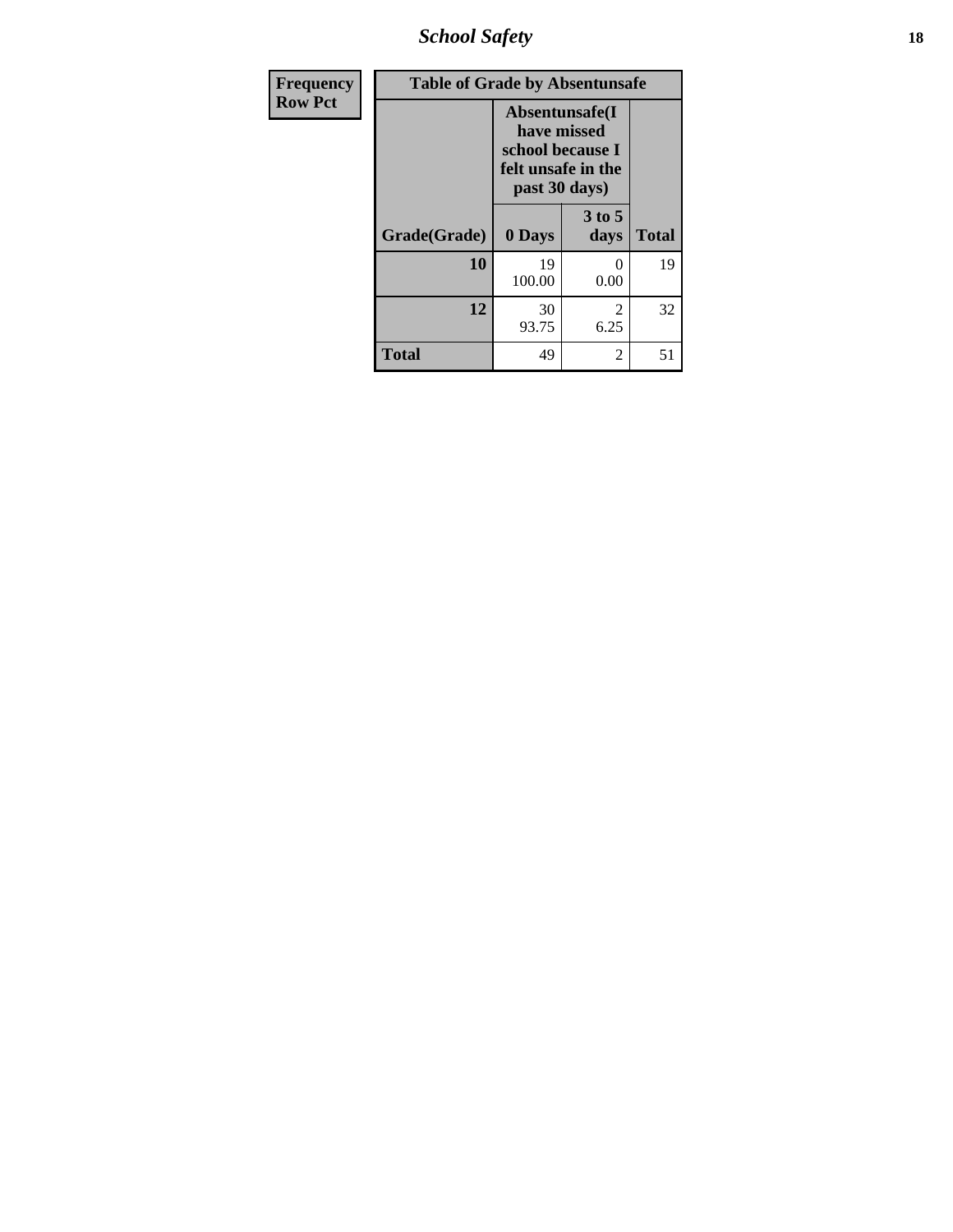| Frequency<br>Row Pct | | | |
|---|---|---|---|

| Table of Grade by Absentunsafe | | | |
|---|---|---|---|
| | Absentunsafe(I have missed school because I felt unsafe in the past 30 days) | | |
| Grade(Grade) | 0 Days | 3 to 5 days | Total |
| 10 | 19<br>100.00 | 0<br>0.00 | 19 |
| 12 | 30<br>93.75 | 2<br>6.25 | 32 |
| Total | 49 | 2 | 51 |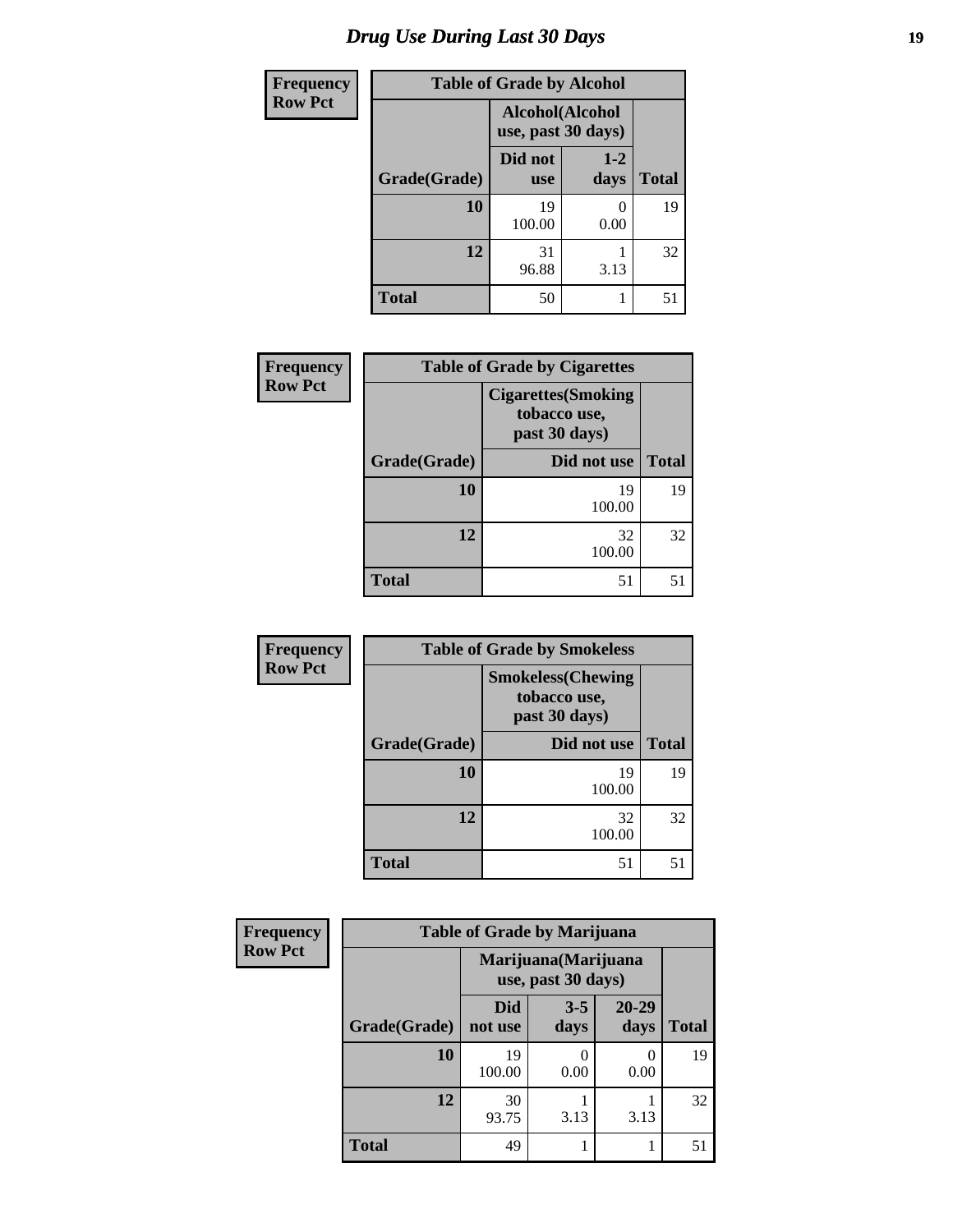# Drug Use During Last 30 Days

**Frequency**
**Row Pct**

| Table of Grade by Alcohol | | | |
|---|---|---|---|
| | Alcohol(Alcohol use, past 30 days) | | |
| Grade(Grade) | Did not use | 1-2 days | Total |
| 10 | 19<br>100.00 | 0<br>0.00 | 19 |
| 12 | 31<br>96.88 | 1<br>3.13 | 32 |
| Total | 50 | 1 | 51 |

**Frequency**
**Row Pct**

| Table of Grade by Cigarettes | | |
|---|---|---|
| | Cigarettes(Smoking tobacco use, past 30 days) | |
| Grade(Grade) | Did not use | Total |
| 10 | 19<br>100.00 | 19 |
| 12 | 32<br>100.00 | 32 |
| Total | 51 | 51 |

**Frequency**
**Row Pct**

| Table of Grade by Smokeless | | |
|---|---|---|
| | Smokeless(Chewing tobacco use, past 30 days) | |
| Grade(Grade) | Did not use | Total |
| 10 | 19<br>100.00 | 19 |
| 12 | 32<br>100.00 | 32 |
| Total | 51 | 51 |

**Frequency**
**Row Pct**

| Table of Grade by Marijuana | | | | |
|---|---|---|---|---|
| | Marijuana(Marijuana use, past 30 days) | | | |
| Grade(Grade) | Did not use | 3-5 days | 20-29 days | Total |
| 10 | 19<br>100.00 | 0<br>0.00 | 0<br>0.00 | 19 |
| 12 | 30<br>93.75 | 1<br>3.13 | 1<br>3.13 | 32 |
| Total | 49 | 1 | 1 | 51 |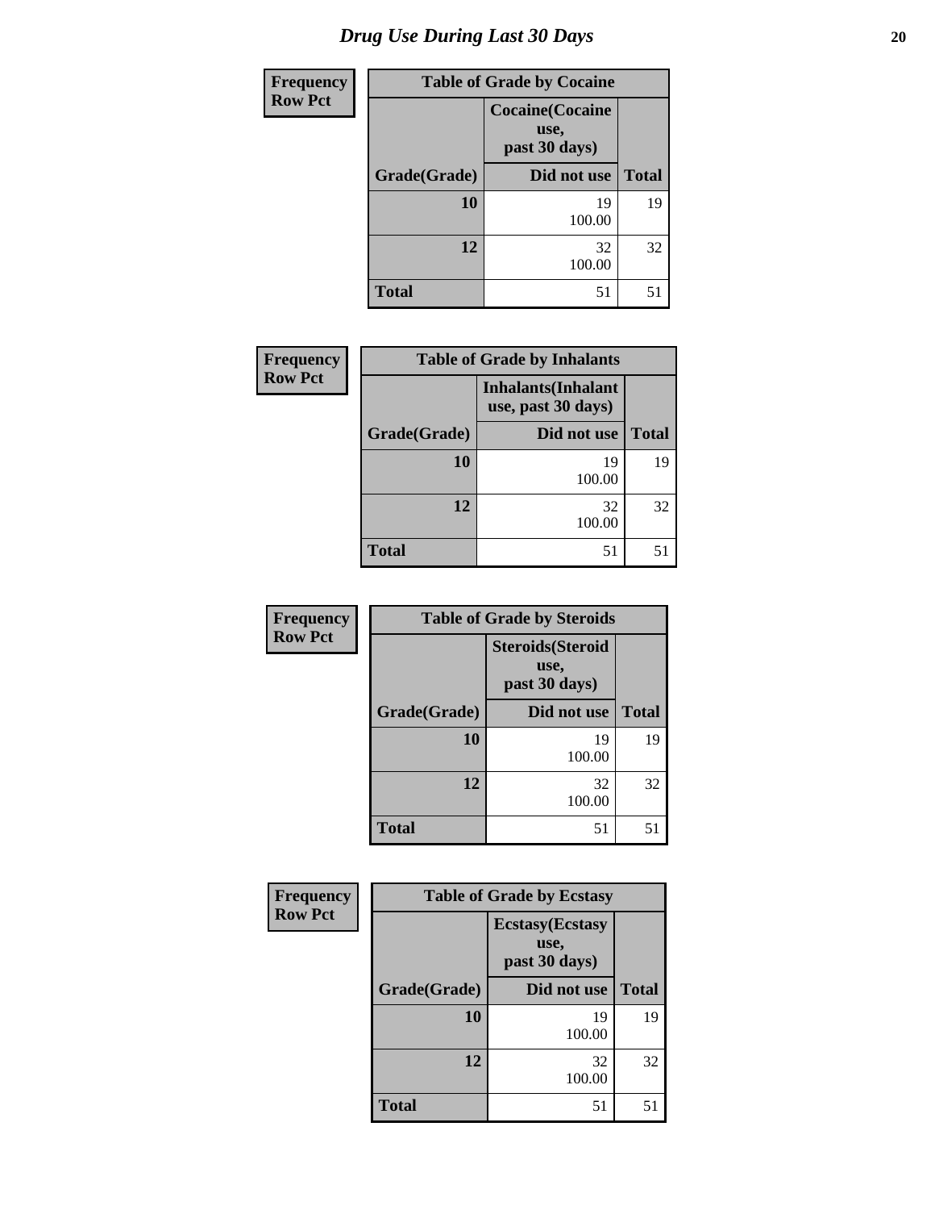# Drug Use During Last 30 Days

| Frequency<br>Row Pct | Table of Grade by Cocaine | |
|---|---|---|
| | Cocaine(Cocaine use, past 30 days) | |
| Grade(Grade) | Did not use | Total |
| 10 | 19<br>100.00 | 19 |
| 12 | 32<br>100.00 | 32 |
| Total | 51 | 51 |

| Frequency<br>Row Pct | Table of Grade by Inhalants | |
|---|---|---|
| | Inhalants(Inhalant use, past 30 days) | |
| Grade(Grade) | Did not use | Total |
| 10 | 19<br>100.00 | 19 |
| 12 | 32<br>100.00 | 32 |
| Total | 51 | 51 |

| Frequency<br>Row Pct | Table of Grade by Steroids | |
|---|---|---|
| | Steroids(Steroid use, past 30 days) | |
| Grade(Grade) | Did not use | Total |
| 10 | 19<br>100.00 | 19 |
| 12 | 32<br>100.00 | 32 |
| Total | 51 | 51 |

| Frequency<br>Row Pct | Table of Grade by Ecstasy | |
|---|---|---|
| | Ecstasy(Ecstasy use, past 30 days) | |
| Grade(Grade) | Did not use | Total |
| 10 | 19<br>100.00 | 19 |
| 12 | 32<br>100.00 | 32 |
| Total | 51 | 51 |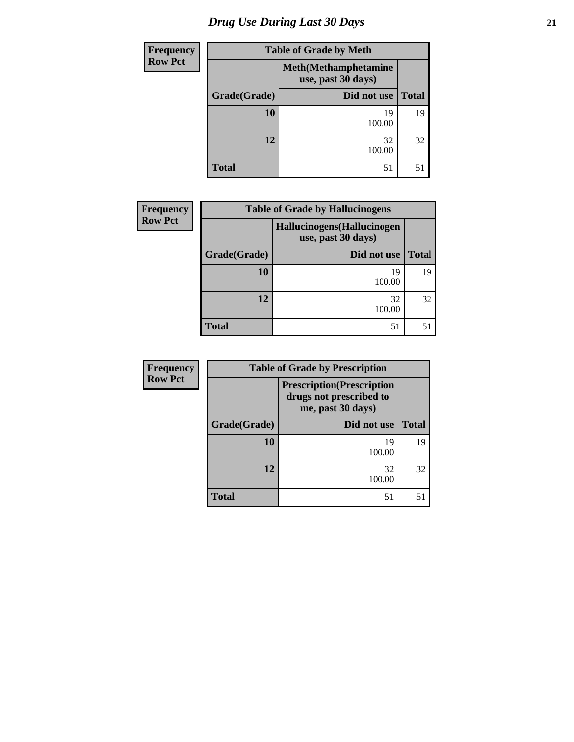# Drug Use During Last 30 Days

| Frequency<br>Row Pct | | |
|---|---|---|

**Table of Grade by Meth**

| | Meth(Methamphetamine use, past 30 days) | |
|---|---|---|
| Grade(Grade) | Did not use | Total |
| 10 | 19<br>100.00 | 19 |
| 12 | 32<br>100.00 | 32 |
| Total | 51 | 51 |

| Frequency<br>Row Pct | | |
|---|---|---|

**Table of Grade by Hallucinogens**

| | Hallucinogens(Hallucinogen use, past 30 days) | |
|---|---|---|
| Grade(Grade) | Did not use | Total |
| 10 | 19<br>100.00 | 19 |
| 12 | 32<br>100.00 | 32 |
| Total | 51 | 51 |

| Frequency<br>Row Pct | | |
|---|---|---|

**Table of Grade by Prescription**

| | Prescription(Prescription drugs not prescribed to me, past 30 days) | |
|---|---|---|
| Grade(Grade) | Did not use | Total |
| 10 | 19<br>100.00 | 19 |
| 12 | 32<br>100.00 | 32 |
| Total | 51 | 51 |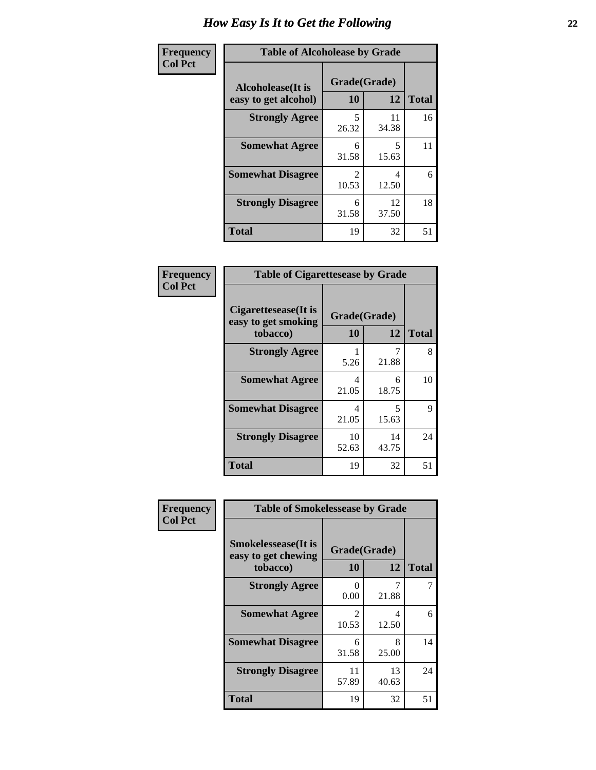# How Easy Is It to Get the Following

**Frequency**
**Col Pct**

| Table of Alcoholease by Grade | | | |
|---|---|---|---|
| **Alcoholease(It is easy to get alcohol)** | **Grade(Grade)** | | **Total** |
| | **10** | **12** | |
| **Strongly Agree** | 5<br>26.32 | 11<br>34.38 | 16 |
| **Somewhat Agree** | 6<br>31.58 | 5<br>15.63 | 11 |
| **Somewhat Disagree** | 2<br>10.53 | 4<br>12.50 | 6 |
| **Strongly Disagree** | 6<br>31.58 | 12<br>37.50 | 18 |
| **Total** | 19 | 32 | 51 |

**Frequency**
**Col Pct**

| Table of Cigarettesease by Grade | | | |
|---|---|---|---|
| **Cigarettesease(It is easy to get smoking tobacco)** | **Grade(Grade)** | | **Total** |
| | **10** | **12** | |
| **Strongly Agree** | 1<br>5.26 | 7<br>21.88 | 8 |
| **Somewhat Agree** | 4<br>21.05 | 6<br>18.75 | 10 |
| **Somewhat Disagree** | 4<br>21.05 | 5<br>15.63 | 9 |
| **Strongly Disagree** | 10<br>52.63 | 14<br>43.75 | 24 |
| **Total** | 19 | 32 | 51 |

**Frequency**
**Col Pct**

| Table of Smokelessease by Grade | | | |
|---|---|---|---|
| **Smokelessease(It is easy to get chewing tobacco)** | **Grade(Grade)** | | **Total** |
| | **10** | **12** | |
| **Strongly Agree** | 0<br>0.00 | 7<br>21.88 | 7 |
| **Somewhat Agree** | 2<br>10.53 | 4<br>12.50 | 6 |
| **Somewhat Disagree** | 6<br>31.58 | 8<br>25.00 | 14 |
| **Strongly Disagree** | 11<br>57.89 | 13<br>40.63 | 24 |
| **Total** | 19 | 32 | 51 |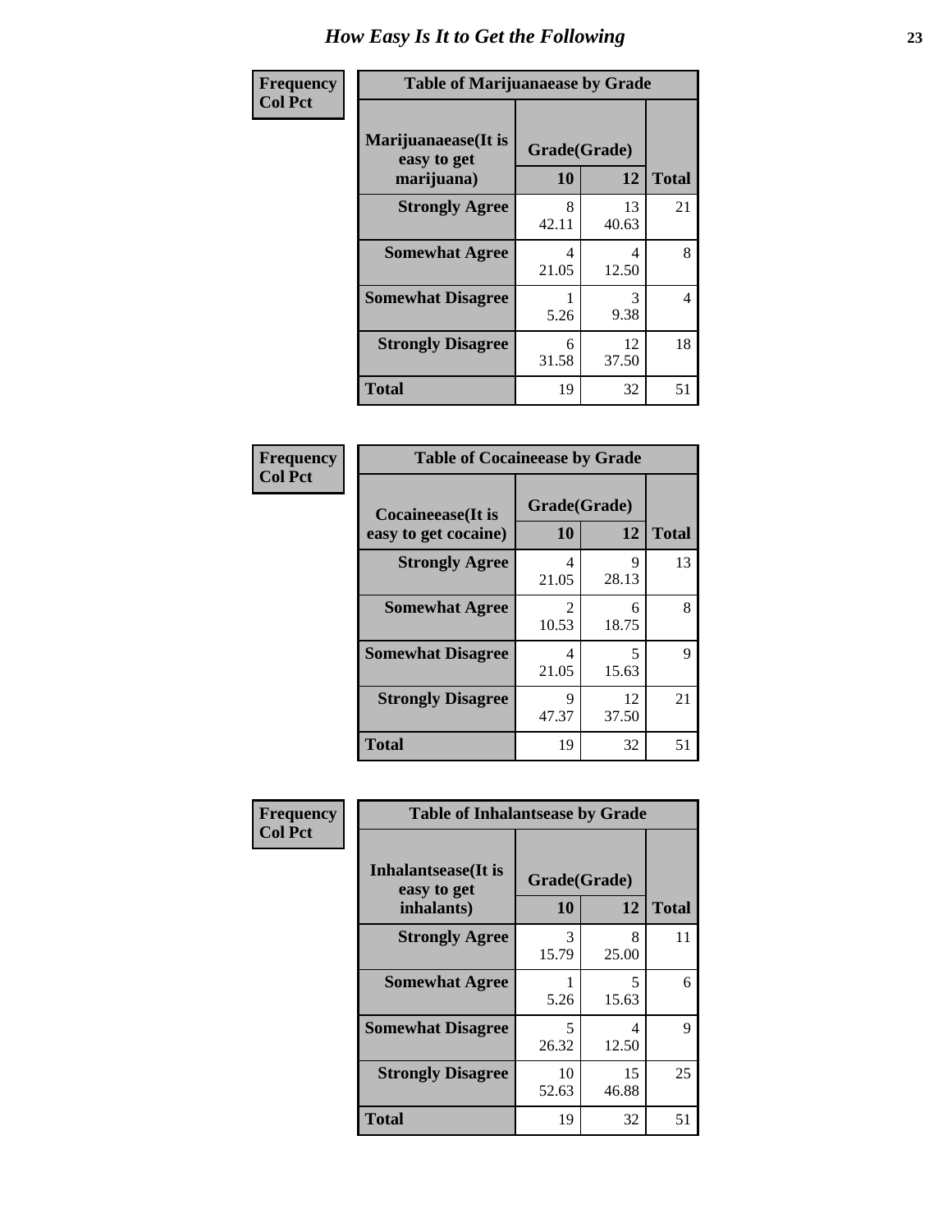# How Easy Is It to Get the Following

**Frequency**
**Col Pct**

| Table of Marijuanaease by Grade | | | |
|---|---|---|---|
| Marijuanaease(It is easy to get marijuana) | Grade(Grade) | | |
| | 10 | 12 | Total |
| **Strongly Agree** | 8<br>42.11 | 13<br>40.63 | 21 |
| **Somewhat Agree** | 4<br>21.05 | 4<br>12.50 | 8 |
| **Somewhat Disagree** | 1<br>5.26 | 3<br>9.38 | 4 |
| **Strongly Disagree** | 6<br>31.58 | 12<br>37.50 | 18 |
| **Total** | 19 | 32 | 51 |

**Frequency**
**Col Pct**

| Table of Cocaineease by Grade | | | |
|---|---|---|---|
| Cocaineease(It is easy to get cocaine) | Grade(Grade) | | |
| | 10 | 12 | Total |
| **Strongly Agree** | 4<br>21.05 | 9<br>28.13 | 13 |
| **Somewhat Agree** | 2<br>10.53 | 6<br>18.75 | 8 |
| **Somewhat Disagree** | 4<br>21.05 | 5<br>15.63 | 9 |
| **Strongly Disagree** | 9<br>47.37 | 12<br>37.50 | 21 |
| **Total** | 19 | 32 | 51 |

**Frequency**
**Col Pct**

| Table of Inhalantsease by Grade | | | |
|---|---|---|---|
| Inhalantsease(It is easy to get inhalants) | Grade(Grade) | | |
| | 10 | 12 | Total |
| **Strongly Agree** | 3<br>15.79 | 8<br>25.00 | 11 |
| **Somewhat Agree** | 1<br>5.26 | 5<br>15.63 | 6 |
| **Somewhat Disagree** | 5<br>26.32 | 4<br>12.50 | 9 |
| **Strongly Disagree** | 10<br>52.63 | 15<br>46.88 | 25 |
| **Total** | 19 | 32 | 51 |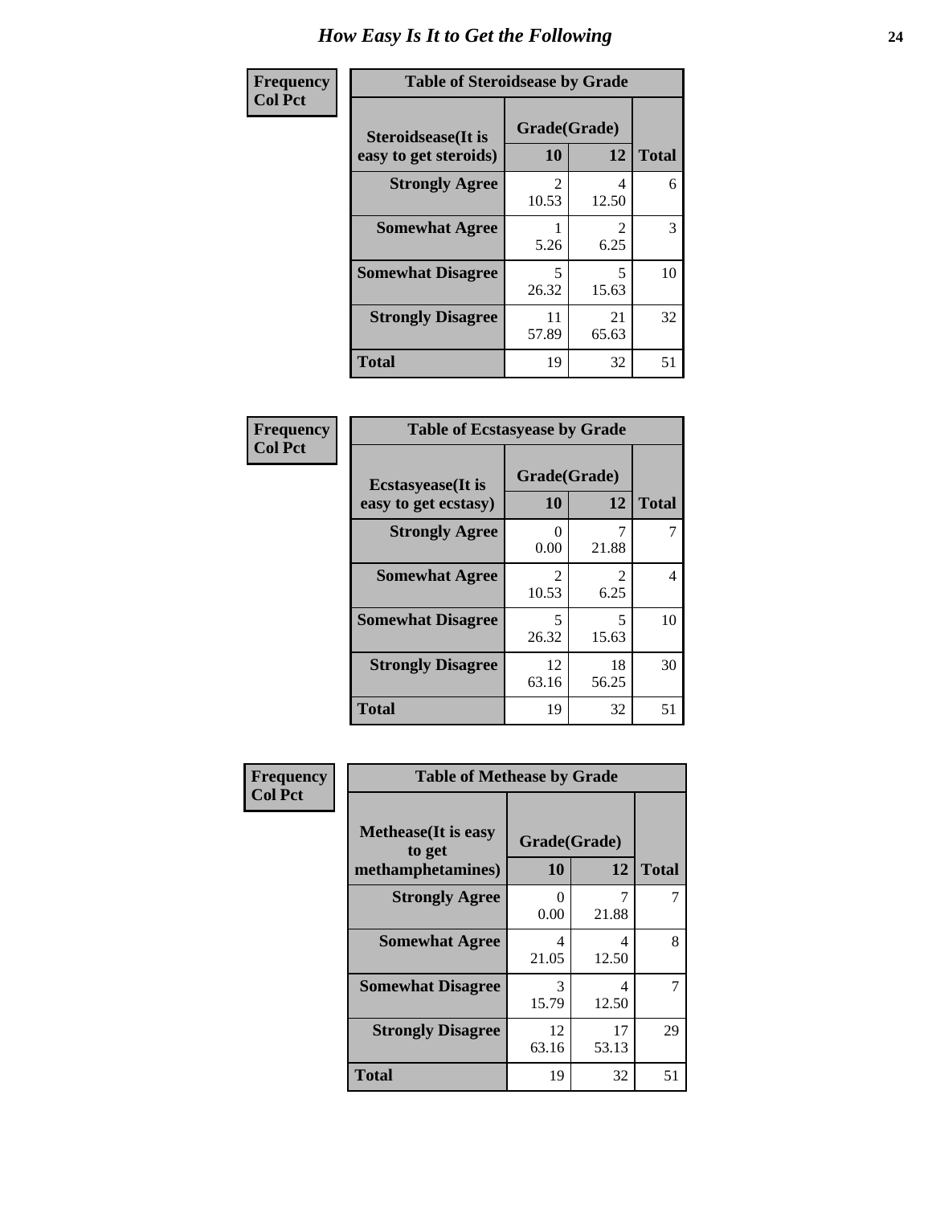# How Easy Is It to Get the Following

**Frequency**
**Col Pct**

| Table of Steroidsease by Grade | | | |
|---|---|---|---|
| Steroidsease(It is easy to get steroids) | Grade(Grade) | | Total |
| | 10 | 12 | |
| Strongly Agree | 2<br>10.53 | 4<br>12.50 | 6 |
| Somewhat Agree | 1<br>5.26 | 2<br>6.25 | 3 |
| Somewhat Disagree | 5<br>26.32 | 5<br>15.63 | 10 |
| Strongly Disagree | 11<br>57.89 | 21<br>65.63 | 32 |
| Total | 19 | 32 | 51 |

**Frequency**
**Col Pct**

| Table of Ecstasyease by Grade | | | |
|---|---|---|---|
| Ecstasyease(It is easy to get ecstasy) | Grade(Grade) | | Total |
| | 10 | 12 | |
| Strongly Agree | 0<br>0.00 | 7<br>21.88 | 7 |
| Somewhat Agree | 2<br>10.53 | 2<br>6.25 | 4 |
| Somewhat Disagree | 5<br>26.32 | 5<br>15.63 | 10 |
| Strongly Disagree | 12<br>63.16 | 18<br>56.25 | 30 |
| Total | 19 | 32 | 51 |

**Frequency**
**Col Pct**

| Table of Methease by Grade | | | |
|---|---|---|---|
| Methease(It is easy to get methamphetamines) | Grade(Grade) | | Total |
| | 10 | 12 | |
| Strongly Agree | 0<br>0.00 | 7<br>21.88 | 7 |
| Somewhat Agree | 4<br>21.05 | 4<br>12.50 | 8 |
| Somewhat Disagree | 3<br>15.79 | 4<br>12.50 | 7 |
| Strongly Disagree | 12<br>63.16 | 17<br>53.13 | 29 |
| Total | 19 | 32 | 51 |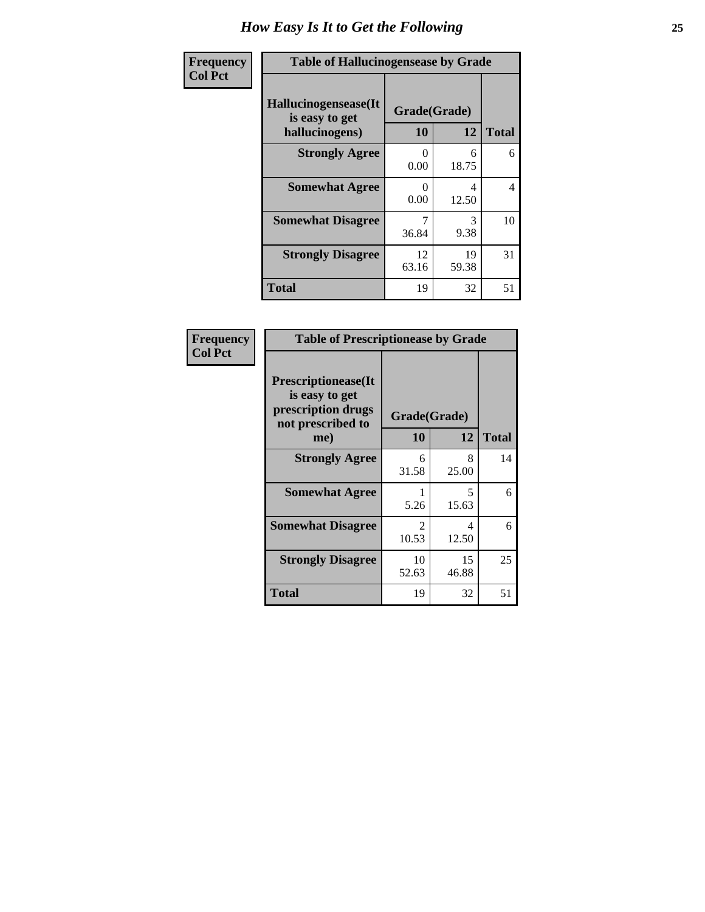# How Easy Is It to Get the Following

| Frequency<br>Col Pct |
|---|

**Table of Hallucinogensease by Grade**

| Hallucinogensease(It is easy to get hallucinogens) | Grade(Grade) 10 | 12 | Total |
|---|---|---|---|
| **Strongly Agree** | 0<br>0.00 | 6<br>18.75 | 6 |
| **Somewhat Agree** | 0<br>0.00 | 4<br>12.50 | 4 |
| **Somewhat Disagree** | 7<br>36.84 | 3<br>9.38 | 10 |
| **Strongly Disagree** | 12<br>63.16 | 19<br>59.38 | 31 |
| **Total** | 19 | 32 | 51 |

| Frequency<br>Col Pct |
|---|

**Table of Prescriptionease by Grade**

| Prescriptionease(It is easy to get prescription drugs not prescribed to me) | Grade(Grade) 10 | 12 | Total |
|---|---|---|---|
| **Strongly Agree** | 6<br>31.58 | 8<br>25.00 | 14 |
| **Somewhat Agree** | 1<br>5.26 | 5<br>15.63 | 6 |
| **Somewhat Disagree** | 2<br>10.53 | 4<br>12.50 | 6 |
| **Strongly Disagree** | 10<br>52.63 | 15<br>46.88 | 25 |
| **Total** | 19 | 32 | 51 |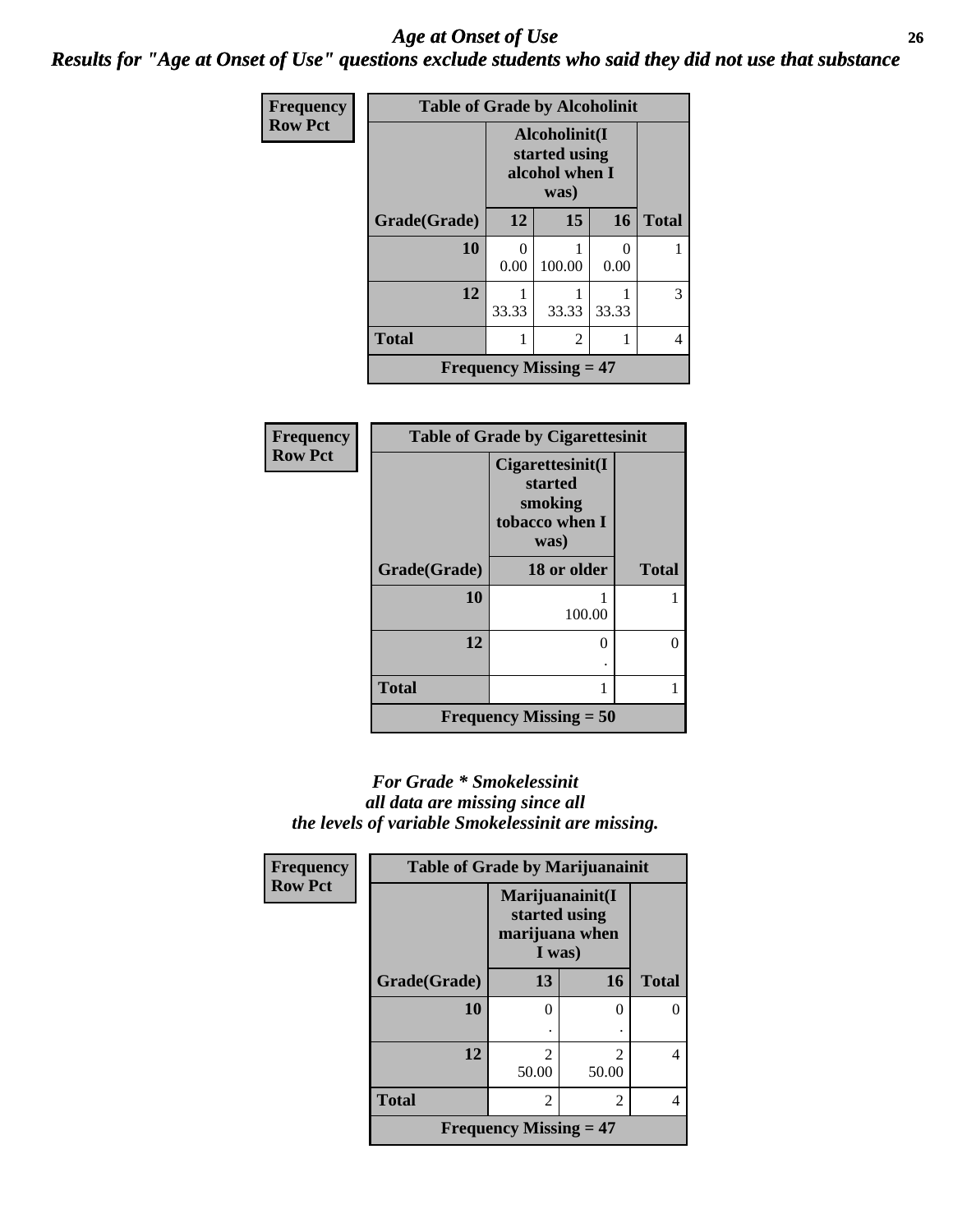# *Age at Onset of Use*

***Results for "Age at Onset of Use" questions exclude students who said they did not use that substance***

**Frequency**
**Row Pct**

| Table of Grade by Alcoholinit | | | | |
|---|---|---|---|---|
| | Alcoholinit(I started using alcohol when I was) | | | |
| Grade(Grade) | 12 | 15 | 16 | Total |
| 10 | 0<br>0.00 | 1<br>100.00 | 0<br>0.00 | 1 |
| 12 | 1<br>33.33 | 1<br>33.33 | 1<br>33.33 | 3 |
| Total | 1 | 2 | 1 | 4 |
| Frequency Missing = 47 | | | | |

**Frequency**
**Row Pct**

| Table of Grade by Cigarettesinit | | |
|---|---|---|
| | Cigarettesinit(I started smoking tobacco when I was) | |
| Grade(Grade) | 18 or older | Total |
| 10 | 1<br>100.00 | 1 |
| 12 | 0<br>. | 0 |
| Total | 1 | 1 |
| Frequency Missing = 50 | | |

***For Grade * Smokelessinit all data are missing since all the levels of variable Smokelessinit are missing.***

**Frequency**
**Row Pct**

| Table of Grade by Marijuanainit | | | |
|---|---|---|---|
| | Marijuanainit(I started using marijuana when I was) | | |
| Grade(Grade) | 13 | 16 | Total |
| 10 | 0<br>. | 0<br>. | 0 |
| 12 | 2<br>50.00 | 2<br>50.00 | 4 |
| Total | 2 | 2 | 4 |
| Frequency Missing = 47 | | | |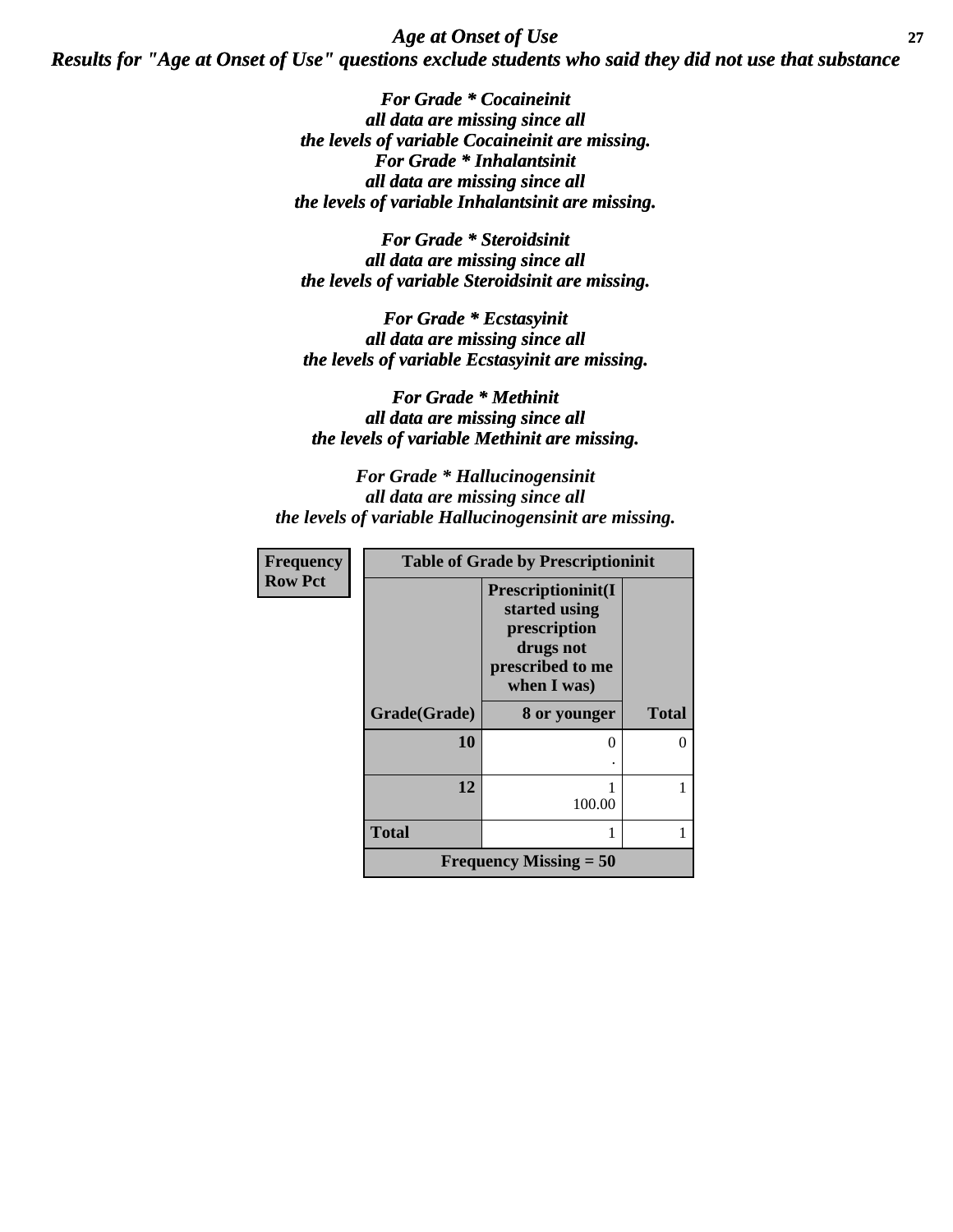*Age at Onset of Use*

***Results for "Age at Onset of Use" questions exclude students who said they did not use that substance***

***For Grade * Cocaineinit all data are missing since all the levels of variable Cocaineinit are missing.***

***For Grade * Inhalantsinit all data are missing since all the levels of variable Inhalantsinit are missing.***

***For Grade * Steroidsinit all data are missing since all the levels of variable Steroidsinit are missing.***

***For Grade * Ecstasyinit all data are missing since all the levels of variable Ecstasyinit are missing.***

***For Grade * Methinit all data are missing since all the levels of variable Methinit are missing.***

***For Grade * Hallucinogensinit all data are missing since all the levels of variable Hallucinogensinit are missing.***

| Frequency<br>Row Pct | Table of Grade by Prescriptioninit | |
|---|---|---|
| | Prescriptioninit(I started using prescription drugs not prescribed to me when I was) | |
| Grade(Grade) | 8 or younger | Total |
| 10 | 0<br>. | 0 |
| 12 | 1<br>100.00 | 1 |
| Total | 1 | 1 |
| Frequency Missing = 50 | | |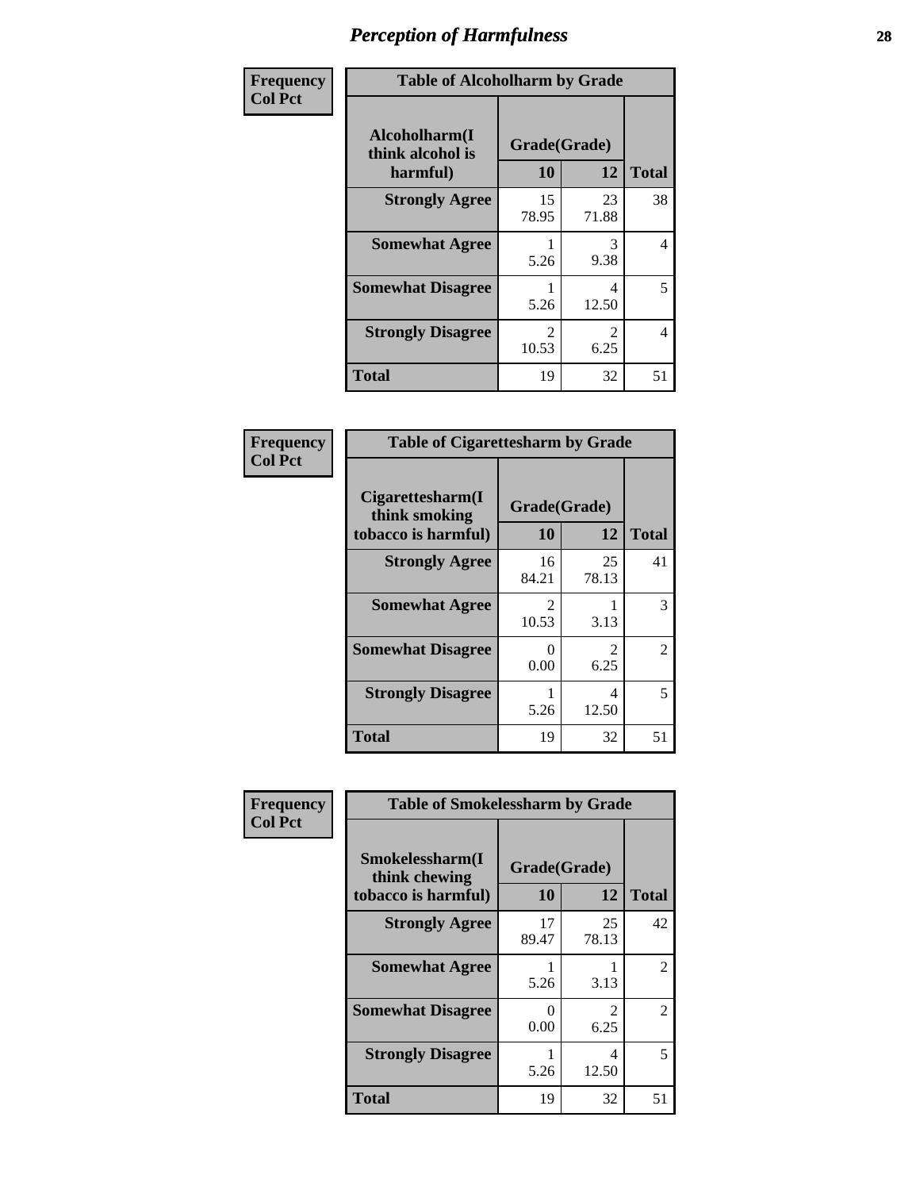# Perception of Harmfulness

**Frequency**
**Col Pct**

| Table of Alcoholharm by Grade | | | |
|---|---|---|---|
| Alcoholharm(I think alcohol is harmful) | Grade(Grade) | | Total |
| | 10 | 12 | |
| **Strongly Agree** | 15<br>78.95 | 23<br>71.88 | 38 |
| **Somewhat Agree** | 1<br>5.26 | 3<br>9.38 | 4 |
| **Somewhat Disagree** | 1<br>5.26 | 4<br>12.50 | 5 |
| **Strongly Disagree** | 2<br>10.53 | 2<br>6.25 | 4 |
| **Total** | 19 | 32 | 51 |

**Frequency**
**Col Pct**

| Table of Cigarettesharm by Grade | | | |
|---|---|---|---|
| Cigarettesharm(I think smoking tobacco is harmful) | Grade(Grade) | | Total |
| | 10 | 12 | |
| **Strongly Agree** | 16<br>84.21 | 25<br>78.13 | 41 |
| **Somewhat Agree** | 2<br>10.53 | 1<br>3.13 | 3 |
| **Somewhat Disagree** | 0<br>0.00 | 2<br>6.25 | 2 |
| **Strongly Disagree** | 1<br>5.26 | 4<br>12.50 | 5 |
| **Total** | 19 | 32 | 51 |

**Frequency**
**Col Pct**

| Table of Smokelessharm by Grade | | | |
|---|---|---|---|
| Smokelessharm(I think chewing tobacco is harmful) | Grade(Grade) | | Total |
| | 10 | 12 | |
| **Strongly Agree** | 17<br>89.47 | 25<br>78.13 | 42 |
| **Somewhat Agree** | 1<br>5.26 | 1<br>3.13 | 2 |
| **Somewhat Disagree** | 0<br>0.00 | 2<br>6.25 | 2 |
| **Strongly Disagree** | 1<br>5.26 | 4<br>12.50 | 5 |
| **Total** | 19 | 32 | 51 |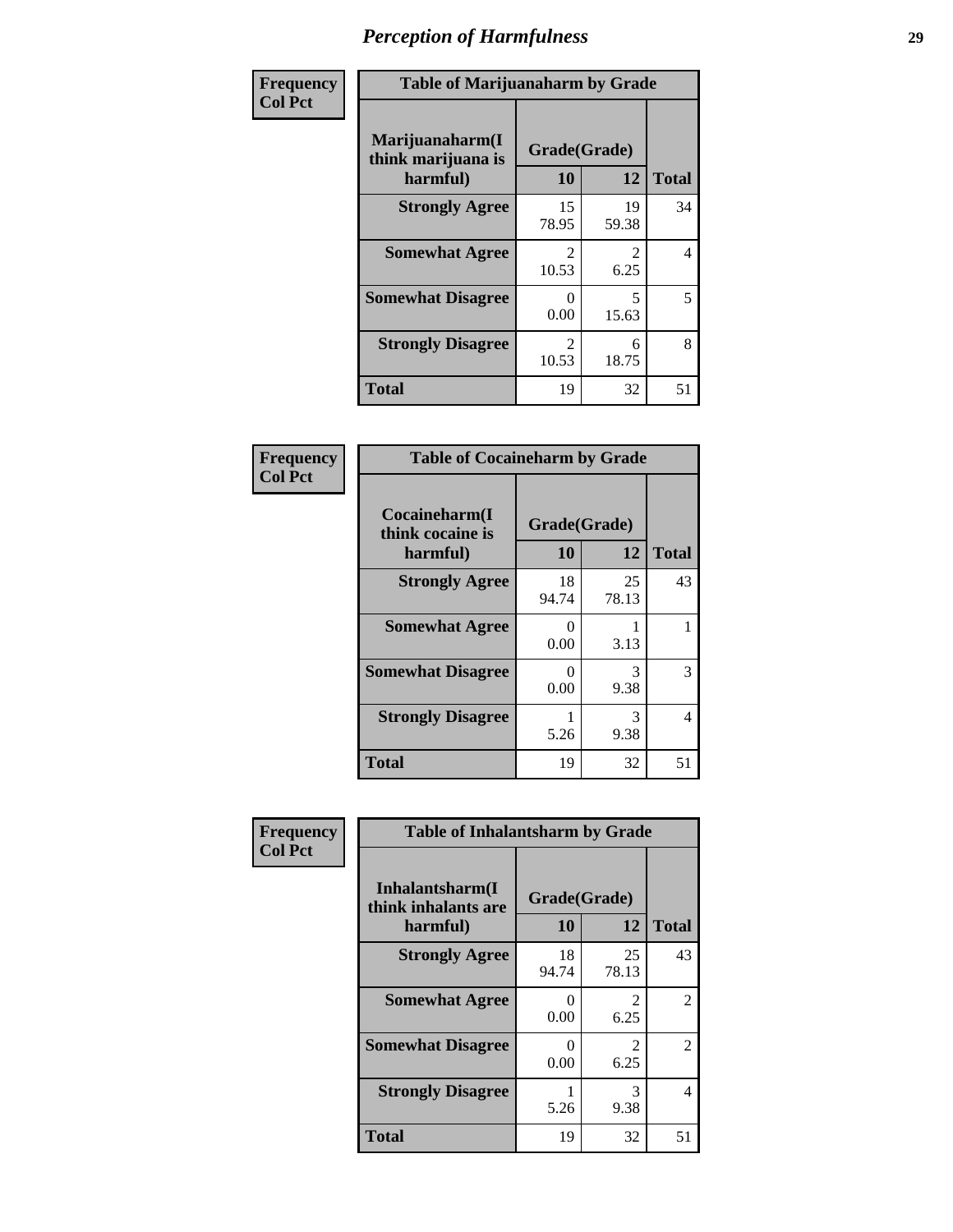# Perception of Harmfulness

**Frequency**
**Col Pct**

**Table of Marijuanaharm by Grade**

| Marijuanaharm(I think marijuana is harmful) | Grade(Grade) | | Total |
|---|---|---|---|
| | 10 | 12 | |
| **Strongly Agree** | 15<br>78.95 | 19<br>59.38 | 34 |
| **Somewhat Agree** | 2<br>10.53 | 2<br>6.25 | 4 |
| **Somewhat Disagree** | 0<br>0.00 | 5<br>15.63 | 5 |
| **Strongly Disagree** | 2<br>10.53 | 6<br>18.75 | 8 |
| **Total** | 19 | 32 | 51 |

**Frequency**
**Col Pct**

**Table of Cocaineharm by Grade**

| Cocaineharm(I think cocaine is harmful) | Grade(Grade) | | Total |
|---|---|---|---|
| | 10 | 12 | |
| **Strongly Agree** | 18<br>94.74 | 25<br>78.13 | 43 |
| **Somewhat Agree** | 0<br>0.00 | 1<br>3.13 | 1 |
| **Somewhat Disagree** | 0<br>0.00 | 3<br>9.38 | 3 |
| **Strongly Disagree** | 1<br>5.26 | 3<br>9.38 | 4 |
| **Total** | 19 | 32 | 51 |

**Frequency**
**Col Pct**

**Table of Inhalantsharm by Grade**

| Inhalantsharm(I think inhalants are harmful) | Grade(Grade) | | Total |
|---|---|---|---|
| | 10 | 12 | |
| **Strongly Agree** | 18<br>94.74 | 25<br>78.13 | 43 |
| **Somewhat Agree** | 0<br>0.00 | 2<br>6.25 | 2 |
| **Somewhat Disagree** | 0<br>0.00 | 2<br>6.25 | 2 |
| **Strongly Disagree** | 1<br>5.26 | 3<br>9.38 | 4 |
| **Total** | 19 | 32 | 51 |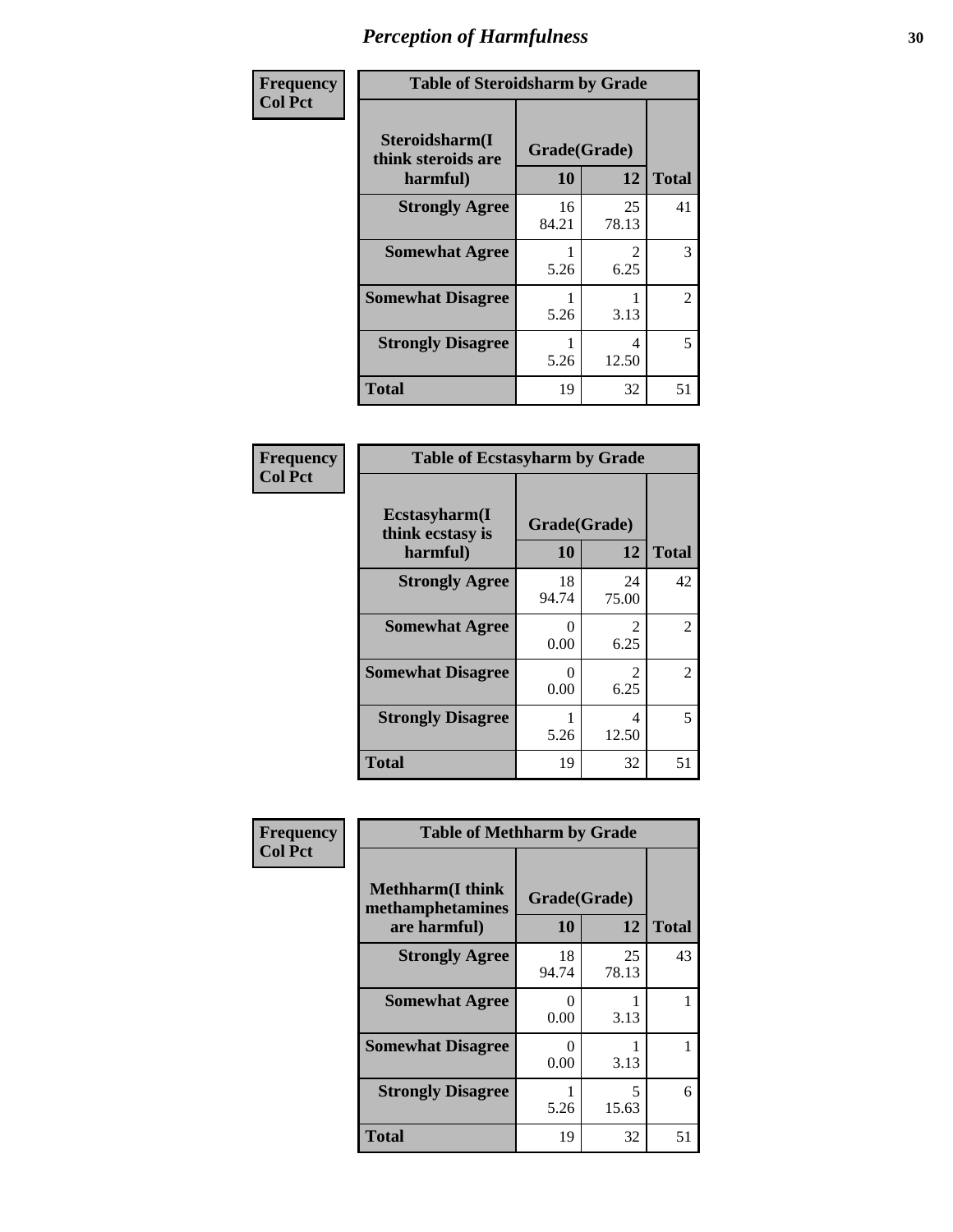# Perception of Harmfulness

**Frequency**
**Col Pct**

| Table of Steroidsharm by Grade | | | |
|---|---|---|---|
| Steroidsharm(I think steroids are harmful) | Grade(Grade) | | Total |
| | 10 | 12 | |
| **Strongly Agree** | 16<br>84.21 | 25<br>78.13 | 41 |
| **Somewhat Agree** | 1<br>5.26 | 2<br>6.25 | 3 |
| **Somewhat Disagree** | 1<br>5.26 | 1<br>3.13 | 2 |
| **Strongly Disagree** | 1<br>5.26 | 4<br>12.50 | 5 |
| **Total** | 19 | 32 | 51 |

**Frequency**
**Col Pct**

| Table of Ecstasyharm by Grade | | | |
|---|---|---|---|
| Ecstasyharm(I think ecstasy is harmful) | Grade(Grade) | | Total |
| | 10 | 12 | |
| **Strongly Agree** | 18<br>94.74 | 24<br>75.00 | 42 |
| **Somewhat Agree** | 0<br>0.00 | 2<br>6.25 | 2 |
| **Somewhat Disagree** | 0<br>0.00 | 2<br>6.25 | 2 |
| **Strongly Disagree** | 1<br>5.26 | 4<br>12.50 | 5 |
| **Total** | 19 | 32 | 51 |

**Frequency**
**Col Pct**

| Table of Methharm by Grade | | | |
|---|---|---|---|
| Methharm(I think methamphetamines are harmful) | Grade(Grade) | | Total |
| | 10 | 12 | |
| **Strongly Agree** | 18<br>94.74 | 25<br>78.13 | 43 |
| **Somewhat Agree** | 0<br>0.00 | 1<br>3.13 | 1 |
| **Somewhat Disagree** | 0<br>0.00 | 1<br>3.13 | 1 |
| **Strongly Disagree** | 1<br>5.26 | 5<br>15.63 | 6 |
| **Total** | 19 | 32 | 51 |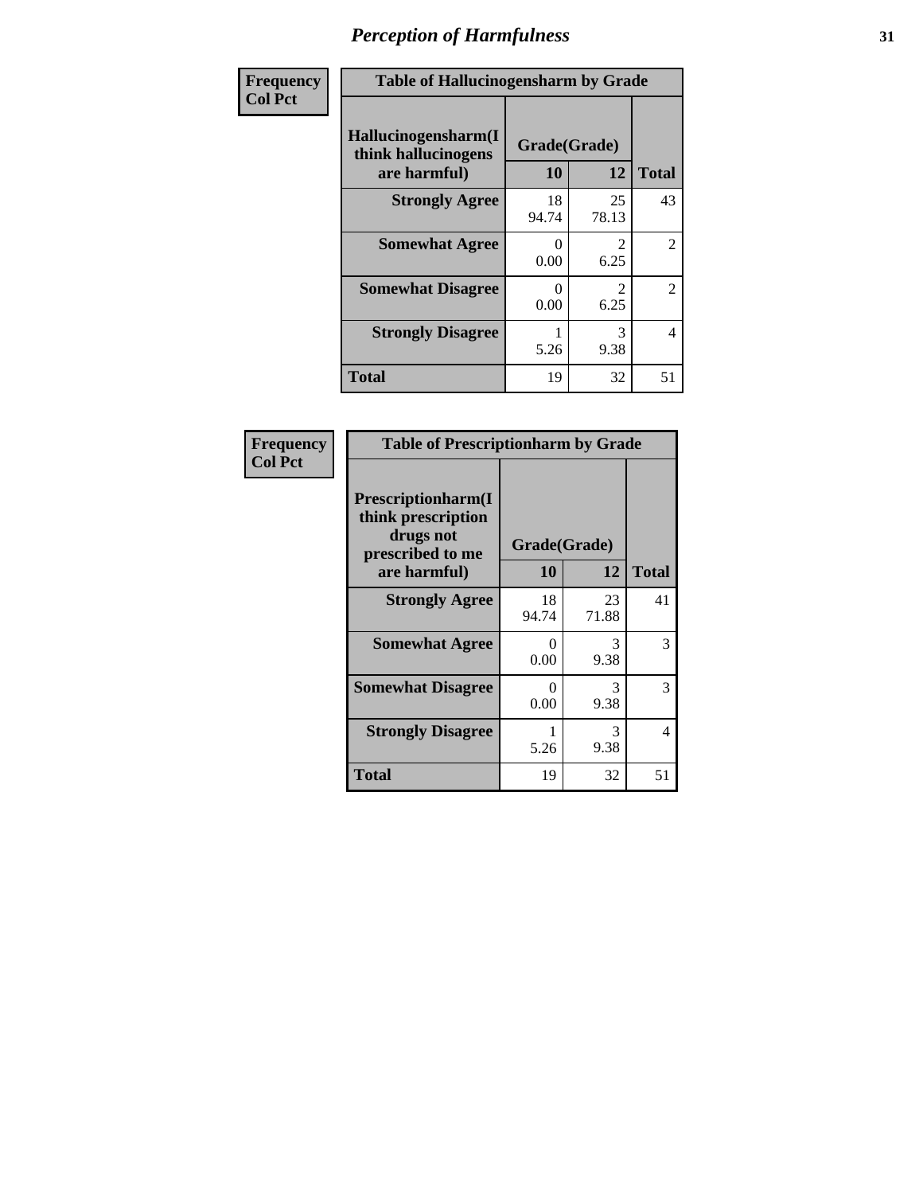# Perception of Harmfulness

**Frequency**
**Col Pct**

| Table of Hallucinogensharm by Grade | | | |
|---|---|---|---|
| Hallucinogensharm(I think hallucinogens are harmful) | Grade(Grade) | | |
| | 10 | 12 | Total |
| **Strongly Agree** | 18<br>94.74 | 25<br>78.13 | 43 |
| **Somewhat Agree** | 0<br>0.00 | 2<br>6.25 | 2 |
| **Somewhat Disagree** | 0<br>0.00 | 2<br>6.25 | 2 |
| **Strongly Disagree** | 1<br>5.26 | 3<br>9.38 | 4 |
| **Total** | 19 | 32 | 51 |

**Frequency**
**Col Pct**

| Table of Prescriptionharm by Grade | | | |
|---|---|---|---|
| Prescriptionharm(I think prescription drugs not prescribed to me are harmful) | Grade(Grade) | | |
| | 10 | 12 | Total |
| **Strongly Agree** | 18<br>94.74 | 23<br>71.88 | 41 |
| **Somewhat Agree** | 0<br>0.00 | 3<br>9.38 | 3 |
| **Somewhat Disagree** | 0<br>0.00 | 3<br>9.38 | 3 |
| **Strongly Disagree** | 1<br>5.26 | 3<br>9.38 | 4 |
| **Total** | 19 | 32 | 51 |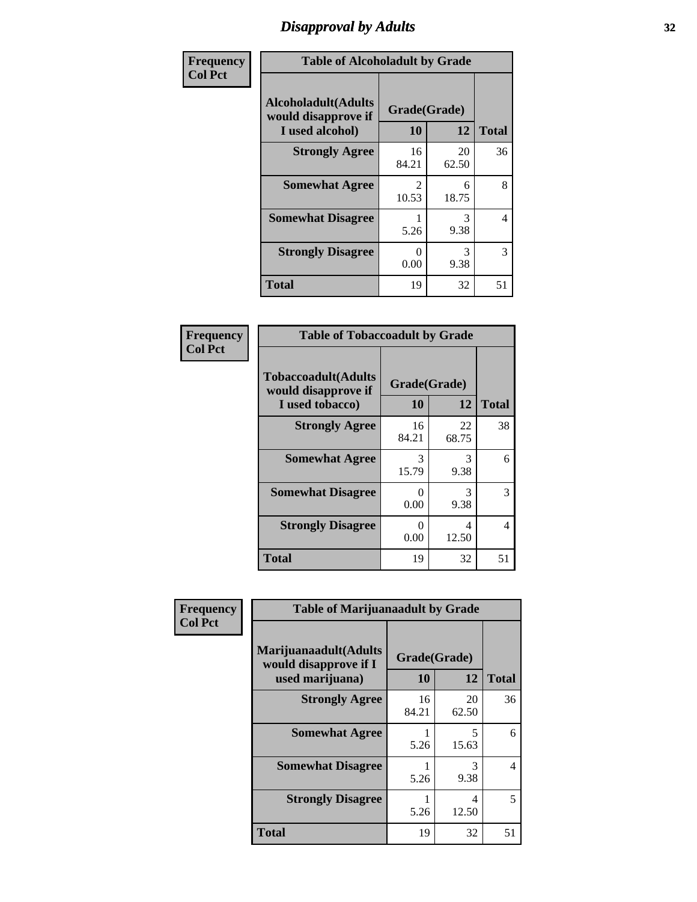# Disapproval by Adults

**Frequency**
**Col Pct**

| Table of Alcoholadult by Grade | | | |
|---|---|---|---|
| **Alcoholadult(Adults would disapprove if I used alcohol)** | **Grade(Grade)** | | **Total** |
| | **10** | **12** | |
| **Strongly Agree** | 16<br>84.21 | 20<br>62.50 | 36 |
| **Somewhat Agree** | 2<br>10.53 | 6<br>18.75 | 8 |
| **Somewhat Disagree** | 1<br>5.26 | 3<br>9.38 | 4 |
| **Strongly Disagree** | 0<br>0.00 | 3<br>9.38 | 3 |
| **Total** | 19 | 32 | 51 |

**Frequency**
**Col Pct**

| Table of Tobaccoadult by Grade | | | |
|---|---|---|---|
| **Tobaccoadult(Adults would disapprove if I used tobacco)** | **Grade(Grade)** | | **Total** |
| | **10** | **12** | |
| **Strongly Agree** | 16<br>84.21 | 22<br>68.75 | 38 |
| **Somewhat Agree** | 3<br>15.79 | 3<br>9.38 | 6 |
| **Somewhat Disagree** | 0<br>0.00 | 3<br>9.38 | 3 |
| **Strongly Disagree** | 0<br>0.00 | 4<br>12.50 | 4 |
| **Total** | 19 | 32 | 51 |

**Frequency**
**Col Pct**

| Table of Marijuanaadult by Grade | | | |
|---|---|---|---|
| **Marijuanaadult(Adults would disapprove if I used marijuana)** | **Grade(Grade)** | | **Total** |
| | **10** | **12** | |
| **Strongly Agree** | 16<br>84.21 | 20<br>62.50 | 36 |
| **Somewhat Agree** | 1<br>5.26 | 5<br>15.63 | 6 |
| **Somewhat Disagree** | 1<br>5.26 | 3<br>9.38 | 4 |
| **Strongly Disagree** | 1<br>5.26 | 4<br>12.50 | 5 |
| **Total** | 19 | 32 | 51 |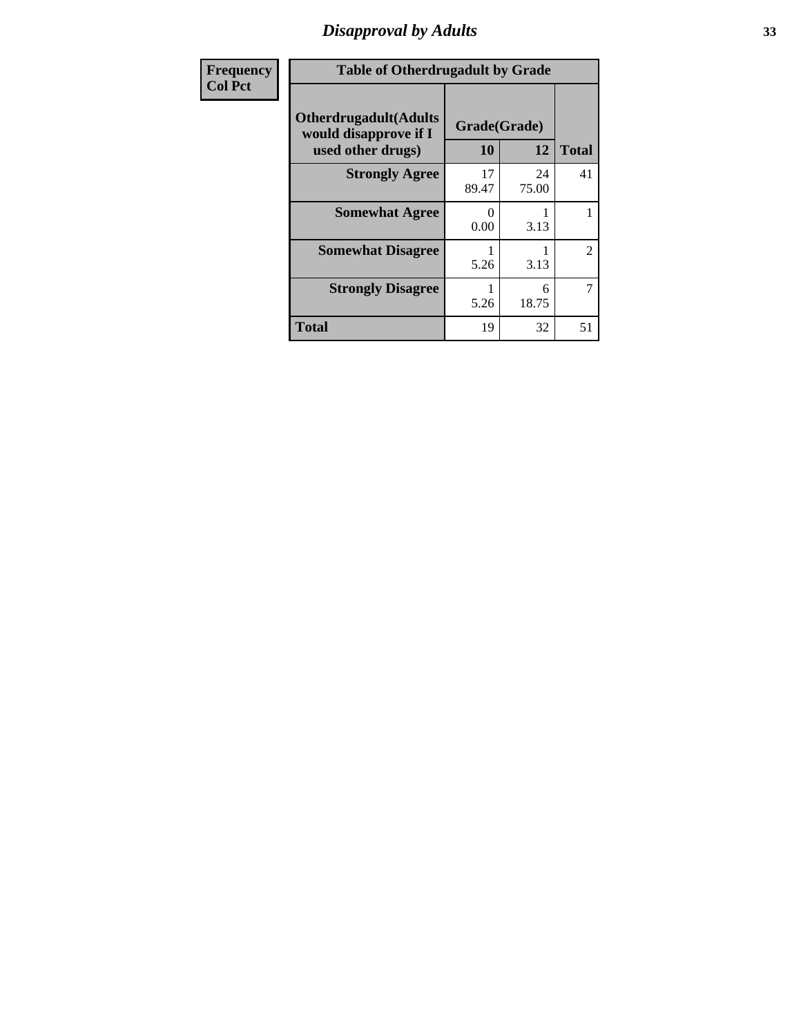# Disapproval by Adults

| Frequency<br>Col Pct | | | |
|---|---|---|---|
| **Table of Otherdrugadult by Grade** | | | |
| **Otherdrugadult(Adults would disapprove if I used other drugs)** | **Grade(Grade)** | | |
| | **10** | **12** | **Total** |
| **Strongly Agree** | 17<br>89.47 | 24<br>75.00 | 41 |
| **Somewhat Agree** | 0<br>0.00 | 1<br>3.13 | 1 |
| **Somewhat Disagree** | 1<br>5.26 | 1<br>3.13 | 2 |
| **Strongly Disagree** | 1<br>5.26 | 6<br>18.75 | 7 |
| **Total** | 19 | 32 | 51 |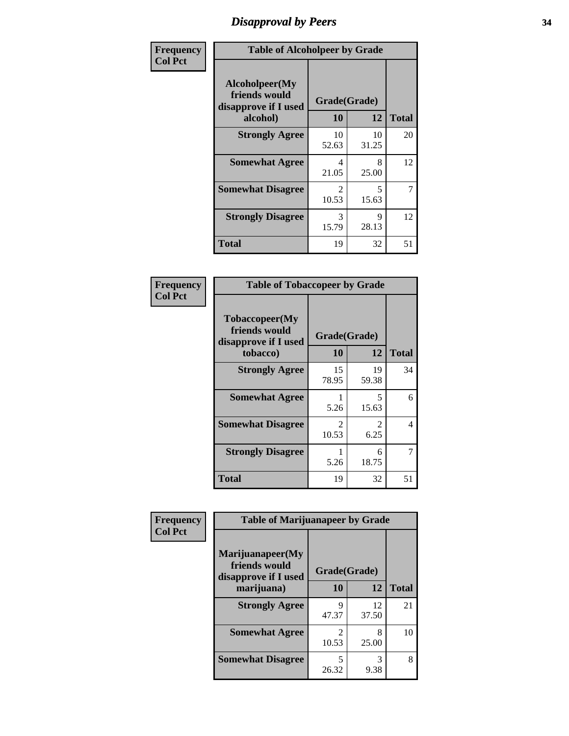# Disapproval by Peers

| Frequency<br>Col Pct | Table of Alcoholpeer by Grade | | |
|---|---|---|---|
| Alcoholpeer(My friends would disapprove if I used alcohol) | Grade(Grade) | | |
| | 10 | 12 | Total |
| Strongly Agree | 10<br>52.63 | 10<br>31.25 | 20 |
| Somewhat Agree | 4<br>21.05 | 8<br>25.00 | 12 |
| Somewhat Disagree | 2<br>10.53 | 5<br>15.63 | 7 |
| Strongly Disagree | 3<br>15.79 | 9<br>28.13 | 12 |
| Total | 19 | 32 | 51 |

| Frequency<br>Col Pct | Table of Tobaccopeer by Grade | | |
|---|---|---|---|
| Tobaccopeer(My friends would disapprove if I used tobacco) | Grade(Grade) | | |
| | 10 | 12 | Total |
| Strongly Agree | 15<br>78.95 | 19<br>59.38 | 34 |
| Somewhat Agree | 1<br>5.26 | 5<br>15.63 | 6 |
| Somewhat Disagree | 2<br>10.53 | 2<br>6.25 | 4 |
| Strongly Disagree | 1<br>5.26 | 6<br>18.75 | 7 |
| Total | 19 | 32 | 51 |

| Frequency<br>Col Pct | Table of Marijuanapeer by Grade | | |
|---|---|---|---|
| Marijuanapeer(My friends would disapprove if I used marijuana) | Grade(Grade) | | |
| | 10 | 12 | Total |
| Strongly Agree | 9<br>47.37 | 12<br>37.50 | 21 |
| Somewhat Agree | 2<br>10.53 | 8<br>25.00 | 10 |
| Somewhat Disagree | 5<br>26.32 | 3<br>9.38 | 8 |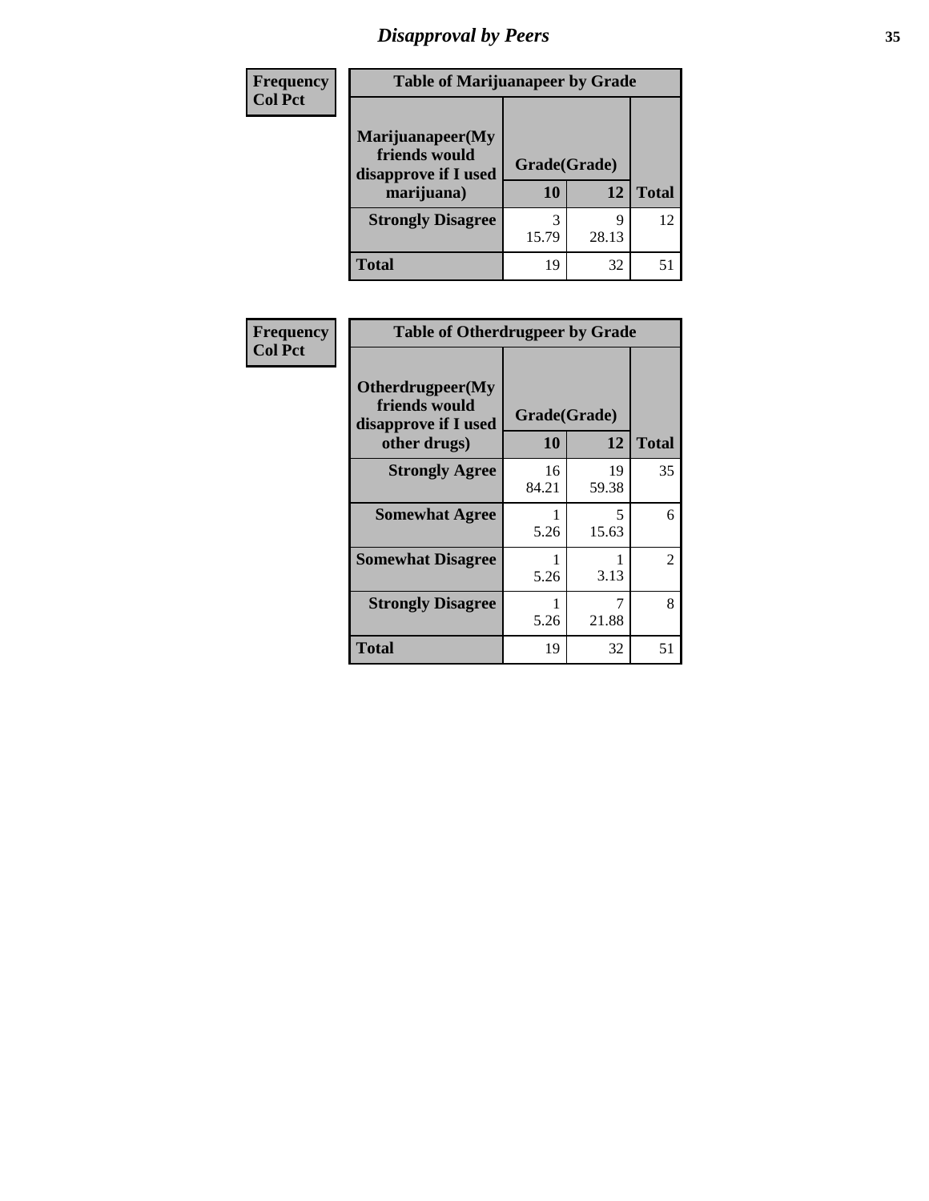# Disapproval by Peers

| Frequency<br>Col Pct | | | |
|---|---|---|---|

**Table of Marijuanapeer by Grade**

| Marijuanapeer(My friends would disapprove if I used marijuana) | Grade(Grade) | | |
|---|---|---|---|
| | 10 | 12 | Total |
| Strongly Disagree | 3<br>15.79 | 9<br>28.13 | 12 |
| Total | 19 | 32 | 51 |

| Frequency<br>Col Pct | | | |
|---|---|---|---|

**Table of Otherdrugpeer by Grade**

| Otherdrugpeer(My friends would disapprove if I used other drugs) | Grade(Grade) | | |
|---|---|---|---|
| | 10 | 12 | Total |
| Strongly Agree | 16<br>84.21 | 19<br>59.38 | 35 |
| Somewhat Agree | 1<br>5.26 | 5<br>15.63 | 6 |
| Somewhat Disagree | 1<br>5.26 | 1<br>3.13 | 2 |
| Strongly Disagree | 1<br>5.26 | 7<br>21.88 | 8 |
| Total | 19 | 32 | 51 |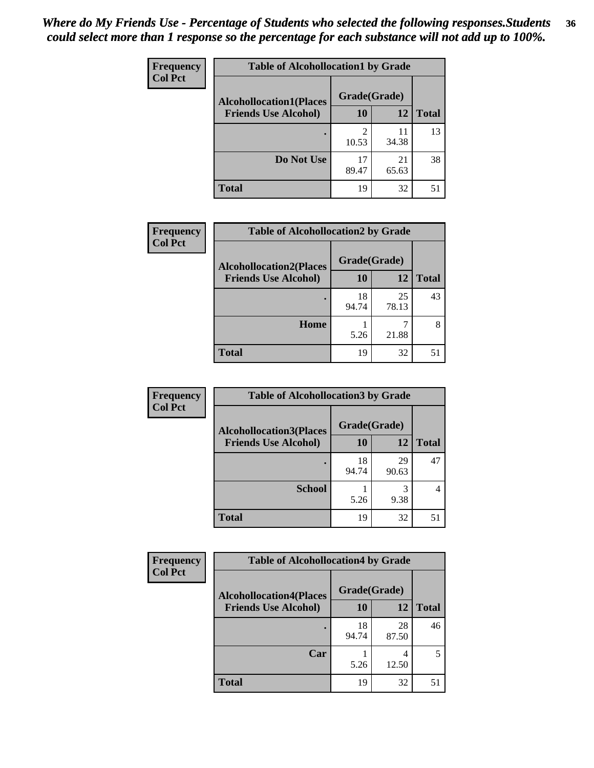*Where do My Friends Use - Percentage of Students who selected the following responses.Students could select more than 1 response so the percentage for each substance will not add up to 100%.*

**Frequency**
**Col Pct**

| Table of Alcohollocation1 by Grade | | | |
|---|---|---|---|
| **Alcohollocation1(Places Friends Use Alcohol)** | **Grade(Grade)** | | **Total** |
| | **10** | **12** | |
| **.** | 2<br>10.53 | 11<br>34.38 | 13 |
| **Do Not Use** | 17<br>89.47 | 21<br>65.63 | 38 |
| **Total** | 19 | 32 | 51 |

**Frequency**
**Col Pct**

| Table of Alcohollocation2 by Grade | | | |
|---|---|---|---|
| **Alcohollocation2(Places Friends Use Alcohol)** | **Grade(Grade)** | | **Total** |
| | **10** | **12** | |
| **.** | 18<br>94.74 | 25<br>78.13 | 43 |
| **Home** | 1<br>5.26 | 7<br>21.88 | 8 |
| **Total** | 19 | 32 | 51 |

**Frequency**
**Col Pct**

| Table of Alcohollocation3 by Grade | | | |
|---|---|---|---|
| **Alcohollocation3(Places Friends Use Alcohol)** | **Grade(Grade)** | | **Total** |
| | **10** | **12** | |
| **.** | 18<br>94.74 | 29<br>90.63 | 47 |
| **School** | 1<br>5.26 | 3<br>9.38 | 4 |
| **Total** | 19 | 32 | 51 |

**Frequency**
**Col Pct**

| Table of Alcohollocation4 by Grade | | | |
|---|---|---|---|
| **Alcohollocation4(Places Friends Use Alcohol)** | **Grade(Grade)** | | **Total** |
| | **10** | **12** | |
| **.** | 18<br>94.74 | 28<br>87.50 | 46 |
| **Car** | 1<br>5.26 | 4<br>12.50 | 5 |
| **Total** | 19 | 32 | 51 |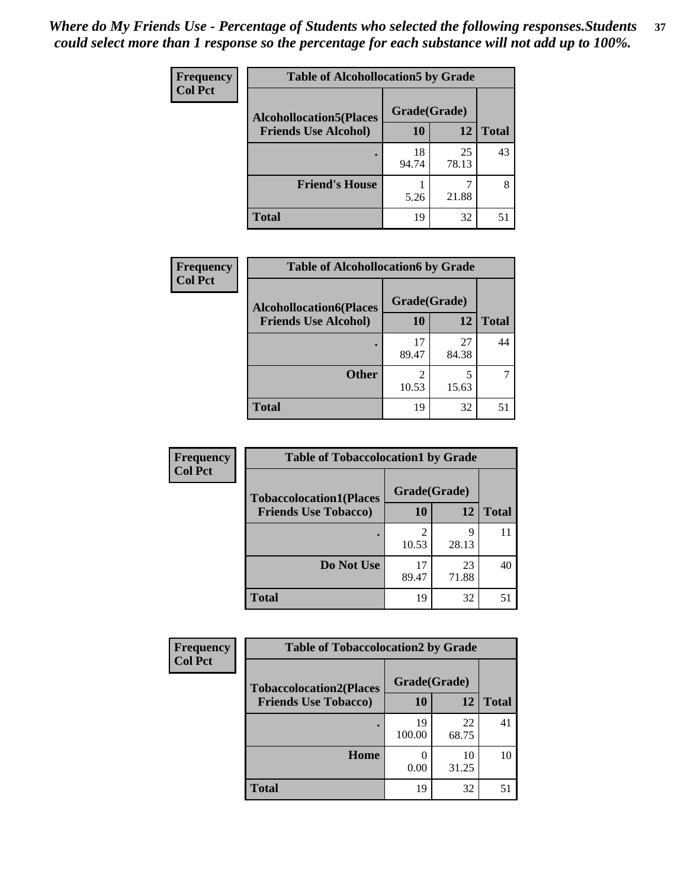*Where do My Friends Use - Percentage of Students who selected the following responses.Students could select more than 1 response so the percentage for each substance will not add up to 100%.*

**Frequency**
**Col Pct**

| Table of Alcohollocation5 by Grade | | | |
|---|---|---|---|
| **Alcohollocation5(Places Friends Use Alcohol)** | **Grade(Grade)** | | **Total** |
| | **10** | **12** | |
| **.** | 18<br>94.74 | 25<br>78.13 | 43 |
| **Friend's House** | 1<br>5.26 | 7<br>21.88 | 8 |
| **Total** | 19 | 32 | 51 |

**Frequency**
**Col Pct**

| Table of Alcohollocation6 by Grade | | | |
|---|---|---|---|
| **Alcohollocation6(Places Friends Use Alcohol)** | **Grade(Grade)** | | **Total** |
| | **10** | **12** | |
| **.** | 17<br>89.47 | 27<br>84.38 | 44 |
| **Other** | 2<br>10.53 | 5<br>15.63 | 7 |
| **Total** | 19 | 32 | 51 |

**Frequency**
**Col Pct**

| Table of Tobaccolocation1 by Grade | | | |
|---|---|---|---|
| **Tobaccolocation1(Places Friends Use Tobacco)** | **Grade(Grade)** | | **Total** |
| | **10** | **12** | |
| **.** | 2<br>10.53 | 9<br>28.13 | 11 |
| **Do Not Use** | 17<br>89.47 | 23<br>71.88 | 40 |
| **Total** | 19 | 32 | 51 |

**Frequency**
**Col Pct**

| Table of Tobaccolocation2 by Grade | | | |
|---|---|---|---|
| **Tobaccolocation2(Places Friends Use Tobacco)** | **Grade(Grade)** | | **Total** |
| | **10** | **12** | |
| **.** | 19<br>100.00 | 22<br>68.75 | 41 |
| **Home** | 0<br>0.00 | 10<br>31.25 | 10 |
| **Total** | 19 | 32 | 51 |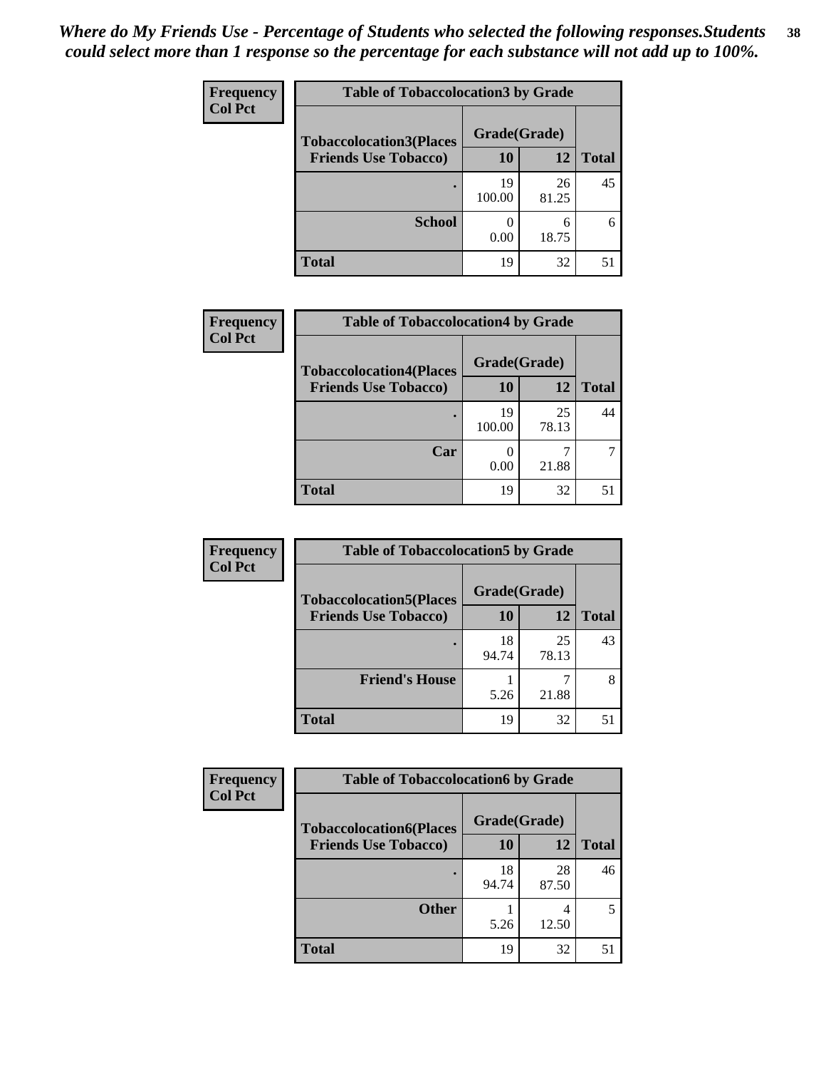*Where do My Friends Use - Percentage of Students who selected the following responses.Students could select more than 1 response so the percentage for each substance will not add up to 100%.*

**Frequency**
**Col Pct**

**Table of Tobaccolocation3 by Grade**

| Tobaccolocation3(Places Friends Use Tobacco) | Grade(Grade) 10 | 12 | Total |
|---|---|---|---|
| . | 19<br>100.00 | 26<br>81.25 | 45 |
| School | 0<br>0.00 | 6<br>18.75 | 6 |
| Total | 19 | 32 | 51 |

**Frequency**
**Col Pct**

**Table of Tobaccolocation4 by Grade**

| Tobaccolocation4(Places Friends Use Tobacco) | Grade(Grade) 10 | 12 | Total |
|---|---|---|---|
| . | 19<br>100.00 | 25<br>78.13 | 44 |
| Car | 0<br>0.00 | 7<br>21.88 | 7 |
| Total | 19 | 32 | 51 |

**Frequency**
**Col Pct**

**Table of Tobaccolocation5 by Grade**

| Tobaccolocation5(Places Friends Use Tobacco) | Grade(Grade) 10 | 12 | Total |
|---|---|---|---|
| . | 18<br>94.74 | 25<br>78.13 | 43 |
| Friend's House | 1<br>5.26 | 7<br>21.88 | 8 |
| Total | 19 | 32 | 51 |

**Frequency**
**Col Pct**

**Table of Tobaccolocation6 by Grade**

| Tobaccolocation6(Places Friends Use Tobacco) | Grade(Grade) 10 | 12 | Total |
|---|---|---|---|
| . | 18<br>94.74 | 28<br>87.50 | 46 |
| Other | 1<br>5.26 | 4<br>12.50 | 5 |
| Total | 19 | 32 | 51 |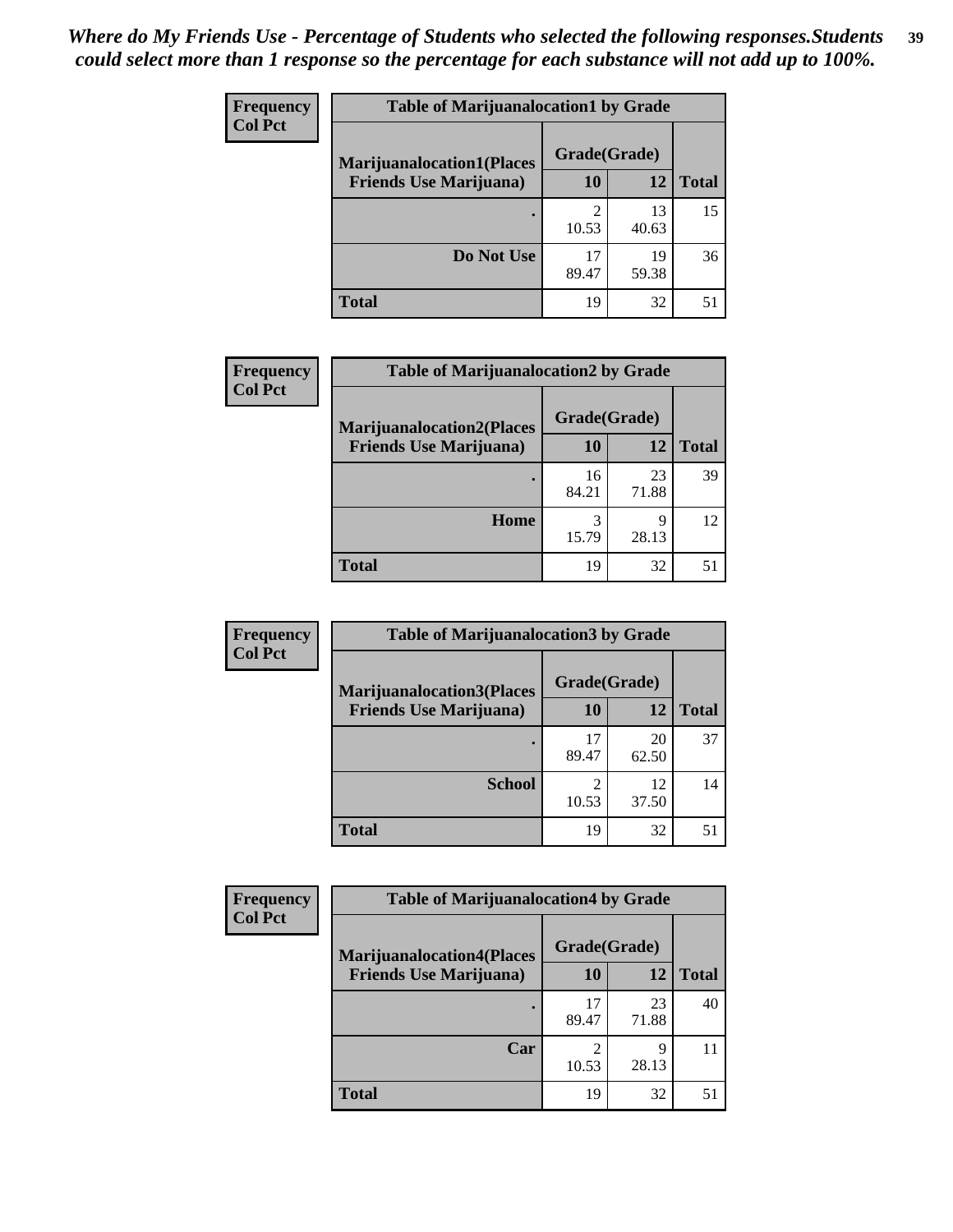*Where do My Friends Use - Percentage of Students who selected the following responses.Students could select more than 1 response so the percentage for each substance will not add up to 100%.*

| Frequency<br>Col Pct | Table of Marijuanalocation1 by Grade | | |
|---|---|---|---|
| **Marijuanalocation1(Places Friends Use Marijuana)** | **Grade(Grade)** | | |
| | **10** | **12** | **Total** |
| **.** | 2<br>10.53 | 13<br>40.63 | 15 |
| **Do Not Use** | 17<br>89.47 | 19<br>59.38 | 36 |
| **Total** | 19 | 32 | 51 |

| Frequency<br>Col Pct | Table of Marijuanalocation2 by Grade | | |
|---|---|---|---|
| **Marijuanalocation2(Places Friends Use Marijuana)** | **Grade(Grade)** | | |
| | **10** | **12** | **Total** |
| **.** | 16<br>84.21 | 23<br>71.88 | 39 |
| **Home** | 3<br>15.79 | 9<br>28.13 | 12 |
| **Total** | 19 | 32 | 51 |

| Frequency<br>Col Pct | Table of Marijuanalocation3 by Grade | | |
|---|---|---|---|
| **Marijuanalocation3(Places Friends Use Marijuana)** | **Grade(Grade)** | | |
| | **10** | **12** | **Total** |
| **.** | 17<br>89.47 | 20<br>62.50 | 37 |
| **School** | 2<br>10.53 | 12<br>37.50 | 14 |
| **Total** | 19 | 32 | 51 |

| Frequency<br>Col Pct | Table of Marijuanalocation4 by Grade | | |
|---|---|---|---|
| **Marijuanalocation4(Places Friends Use Marijuana)** | **Grade(Grade)** | | |
| | **10** | **12** | **Total** |
| **.** | 17<br>89.47 | 23<br>71.88 | 40 |
| **Car** | 2<br>10.53 | 9<br>28.13 | 11 |
| **Total** | 19 | 32 | 51 |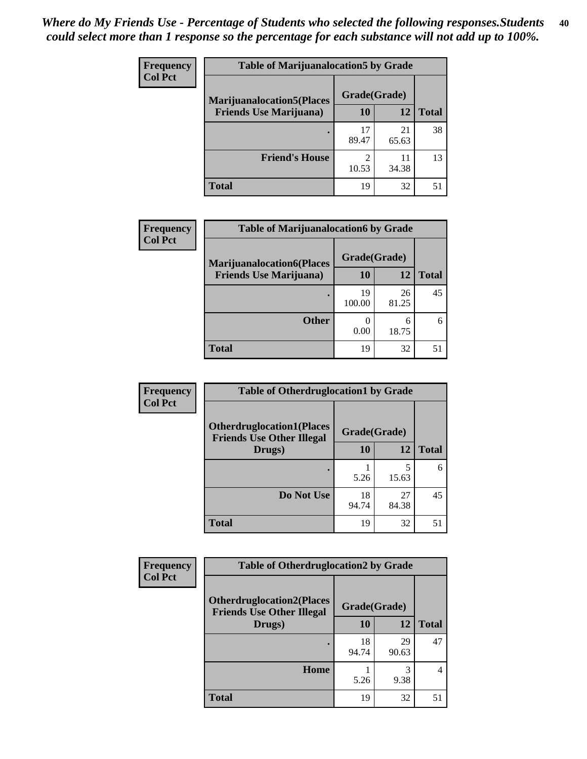*Where do My Friends Use - Percentage of Students who selected the following responses.Students could select more than 1 response so the percentage for each substance will not add up to 100%.*

**Frequency**
**Col Pct**

**Table of Marijuanalocation5 by Grade**

| Marijuanalocation5(Places Friends Use Marijuana) | Grade(Grade) 10 | 12 | Total |
|---|---|---|---|
| . | 17<br>89.47 | 21<br>65.63 | 38 |
| Friend's House | 2<br>10.53 | 11<br>34.38 | 13 |
| Total | 19 | 32 | 51 |

**Frequency**
**Col Pct**

**Table of Marijuanalocation6 by Grade**

| Marijuanalocation6(Places Friends Use Marijuana) | Grade(Grade) 10 | 12 | Total |
|---|---|---|---|
| . | 19<br>100.00 | 26<br>81.25 | 45 |
| Other | 0<br>0.00 | 6<br>18.75 | 6 |
| Total | 19 | 32 | 51 |

**Frequency**
**Col Pct**

**Table of Otherdruglocation1 by Grade**

| Otherdruglocation1(Places Friends Use Other Illegal Drugs) | Grade(Grade) 10 | 12 | Total |
|---|---|---|---|
| . | 1<br>5.26 | 5<br>15.63 | 6 |
| Do Not Use | 18<br>94.74 | 27<br>84.38 | 45 |
| Total | 19 | 32 | 51 |

**Frequency**
**Col Pct**

**Table of Otherdruglocation2 by Grade**

| Otherdruglocation2(Places Friends Use Other Illegal Drugs) | Grade(Grade) 10 | 12 | Total |
|---|---|---|---|
| . | 18<br>94.74 | 29<br>90.63 | 47 |
| Home | 1<br>5.26 | 3<br>9.38 | 4 |
| Total | 19 | 32 | 51 |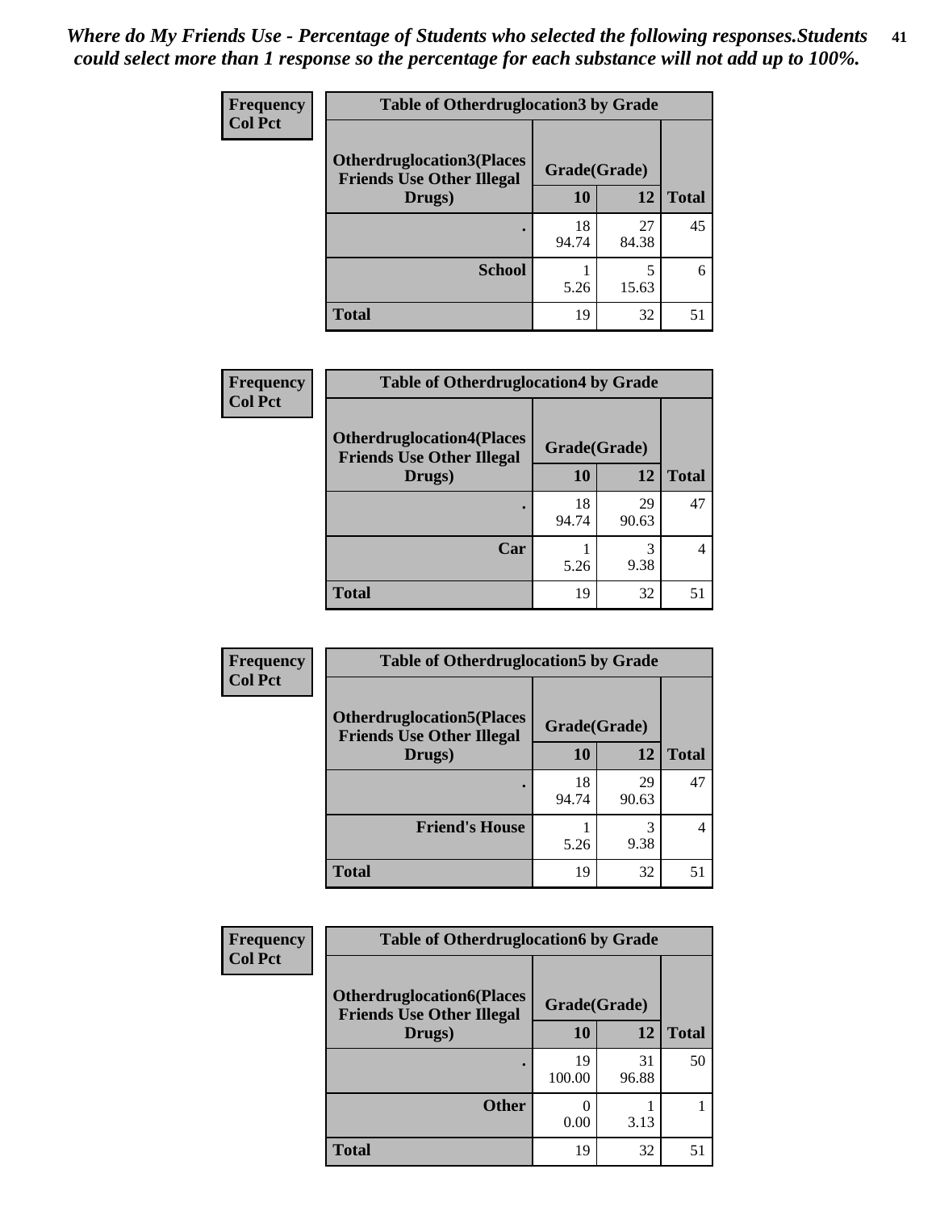*Where do My Friends Use - Percentage of Students who selected the following responses.Students could select more than 1 response so the percentage for each substance will not add up to 100%.*

**Frequency**
**Col Pct**

| Table of Otherdruglocation3 by Grade | | | |
|---|---|---|---|
| **Otherdruglocation3(Places Friends Use Other Illegal Drugs)** | **Grade(Grade)** | | **Total** |
| | **10** | **12** | |
| **.** | 18<br>94.74 | 27<br>84.38 | 45 |
| **School** | 1<br>5.26 | 5<br>15.63 | 6 |
| **Total** | 19 | 32 | 51 |

**Frequency**
**Col Pct**

| Table of Otherdruglocation4 by Grade | | | |
|---|---|---|---|
| **Otherdruglocation4(Places Friends Use Other Illegal Drugs)** | **Grade(Grade)** | | **Total** |
| | **10** | **12** | |
| **.** | 18<br>94.74 | 29<br>90.63 | 47 |
| **Car** | 1<br>5.26 | 3<br>9.38 | 4 |
| **Total** | 19 | 32 | 51 |

**Frequency**
**Col Pct**

| Table of Otherdruglocation5 by Grade | | | |
|---|---|---|---|
| **Otherdruglocation5(Places Friends Use Other Illegal Drugs)** | **Grade(Grade)** | | **Total** |
| | **10** | **12** | |
| **.** | 18<br>94.74 | 29<br>90.63 | 47 |
| **Friend's House** | 1<br>5.26 | 3<br>9.38 | 4 |
| **Total** | 19 | 32 | 51 |

**Frequency**
**Col Pct**

| Table of Otherdruglocation6 by Grade | | | |
|---|---|---|---|
| **Otherdruglocation6(Places Friends Use Other Illegal Drugs)** | **Grade(Grade)** | | **Total** |
| | **10** | **12** | |
| **.** | 19<br>100.00 | 31<br>96.88 | 50 |
| **Other** | 0<br>0.00 | 1<br>3.13 | 1 |
| **Total** | 19 | 32 | 51 |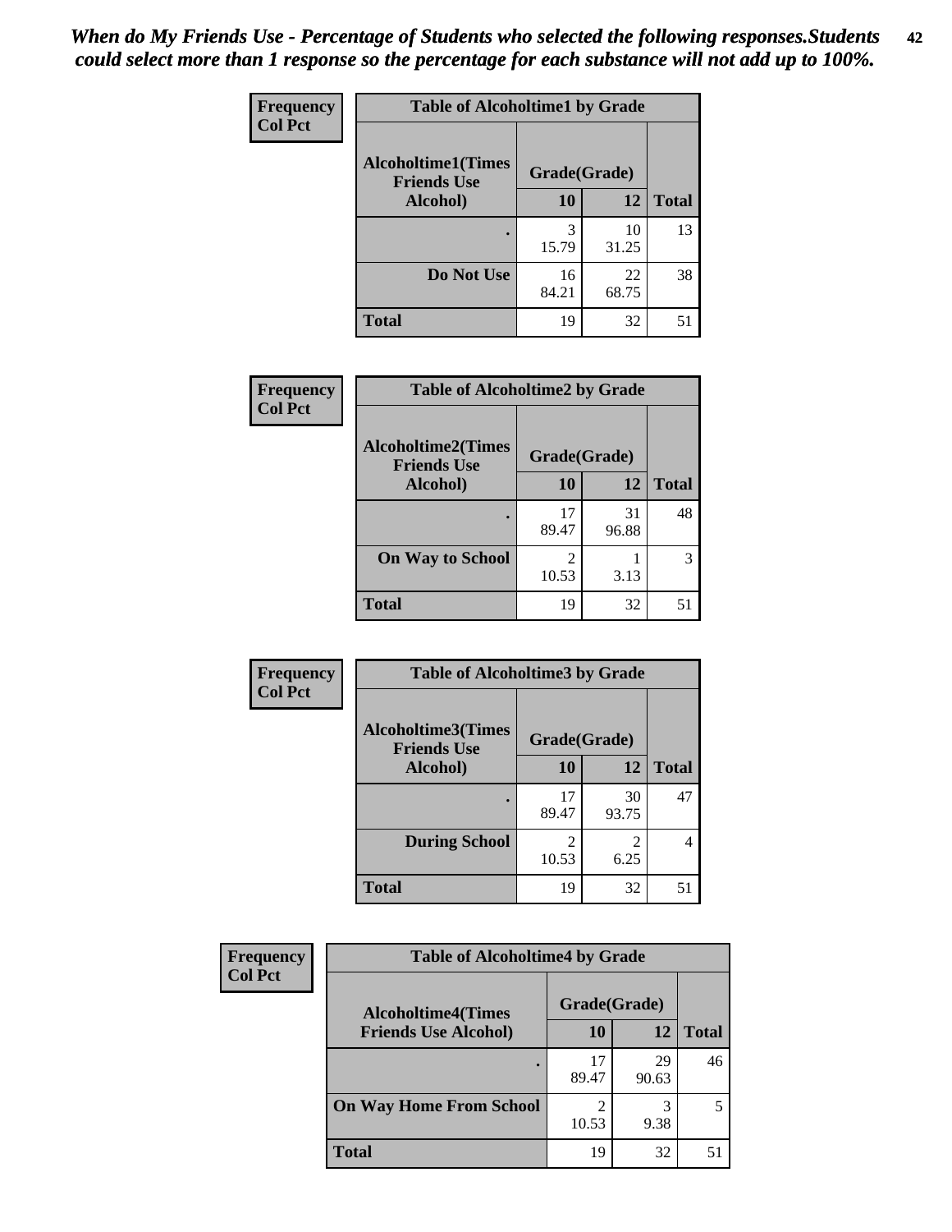*When do My Friends Use - Percentage of Students who selected the following responses.Students could select more than 1 response so the percentage for each substance will not add up to 100%.*

**Frequency**
**Col Pct**

**Table of Alcoholtime1 by Grade**

| Alcoholtime1(Times Friends Use Alcohol) | Grade(Grade) | | |
|---|---|---|---|
| | 10 | 12 | Total |
| . | 3<br>15.79 | 10<br>31.25 | 13 |
| Do Not Use | 16<br>84.21 | 22<br>68.75 | 38 |
| Total | 19 | 32 | 51 |

**Frequency**
**Col Pct**

**Table of Alcoholtime2 by Grade**

| Alcoholtime2(Times Friends Use Alcohol) | Grade(Grade) | | |
|---|---|---|---|
| | 10 | 12 | Total |
| . | 17<br>89.47 | 31<br>96.88 | 48 |
| On Way to School | 2<br>10.53 | 1<br>3.13 | 3 |
| Total | 19 | 32 | 51 |

**Frequency**
**Col Pct**

**Table of Alcoholtime3 by Grade**

| Alcoholtime3(Times Friends Use Alcohol) | Grade(Grade) | | |
|---|---|---|---|
| | 10 | 12 | Total |
| . | 17<br>89.47 | 30<br>93.75 | 47 |
| During School | 2<br>10.53 | 2<br>6.25 | 4 |
| Total | 19 | 32 | 51 |

**Frequency**
**Col Pct**

**Table of Alcoholtime4 by Grade**

| Alcoholtime4(Times Friends Use Alcohol) | Grade(Grade) | | |
|---|---|---|---|
| | 10 | 12 | Total |
| . | 17<br>89.47 | 29<br>90.63 | 46 |
| On Way Home From School | 2<br>10.53 | 3<br>9.38 | 5 |
| Total | 19 | 32 | 51 |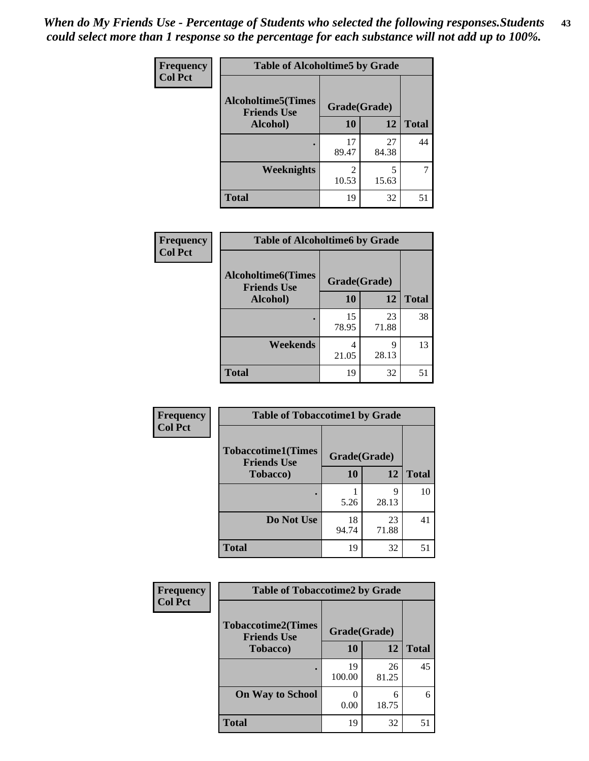*When do My Friends Use - Percentage of Students who selected the following responses.Students could select more than 1 response so the percentage for each substance will not add up to 100%.*

**Frequency**
**Col Pct**

| Table of Alcoholtime5 by Grade | | | |
|---|---|---|---|
| **Alcoholtime5(Times Friends Use Alcohol)** | **Grade(Grade)** | | **Total** |
| | **10** | **12** | |
| **.** | 17<br>89.47 | 27<br>84.38 | 44 |
| **Weeknights** | 2<br>10.53 | 5<br>15.63 | 7 |
| **Total** | 19 | 32 | 51 |

**Frequency**
**Col Pct**

| Table of Alcoholtime6 by Grade | | | |
|---|---|---|---|
| **Alcoholtime6(Times Friends Use Alcohol)** | **Grade(Grade)** | | **Total** |
| | **10** | **12** | |
| **.** | 15<br>78.95 | 23<br>71.88 | 38 |
| **Weekends** | 4<br>21.05 | 9<br>28.13 | 13 |
| **Total** | 19 | 32 | 51 |

**Frequency**
**Col Pct**

| Table of Tobaccotime1 by Grade | | | |
|---|---|---|---|
| **Tobaccotime1(Times Friends Use Tobacco)** | **Grade(Grade)** | | **Total** |
| | **10** | **12** | |
| **.** | 1<br>5.26 | 9<br>28.13 | 10 |
| **Do Not Use** | 18<br>94.74 | 23<br>71.88 | 41 |
| **Total** | 19 | 32 | 51 |

**Frequency**
**Col Pct**

| Table of Tobaccotime2 by Grade | | | |
|---|---|---|---|
| **Tobaccotime2(Times Friends Use Tobacco)** | **Grade(Grade)** | | **Total** |
| | **10** | **12** | |
| **.** | 19<br>100.00 | 26<br>81.25 | 45 |
| **On Way to School** | 0<br>0.00 | 6<br>18.75 | 6 |
| **Total** | 19 | 32 | 51 |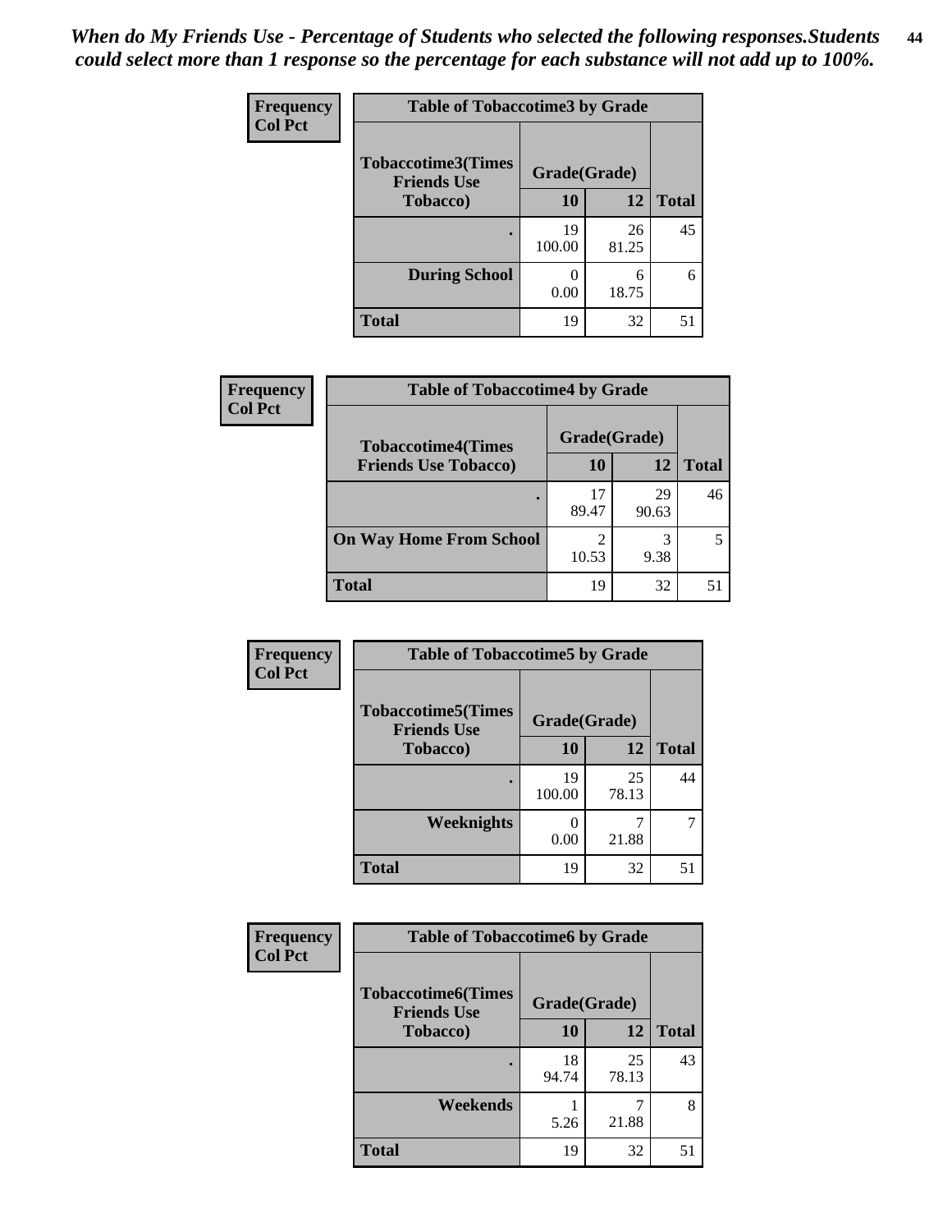*When do My Friends Use - Percentage of Students who selected the following responses.Students could select more than 1 response so the percentage for each substance will not add up to 100%.*

**Frequency**
**Col Pct**

| Table of Tobaccotime3 by Grade | | | |
|---|---|---|---|
| **Tobaccotime3(Times Friends Use Tobacco)** | **Grade(Grade)** | | **Total** |
| | **10** | **12** | |
| **.** | 19<br>100.00 | 26<br>81.25 | 45 |
| **During School** | 0<br>0.00 | 6<br>18.75 | 6 |
| **Total** | 19 | 32 | 51 |

**Frequency**
**Col Pct**

| Table of Tobaccotime4 by Grade | | | |
|---|---|---|---|
| **Tobaccotime4(Times Friends Use Tobacco)** | **Grade(Grade)** | | **Total** |
| | **10** | **12** | |
| **.** | 17<br>89.47 | 29<br>90.63 | 46 |
| **On Way Home From School** | 2<br>10.53 | 3<br>9.38 | 5 |
| **Total** | 19 | 32 | 51 |

**Frequency**
**Col Pct**

| Table of Tobaccotime5 by Grade | | | |
|---|---|---|---|
| **Tobaccotime5(Times Friends Use Tobacco)** | **Grade(Grade)** | | **Total** |
| | **10** | **12** | |
| **.** | 19<br>100.00 | 25<br>78.13 | 44 |
| **Weeknights** | 0<br>0.00 | 7<br>21.88 | 7 |
| **Total** | 19 | 32 | 51 |

**Frequency**
**Col Pct**

| Table of Tobaccotime6 by Grade | | | |
|---|---|---|---|
| **Tobaccotime6(Times Friends Use Tobacco)** | **Grade(Grade)** | | **Total** |
| | **10** | **12** | |
| **.** | 18<br>94.74 | 25<br>78.13 | 43 |
| **Weekends** | 1<br>5.26 | 7<br>21.88 | 8 |
| **Total** | 19 | 32 | 51 |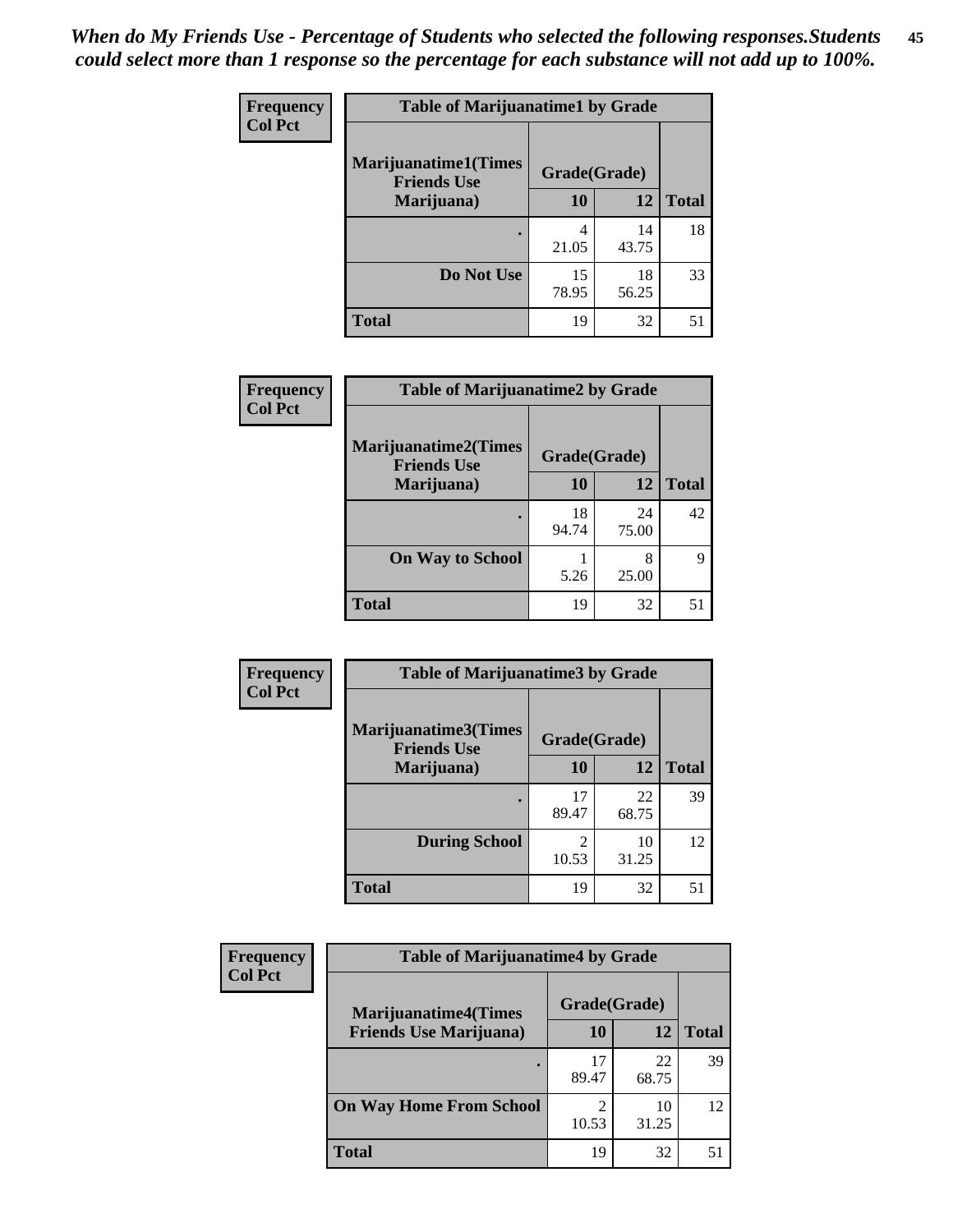*When do My Friends Use - Percentage of Students who selected the following responses.Students could select more than 1 response so the percentage for each substance will not add up to 100%.*

**Frequency**
**Col Pct**

**Table of Marijuanatime1 by Grade**

| Marijuanatime1(Times Friends Use Marijuana) | Grade(Grade) | | |
|---|---|---|---|
| | 10 | 12 | Total |
| . | 4<br>21.05 | 14<br>43.75 | 18 |
| Do Not Use | 15<br>78.95 | 18<br>56.25 | 33 |
| Total | 19 | 32 | 51 |

**Frequency**
**Col Pct**

**Table of Marijuanatime2 by Grade**

| Marijuanatime2(Times Friends Use Marijuana) | Grade(Grade) | | |
|---|---|---|---|
| | 10 | 12 | Total |
| . | 18<br>94.74 | 24<br>75.00 | 42 |
| On Way to School | 1<br>5.26 | 8<br>25.00 | 9 |
| Total | 19 | 32 | 51 |

**Frequency**
**Col Pct**

**Table of Marijuanatime3 by Grade**

| Marijuanatime3(Times Friends Use Marijuana) | Grade(Grade) | | |
|---|---|---|---|
| | 10 | 12 | Total |
| . | 17<br>89.47 | 22<br>68.75 | 39 |
| During School | 2<br>10.53 | 10<br>31.25 | 12 |
| Total | 19 | 32 | 51 |

**Frequency**
**Col Pct**

**Table of Marijuanatime4 by Grade**

| Marijuanatime4(Times Friends Use Marijuana) | Grade(Grade) | | |
|---|---|---|---|
| | 10 | 12 | Total |
| . | 17<br>89.47 | 22<br>68.75 | 39 |
| On Way Home From School | 2<br>10.53 | 10<br>31.25 | 12 |
| Total | 19 | 32 | 51 |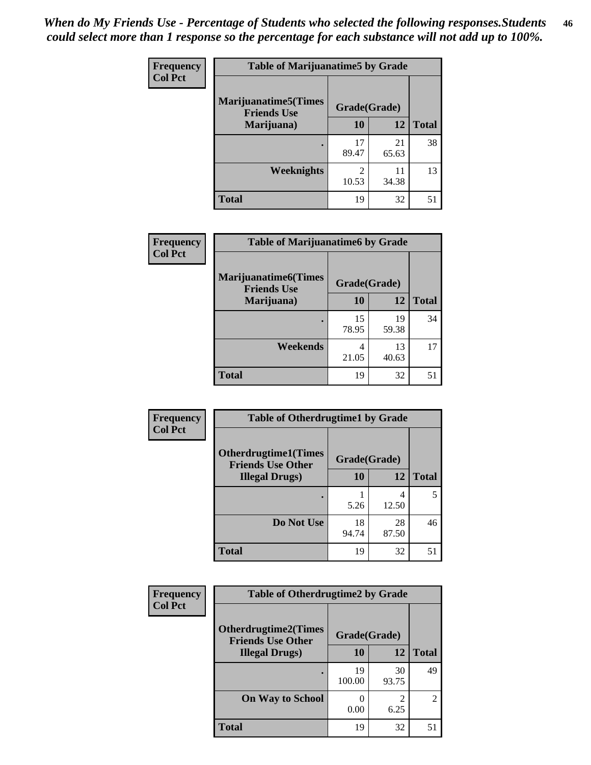*When do My Friends Use - Percentage of Students who selected the following responses.Students could select more than 1 response so the percentage for each substance will not add up to 100%.*

**Table of Marijuanatime5 by Grade**

| Marijuanatime5(Times Friends Use Marijuana) | Grade(Grade) | | Total |
|---|---|---|---|
| | 10 | 12 | |
| . | 17<br>89.47 | 21<br>65.63 | 38 |
| Weeknights | 2<br>10.53 | 11<br>34.38 | 13 |
| Total | 19 | 32 | 51 |

Frequency
Col Pct

**Table of Marijuanatime6 by Grade**

| Marijuanatime6(Times Friends Use Marijuana) | Grade(Grade) | | Total |
|---|---|---|---|
| | 10 | 12 | |
| . | 15<br>78.95 | 19<br>59.38 | 34 |
| Weekends | 4<br>21.05 | 13<br>40.63 | 17 |
| Total | 19 | 32 | 51 |

Frequency
Col Pct

**Table of Otherdrugtime1 by Grade**

| Otherdrugtime1(Times Friends Use Other Illegal Drugs) | Grade(Grade) | | Total |
|---|---|---|---|
| | 10 | 12 | |
| . | 1<br>5.26 | 4<br>12.50 | 5 |
| Do Not Use | 18<br>94.74 | 28<br>87.50 | 46 |
| Total | 19 | 32 | 51 |

Frequency
Col Pct

**Table of Otherdrugtime2 by Grade**

| Otherdrugtime2(Times Friends Use Other Illegal Drugs) | Grade(Grade) | | Total |
|---|---|---|---|
| | 10 | 12 | |
| . | 19<br>100.00 | 30<br>93.75 | 49 |
| On Way to School | 0<br>0.00 | 2<br>6.25 | 2 |
| Total | 19 | 32 | 51 |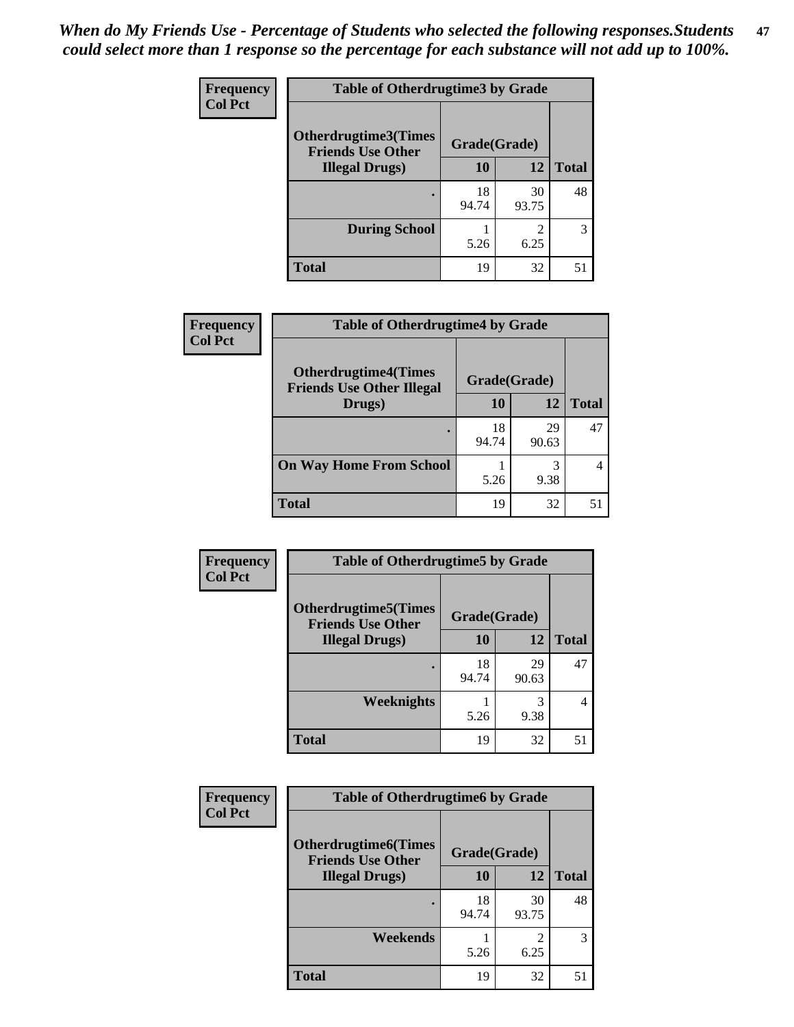*When do My Friends Use - Percentage of Students who selected the following responses.Students could select more than 1 response so the percentage for each substance will not add up to 100%.*

| Frequency<br>Col Pct | Table of Otherdrugtime3 by Grade | | |
|---|---|---|---|
| Otherdrugtime3(Times Friends Use Other Illegal Drugs) | Grade(Grade) | | |
| | 10 | 12 | Total |
| . | 18<br>94.74 | 30<br>93.75 | 48 |
| During School | 1<br>5.26 | 2<br>6.25 | 3 |
| Total | 19 | 32 | 51 |

| Frequency<br>Col Pct | Table of Otherdrugtime4 by Grade | | |
|---|---|---|---|
| Otherdrugtime4(Times Friends Use Other Illegal Drugs) | Grade(Grade) | | |
| | 10 | 12 | Total |
| . | 18<br>94.74 | 29<br>90.63 | 47 |
| On Way Home From School | 1<br>5.26 | 3<br>9.38 | 4 |
| Total | 19 | 32 | 51 |

| Frequency<br>Col Pct | Table of Otherdrugtime5 by Grade | | |
|---|---|---|---|
| Otherdrugtime5(Times Friends Use Other Illegal Drugs) | Grade(Grade) | | |
| | 10 | 12 | Total |
| . | 18<br>94.74 | 29<br>90.63 | 47 |
| Weeknights | 1<br>5.26 | 3<br>9.38 | 4 |
| Total | 19 | 32 | 51 |

| Frequency<br>Col Pct | Table of Otherdrugtime6 by Grade | | |
|---|---|---|---|
| Otherdrugtime6(Times Friends Use Other Illegal Drugs) | Grade(Grade) | | |
| | 10 | 12 | Total |
| . | 18<br>94.74 | 30<br>93.75 | 48 |
| Weekends | 1<br>5.26 | 2<br>6.25 | 3 |
| Total | 19 | 32 | 51 |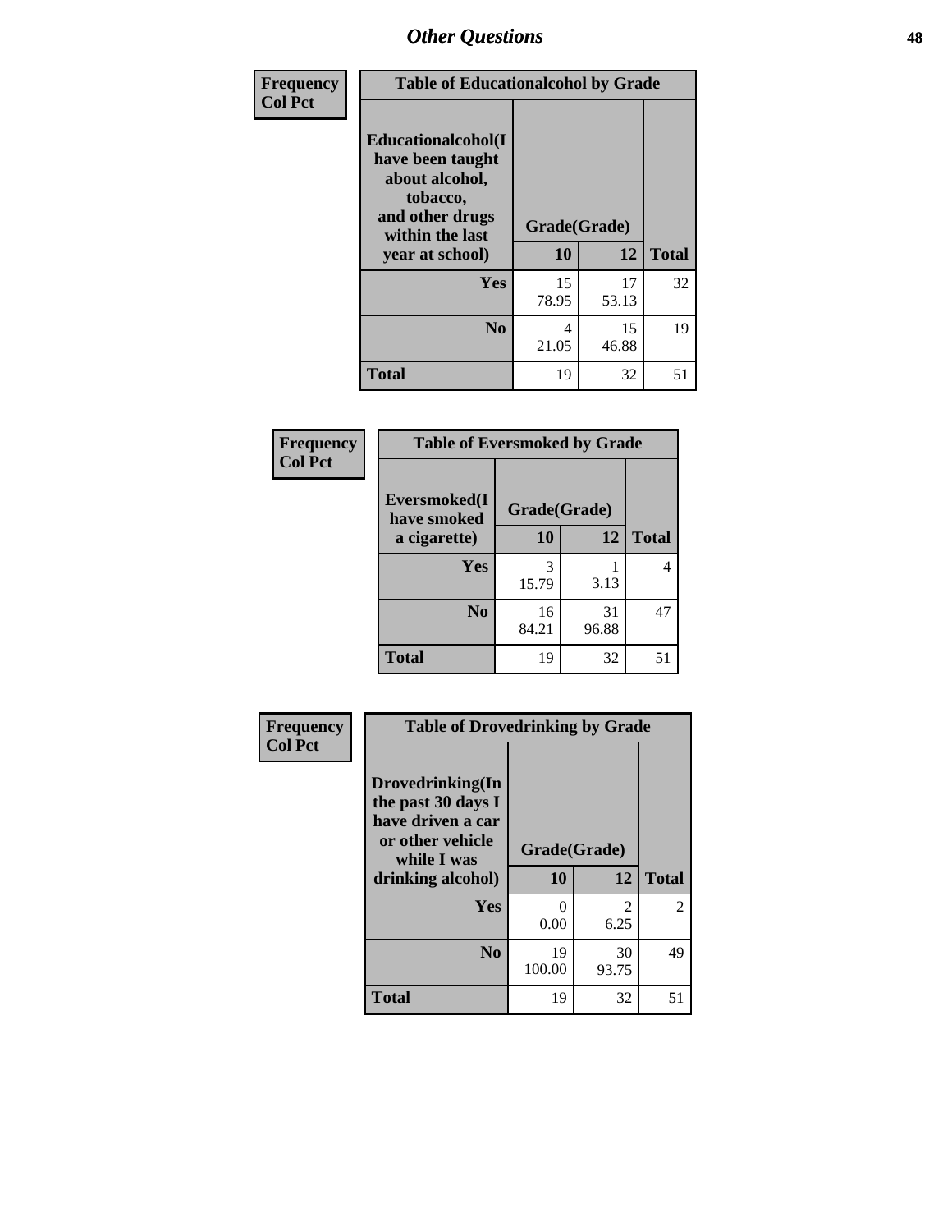## Other Questions

Frequency
Col Pct

**Table of Educationalcohol by Grade**

| Educationalcohol(I have been taught about alcohol, tobacco, and other drugs within the last year at school) | Grade(Grade) | | |
|---|---|---|---|
| | 10 | 12 | Total |
| Yes | 15<br>78.95 | 17<br>53.13 | 32 |
| No | 4<br>21.05 | 15<br>46.88 | 19 |
| Total | 19 | 32 | 51 |

Frequency
Col Pct

**Table of Eversmoked by Grade**

| Eversmoked(I have smoked a cigarette) | Grade(Grade) | | |
|---|---|---|---|
| | 10 | 12 | Total |
| Yes | 3<br>15.79 | 1<br>3.13 | 4 |
| No | 16<br>84.21 | 31<br>96.88 | 47 |
| Total | 19 | 32 | 51 |

Frequency
Col Pct

**Table of Drovedrinking by Grade**

| Drovedrinking(In the past 30 days I have driven a car or other vehicle while I was drinking alcohol) | Grade(Grade) | | |
|---|---|---|---|
| | 10 | 12 | Total |
| Yes | 0<br>0.00 | 2<br>6.25 | 2 |
| No | 19<br>100.00 | 30<br>93.75 | 49 |
| Total | 19 | 32 | 51 |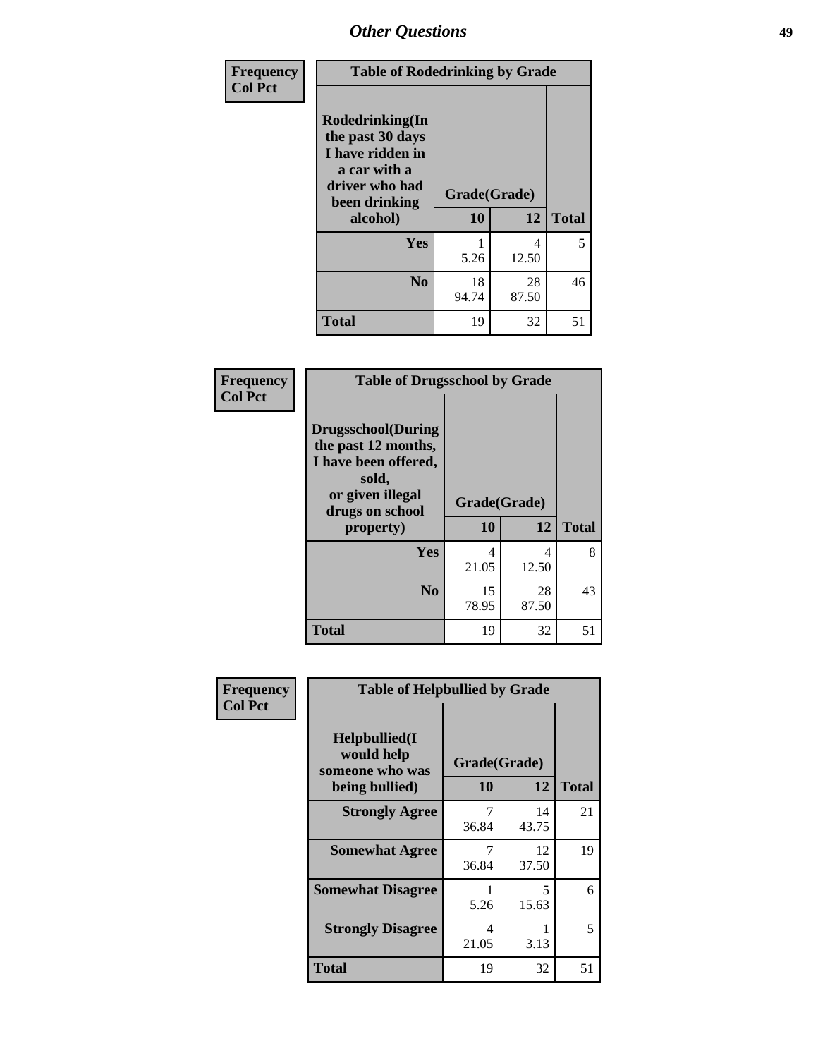## Other Questions

**Frequency**
**Col Pct**

| Table of Rodedrinking by Grade | | | |
|---|---|---|---|
| Rodedrinking(In the past 30 days I have ridden in a car with a driver who had been drinking alcohol) | Grade(Grade) | | |
| | 10 | 12 | Total |
| Yes | 1<br>5.26 | 4<br>12.50 | 5 |
| No | 18<br>94.74 | 28<br>87.50 | 46 |
| Total | 19 | 32 | 51 |

**Frequency**
**Col Pct**

| Table of Drugsschool by Grade | | | |
|---|---|---|---|
| Drugsschool(During the past 12 months, I have been offered, sold, or given illegal drugs on school property) | Grade(Grade) | | |
| | 10 | 12 | Total |
| Yes | 4<br>21.05 | 4<br>12.50 | 8 |
| No | 15<br>78.95 | 28<br>87.50 | 43 |
| Total | 19 | 32 | 51 |

**Frequency**
**Col Pct**

| Table of Helpbullied by Grade | | | |
|---|---|---|---|
| Helpbullied(I would help someone who was being bullied) | Grade(Grade) | | |
| | 10 | 12 | Total |
| Strongly Agree | 7<br>36.84 | 14<br>43.75 | 21 |
| Somewhat Agree | 7<br>36.84 | 12<br>37.50 | 19 |
| Somewhat Disagree | 1<br>5.26 | 5<br>15.63 | 6 |
| Strongly Disagree | 4<br>21.05 | 1<br>3.13 | 5 |
| Total | 19 | 32 | 51 |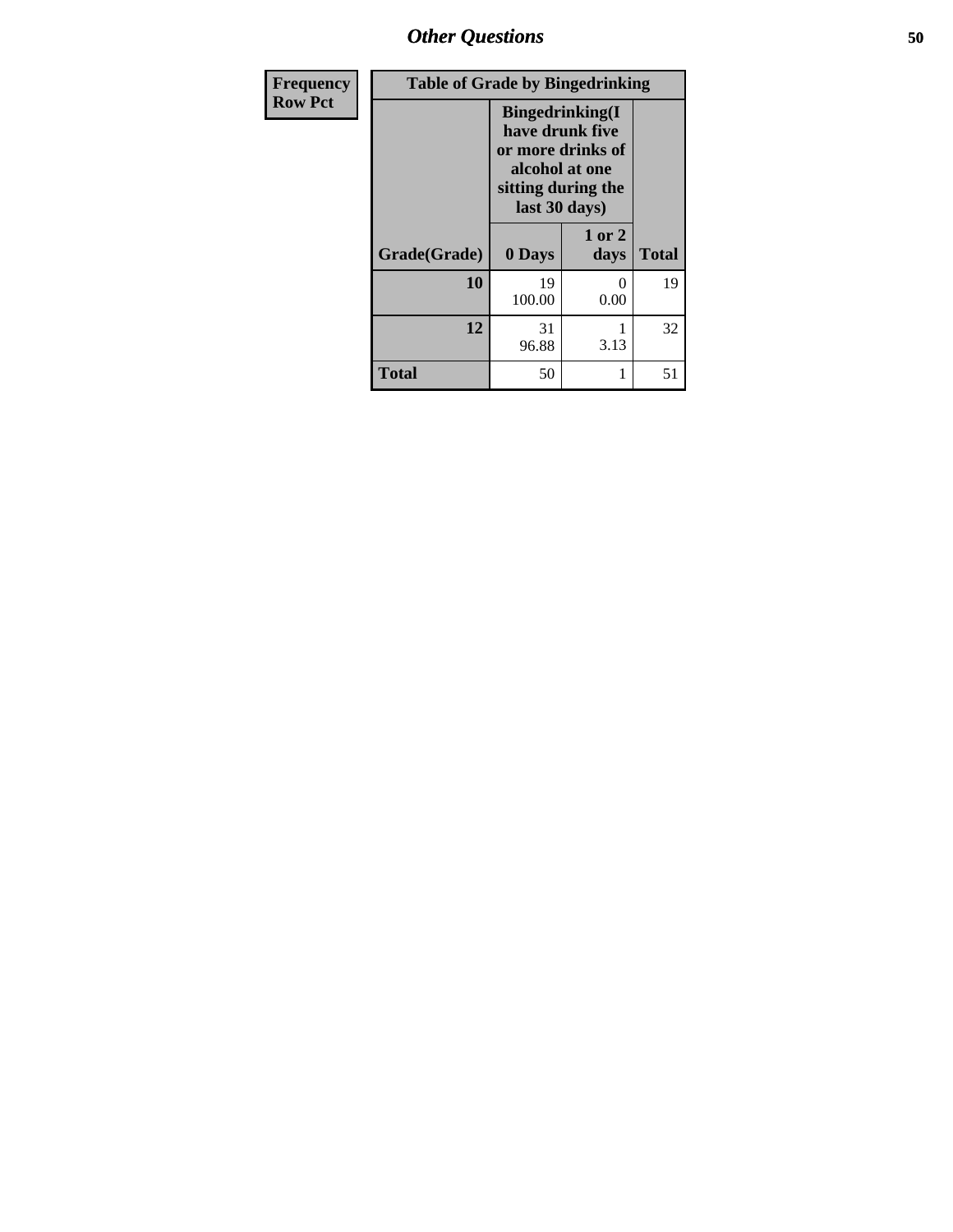# Other Questions

| Frequency<br>Row Pct |
|---|

**Table of Grade by Bingedrinking**

| Grade(Grade) | Bingedrinking(I have drunk five or more drinks of alcohol at one sitting during the last 30 days) 0 Days | 1 or 2 days | Total |
|---|---|---|---|
| **10** | 19<br>100.00 | 0<br>0.00 | 19 |
| **12** | 31<br>96.88 | 1<br>3.13 | 32 |
| **Total** | 50 | 1 | 51 |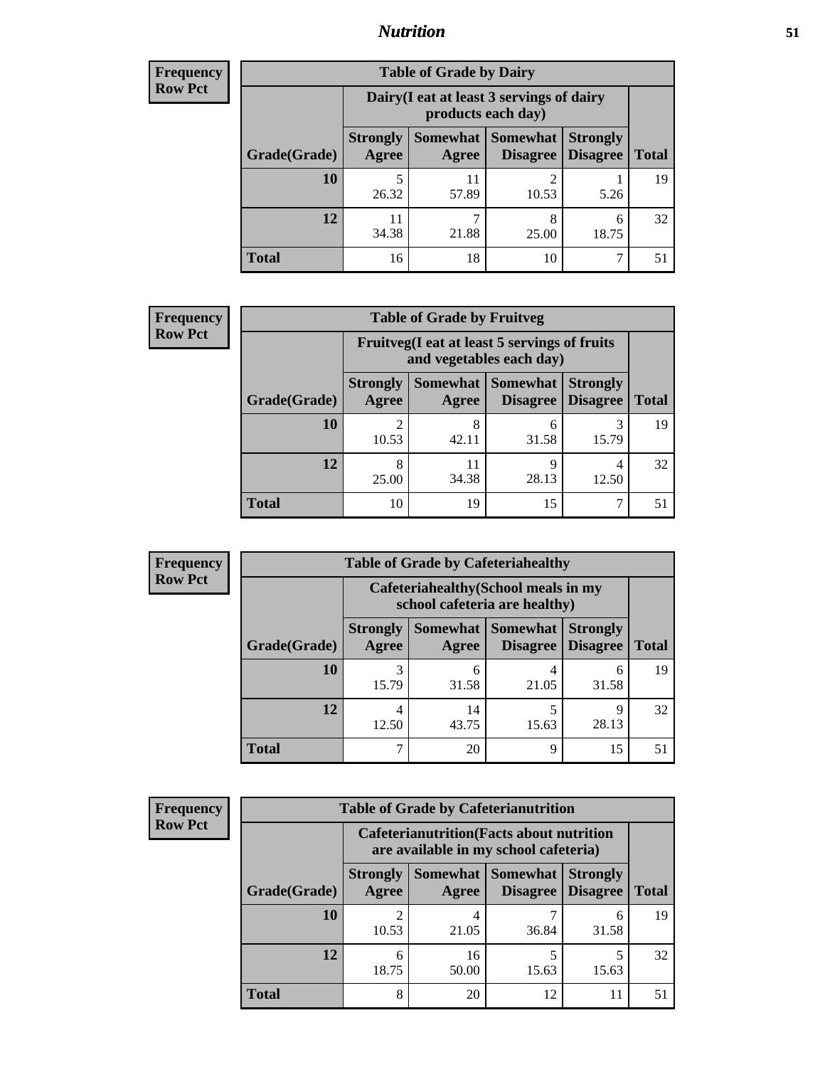**Frequency**
**Row Pct**

| Table of Grade by Dairy | | | | | |
|---|---|---|---|---|---|
| | Dairy(I eat at least 3 servings of dairy products each day) | | | | |
| Grade(Grade) | Strongly Agree | Somewhat Agree | Somewhat Disagree | Strongly Disagree | Total |
| 10 | 5<br>26.32 | 11<br>57.89 | 2<br>10.53 | 1<br>5.26 | 19 |
| 12 | 11<br>34.38 | 7<br>21.88 | 8<br>25.00 | 6<br>18.75 | 32 |
| Total | 16 | 18 | 10 | 7 | 51 |

**Frequency**
**Row Pct**

| Table of Grade by Fruitveg | | | | | |
|---|---|---|---|---|---|
| | Fruitveg(I eat at least 5 servings of fruits and vegetables each day) | | | | |
| Grade(Grade) | Strongly Agree | Somewhat Agree | Somewhat Disagree | Strongly Disagree | Total |
| 10 | 2<br>10.53 | 8<br>42.11 | 6<br>31.58 | 3<br>15.79 | 19 |
| 12 | 8<br>25.00 | 11<br>34.38 | 9<br>28.13 | 4<br>12.50 | 32 |
| Total | 10 | 19 | 15 | 7 | 51 |

**Frequency**
**Row Pct**

| Table of Grade by Cafeteriahealthy | | | | | |
|---|---|---|---|---|---|
| | Cafeteriahealthy(School meals in my school cafeteria are healthy) | | | | |
| Grade(Grade) | Strongly Agree | Somewhat Agree | Somewhat Disagree | Strongly Disagree | Total |
| 10 | 3<br>15.79 | 6<br>31.58 | 4<br>21.05 | 6<br>31.58 | 19 |
| 12 | 4<br>12.50 | 14<br>43.75 | 5<br>15.63 | 9<br>28.13 | 32 |
| Total | 7 | 20 | 9 | 15 | 51 |

**Frequency**
**Row Pct**

| Table of Grade by Cafeterianutrition | | | | | |
|---|---|---|---|---|---|
| | Cafeterianutrition(Facts about nutrition are available in my school cafeteria) | | | | |
| Grade(Grade) | Strongly Agree | Somewhat Agree | Somewhat Disagree | Strongly Disagree | Total |
| 10 | 2<br>10.53 | 4<br>21.05 | 7<br>36.84 | 6<br>31.58 | 19 |
| 12 | 6<br>18.75 | 16<br>50.00 | 5<br>15.63 | 5<br>15.63 | 32 |
| Total | 8 | 20 | 12 | 11 | 51 |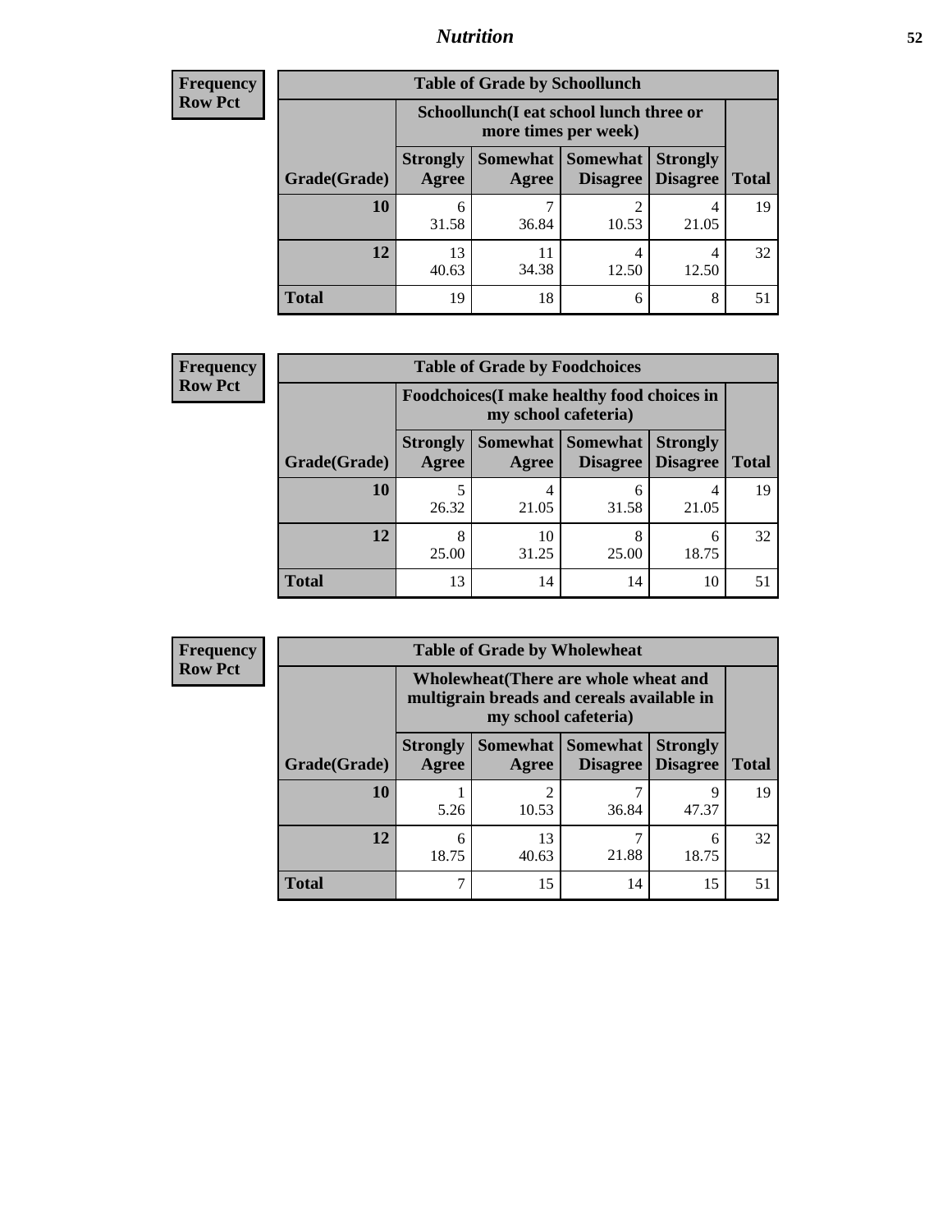## Nutrition

**Frequency**
**Row Pct**

| Table of Grade by Schoollunch | | | | | |
|---|---|---|---|---|---|
| | Schoollunch(I eat school lunch three or more times per week) | | | | |
| Grade(Grade) | Strongly Agree | Somewhat Agree | Somewhat Disagree | Strongly Disagree | Total |
| 10 | 6<br>31.58 | 7<br>36.84 | 2<br>10.53 | 4<br>21.05 | 19 |
| 12 | 13<br>40.63 | 11<br>34.38 | 4<br>12.50 | 4<br>12.50 | 32 |
| Total | 19 | 18 | 6 | 8 | 51 |

**Frequency**
**Row Pct**

| Table of Grade by Foodchoices | | | | | |
|---|---|---|---|---|---|
| | Foodchoices(I make healthy food choices in my school cafeteria) | | | | |
| Grade(Grade) | Strongly Agree | Somewhat Agree | Somewhat Disagree | Strongly Disagree | Total |
| 10 | 5<br>26.32 | 4<br>21.05 | 6<br>31.58 | 4<br>21.05 | 19 |
| 12 | 8<br>25.00 | 10<br>31.25 | 8<br>25.00 | 6<br>18.75 | 32 |
| Total | 13 | 14 | 14 | 10 | 51 |

**Frequency**
**Row Pct**

| Table of Grade by Wholewheat | | | | | |
|---|---|---|---|---|---|
| | Wholewheat(There are whole wheat and multigrain breads and cereals available in my school cafeteria) | | | | |
| Grade(Grade) | Strongly Agree | Somewhat Agree | Somewhat Disagree | Strongly Disagree | Total |
| 10 | 1<br>5.26 | 2<br>10.53 | 7<br>36.84 | 9<br>47.37 | 19 |
| 12 | 6<br>18.75 | 13<br>40.63 | 7<br>21.88 | 6<br>18.75 | 32 |
| Total | 7 | 15 | 14 | 15 | 51 |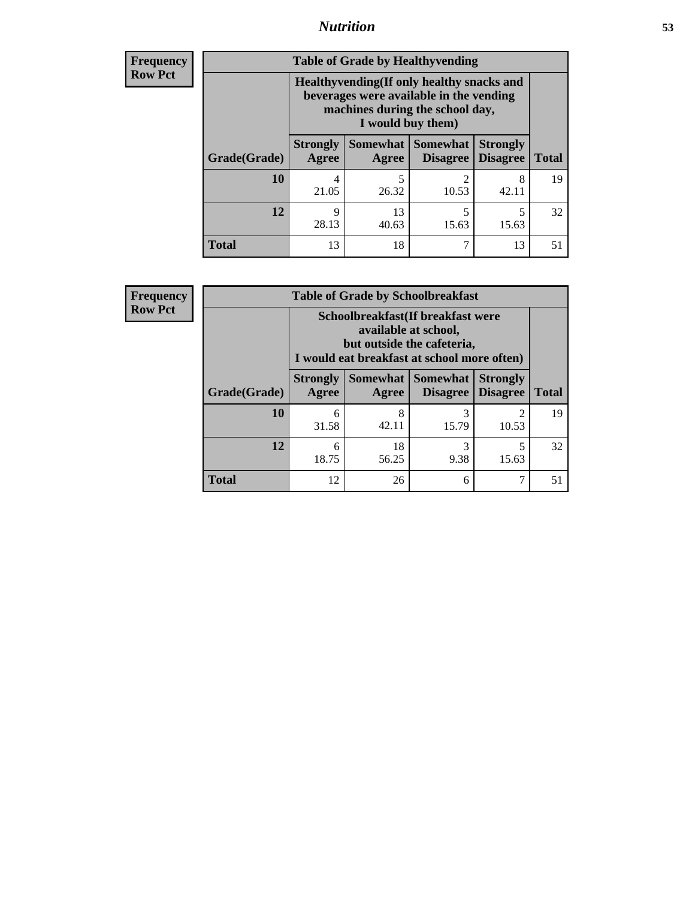**Frequency**
**Row Pct**

| Table of Grade by Healthyvending | | | | | |
|---|---|---|---|---|---|
| | Healthyvending(If only healthy snacks and beverages were available in the vending machines during the school day, I would buy them) | | | | |
| Grade(Grade) | Strongly Agree | Somewhat Agree | Somewhat Disagree | Strongly Disagree | Total |
| **10** | 4<br>21.05 | 5<br>26.32 | 2<br>10.53 | 8<br>42.11 | 19 |
| **12** | 9<br>28.13 | 13<br>40.63 | 5<br>15.63 | 5<br>15.63 | 32 |
| **Total** | 13 | 18 | 7 | 13 | 51 |

**Frequency**
**Row Pct**

| Table of Grade by Schoolbreakfast | | | | | |
|---|---|---|---|---|---|
| | Schoolbreakfast(If breakfast were available at school, but outside the cafeteria, I would eat breakfast at school more often) | | | | |
| Grade(Grade) | Strongly Agree | Somewhat Agree | Somewhat Disagree | Strongly Disagree | Total |
| **10** | 6<br>31.58 | 8<br>42.11 | 3<br>15.79 | 2<br>10.53 | 19 |
| **12** | 6<br>18.75 | 18<br>56.25 | 3<br>9.38 | 5<br>15.63 | 32 |
| **Total** | 12 | 26 | 6 | 7 | 51 |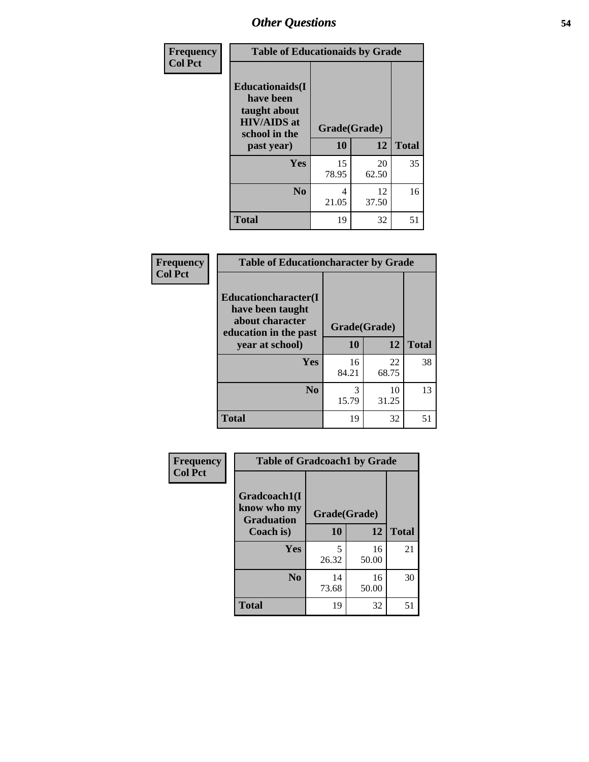## Other Questions

| Frequency Col Pct | Table of Educationaids by Grade | | |
|---|---|---|---|
| Educationaids(I have been taught about HIV/AIDS at school in the past year) | Grade(Grade) | | |
| | 10 | 12 | Total |
| Yes | 15<br>78.95 | 20<br>62.50 | 35 |
| No | 4<br>21.05 | 12<br>37.50 | 16 |
| Total | 19 | 32 | 51 |

| Frequency Col Pct | Table of Educationcharacter by Grade | | |
|---|---|---|---|
| Educationcharacter(I have been taught about character education in the past year at school) | Grade(Grade) | | |
| | 10 | 12 | Total |
| Yes | 16<br>84.21 | 22<br>68.75 | 38 |
| No | 3<br>15.79 | 10<br>31.25 | 13 |
| Total | 19 | 32 | 51 |

| Frequency Col Pct | Table of Gradcoach1 by Grade | | |
|---|---|---|---|
| Gradcoach1(I know who my Graduation Coach is) | Grade(Grade) | | |
| | 10 | 12 | Total |
| Yes | 5<br>26.32 | 16<br>50.00 | 21 |
| No | 14<br>73.68 | 16<br>50.00 | 30 |
| Total | 19 | 32 | 51 |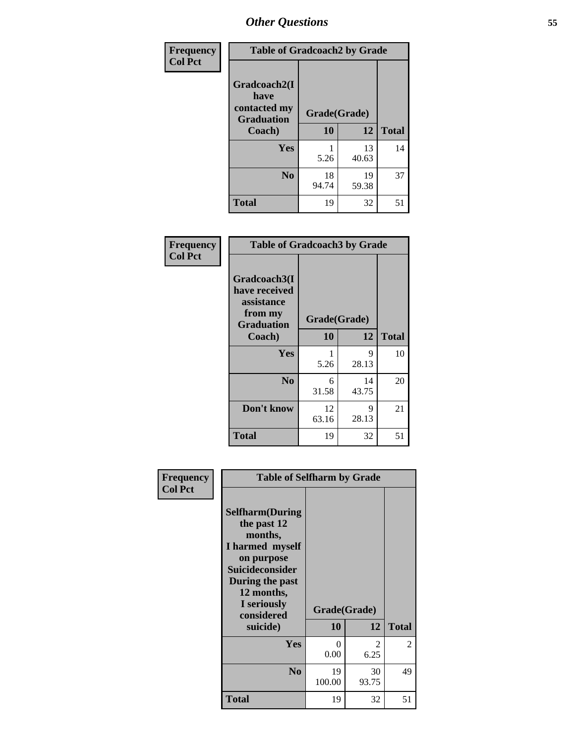# Other Questions

| Frequency<br>Col Pct | Table of Gradcoach2 by Grade | | |
|---|---|---|---|
| Gradcoach2(I have contacted my Graduation Coach) | Grade(Grade) | | |
| | 10 | 12 | Total |
| Yes | 1<br>5.26 | 13<br>40.63 | 14 |
| No | 18<br>94.74 | 19<br>59.38 | 37 |
| Total | 19 | 32 | 51 |

| Frequency<br>Col Pct | Table of Gradcoach3 by Grade | | |
|---|---|---|---|
| Gradcoach3(I have received assistance from my Graduation Coach) | Grade(Grade) | | |
| | 10 | 12 | Total |
| Yes | 1<br>5.26 | 9<br>28.13 | 10 |
| No | 6<br>31.58 | 14<br>43.75 | 20 |
| Don't know | 12<br>63.16 | 9<br>28.13 | 21 |
| Total | 19 | 32 | 51 |

| Frequency<br>Col Pct | Table of Selfharm by Grade | | |
|---|---|---|---|
| Selfharm(During the past 12 months, I harmed myself on purpose Suicideconsider During the past 12 months, I seriously considered suicide) | Grade(Grade) | | |
| | 10 | 12 | Total |
| Yes | 0<br>0.00 | 2<br>6.25 | 2 |
| No | 19<br>100.00 | 30<br>93.75 | 49 |
| Total | 19 | 32 | 51 |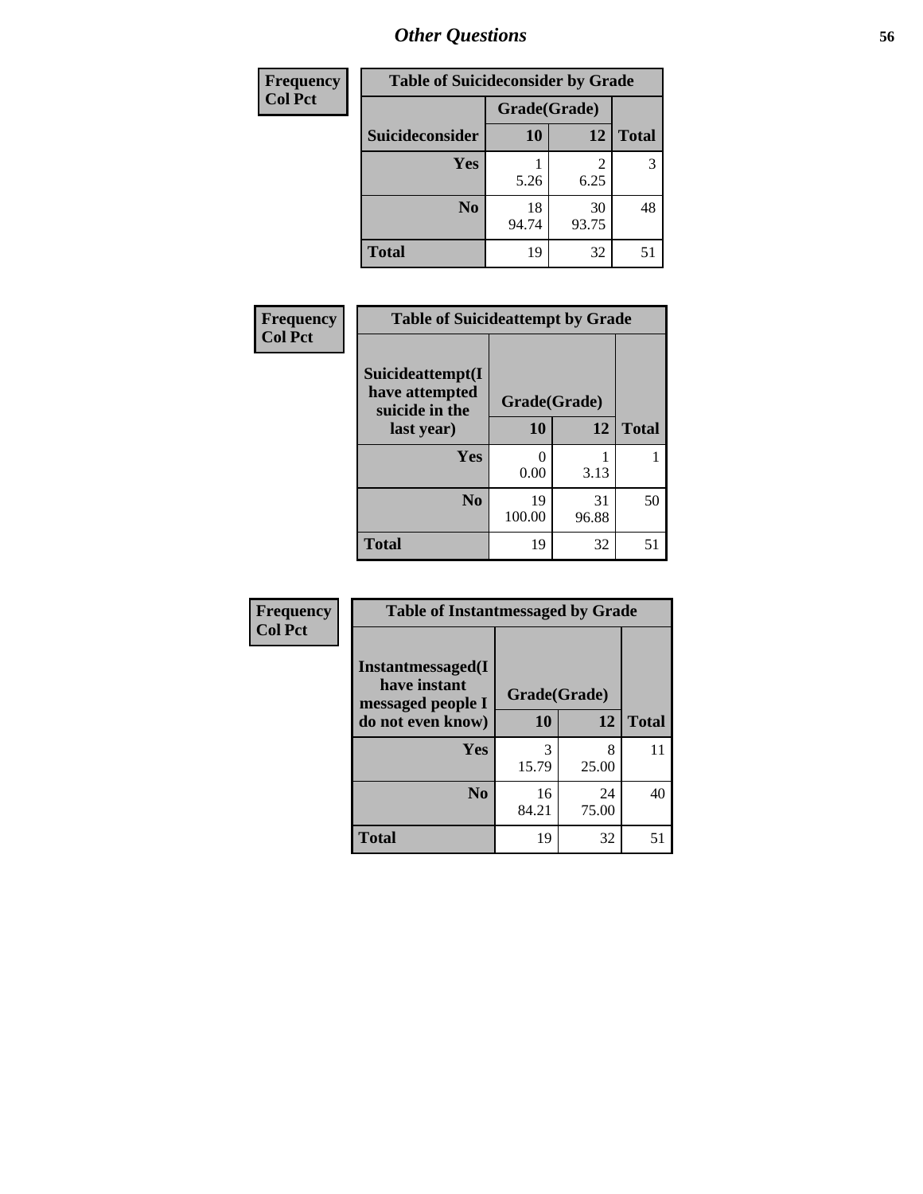| Frequency |
|---|
| Col Pct |

| Table of Suicideconsider by Grade | | | |
|---|---|---|---|
| | Grade(Grade) | | |
| Suicideconsider | 10 | 12 | Total |
| Yes | 1<br>5.26 | 2<br>6.25 | 3 |
| No | 18<br>94.74 | 30<br>93.75 | 48 |
| Total | 19 | 32 | 51 |

| Frequency |
|---|
| Col Pct |

| Table of Suicideattempt by Grade | | | |
|---|---|---|---|
| Suicideattempt(I have attempted suicide in the last year) | Grade(Grade) | | |
| | 10 | 12 | Total |
| Yes | 0<br>0.00 | 1<br>3.13 | 1 |
| No | 19<br>100.00 | 31<br>96.88 | 50 |
| Total | 19 | 32 | 51 |

| Frequency |
|---|
| Col Pct |

| Table of Instantmessaged by Grade | | | |
|---|---|---|---|
| Instantmessaged(I have instant messaged people I do not even know) | Grade(Grade) | | |
| | 10 | 12 | Total |
| Yes | 3<br>15.79 | 8<br>25.00 | 11 |
| No | 16<br>84.21 | 24<br>75.00 | 40 |
| Total | 19 | 32 | 51 |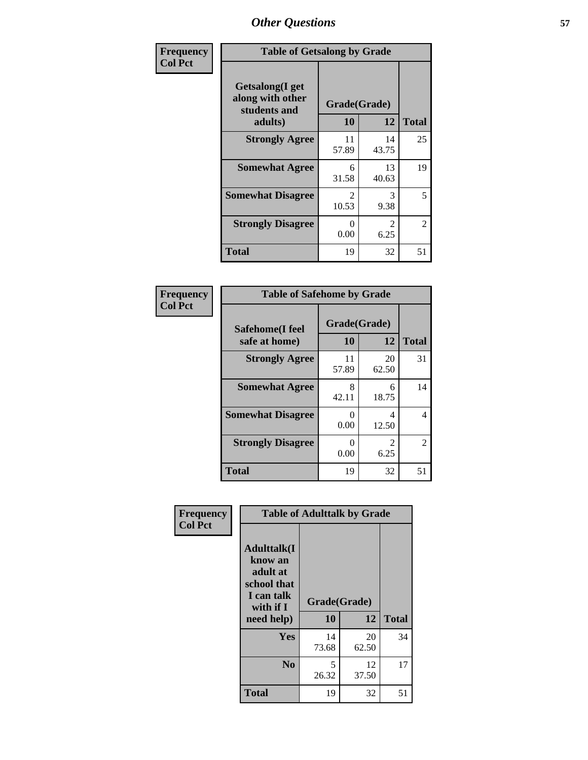## Other Questions

**Frequency**
**Col Pct**

**Table of Getsalong by Grade**

| Getsalong(I get along with other students and adults) | Grade(Grade) | | Total |
|---|---|---|---|
| | 10 | 12 | |
| **Strongly Agree** | 11<br>57.89 | 14<br>43.75 | 25 |
| **Somewhat Agree** | 6<br>31.58 | 13<br>40.63 | 19 |
| **Somewhat Disagree** | 2<br>10.53 | 3<br>9.38 | 5 |
| **Strongly Disagree** | 0<br>0.00 | 2<br>6.25 | 2 |
| **Total** | 19 | 32 | 51 |

**Frequency**
**Col Pct**

**Table of Safehome by Grade**

| Safehome(I feel safe at home) | Grade(Grade) | | Total |
|---|---|---|---|
| | 10 | 12 | |
| **Strongly Agree** | 11<br>57.89 | 20<br>62.50 | 31 |
| **Somewhat Agree** | 8<br>42.11 | 6<br>18.75 | 14 |
| **Somewhat Disagree** | 0<br>0.00 | 4<br>12.50 | 4 |
| **Strongly Disagree** | 0<br>0.00 | 2<br>6.25 | 2 |
| **Total** | 19 | 32 | 51 |

**Frequency**
**Col Pct**

**Table of Adulttalk by Grade**

| Adulttalk(I know an adult at school that I can talk with if I need help) | Grade(Grade) | | Total |
|---|---|---|---|
| | 10 | 12 | |
| **Yes** | 14<br>73.68 | 20<br>62.50 | 34 |
| **No** | 5<br>26.32 | 12<br>37.50 | 17 |
| **Total** | 19 | 32 | 51 |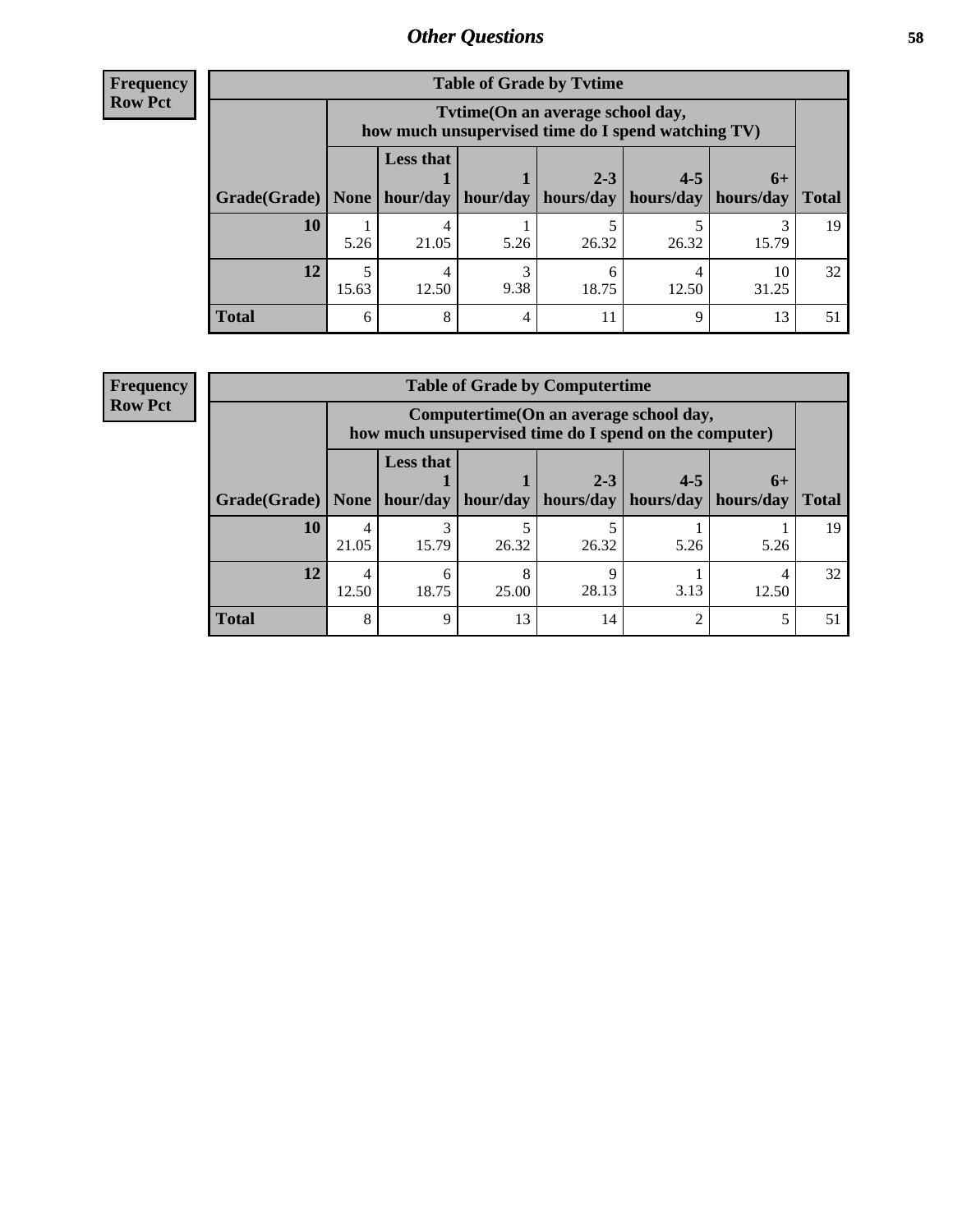## Other Questions

**Frequency**
**Row Pct**

| Table of Grade by Tvtime | | | | | | | |
|---|---|---|---|---|---|---|---|
| | Tvtime(On an average school day, how much unsupervised time do I spend watching TV) | | | | | | |
| Grade(Grade) | None | Less that 1 hour/day | 1 hour/day | 2-3 hours/day | 4-5 hours/day | 6+ hours/day | Total |
| **10** | 1<br>5.26 | 4<br>21.05 | 1<br>5.26 | 5<br>26.32 | 5<br>26.32 | 3<br>15.79 | 19 |
| **12** | 5<br>15.63 | 4<br>12.50 | 3<br>9.38 | 6<br>18.75 | 4<br>12.50 | 10<br>31.25 | 32 |
| **Total** | 6 | 8 | 4 | 11 | 9 | 13 | 51 |

**Frequency**
**Row Pct**

| Table of Grade by Computertime | | | | | | | |
|---|---|---|---|---|---|---|---|
| | Computertime(On an average school day, how much unsupervised time do I spend on the computer) | | | | | | |
| Grade(Grade) | None | Less that 1 hour/day | 1 hour/day | 2-3 hours/day | 4-5 hours/day | 6+ hours/day | Total |
| **10** | 4<br>21.05 | 3<br>15.79 | 5<br>26.32 | 5<br>26.32 | 1<br>5.26 | 1<br>5.26 | 19 |
| **12** | 4<br>12.50 | 6<br>18.75 | 8<br>25.00 | 9<br>28.13 | 1<br>3.13 | 4<br>12.50 | 32 |
| **Total** | 8 | 9 | 13 | 14 | 2 | 5 | 51 |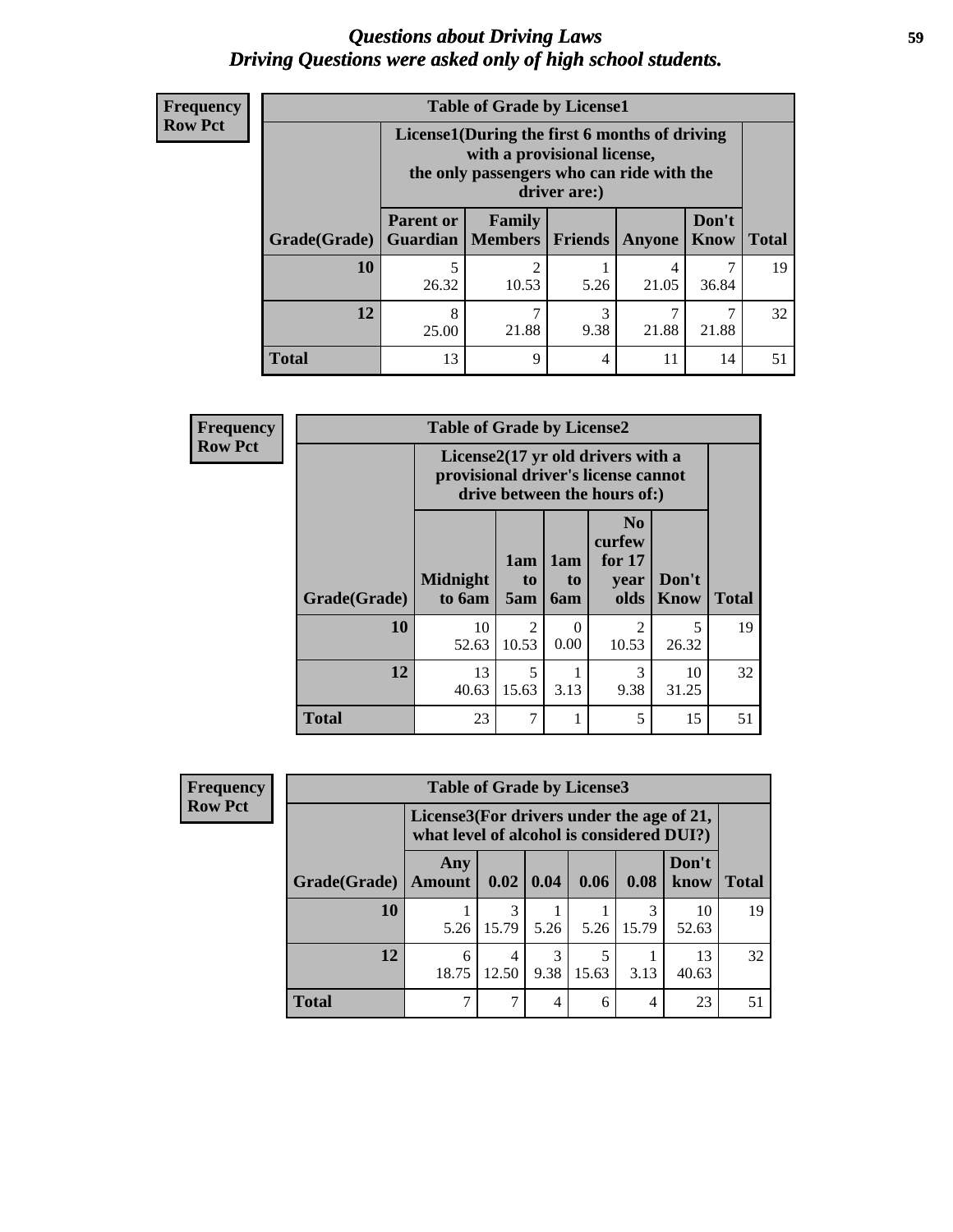# *Questions about Driving Laws*
# *Driving Questions were asked only of high school students.*

**Frequency**
**Row Pct**

| Table of Grade by License1 | | | | | | |
|---|---|---|---|---|---|---|
| | License1(During the first 6 months of driving with a provisional license, the only passengers who can ride with the driver are:) | | | | | |
| Grade(Grade) | Parent or Guardian | Family Members | Friends | Anyone | Don't Know | Total |
| **10** | 5<br>26.32 | 2<br>10.53 | 1<br>5.26 | 4<br>21.05 | 7<br>36.84 | 19 |
| **12** | 8<br>25.00 | 7<br>21.88 | 3<br>9.38 | 7<br>21.88 | 7<br>21.88 | 32 |
| **Total** | 13 | 9 | 4 | 11 | 14 | 51 |

**Frequency**
**Row Pct**

| Table of Grade by License2 | | | | | | |
|---|---|---|---|---|---|---|
| | License2(17 yr old drivers with a provisional driver's license cannot drive between the hours of:) | | | | | |
| Grade(Grade) | Midnight to 6am | 1am to 5am | 1am to 6am | No curfew for 17 year olds | Don't Know | Total |
| **10** | 10<br>52.63 | 2<br>10.53 | 0<br>0.00 | 2<br>10.53 | 5<br>26.32 | 19 |
| **12** | 13<br>40.63 | 5<br>15.63 | 1<br>3.13 | 3<br>9.38 | 10<br>31.25 | 32 |
| **Total** | 23 | 7 | 1 | 5 | 15 | 51 |

**Frequency**
**Row Pct**

| Table of Grade by License3 | | | | | | | |
|---|---|---|---|---|---|---|---|
| | License3(For drivers under the age of 21, what level of alcohol is considered DUI?) | | | | | | |
| Grade(Grade) | Any Amount | 0.02 | 0.04 | 0.06 | 0.08 | Don't know | Total |
| **10** | 1<br>5.26 | 3<br>15.79 | 1<br>5.26 | 1<br>5.26 | 3<br>15.79 | 10<br>52.63 | 19 |
| **12** | 6<br>18.75 | 4<br>12.50 | 3<br>9.38 | 5<br>15.63 | 1<br>3.13 | 13<br>40.63 | 32 |
| **Total** | 7 | 7 | 4 | 6 | 4 | 23 | 51 |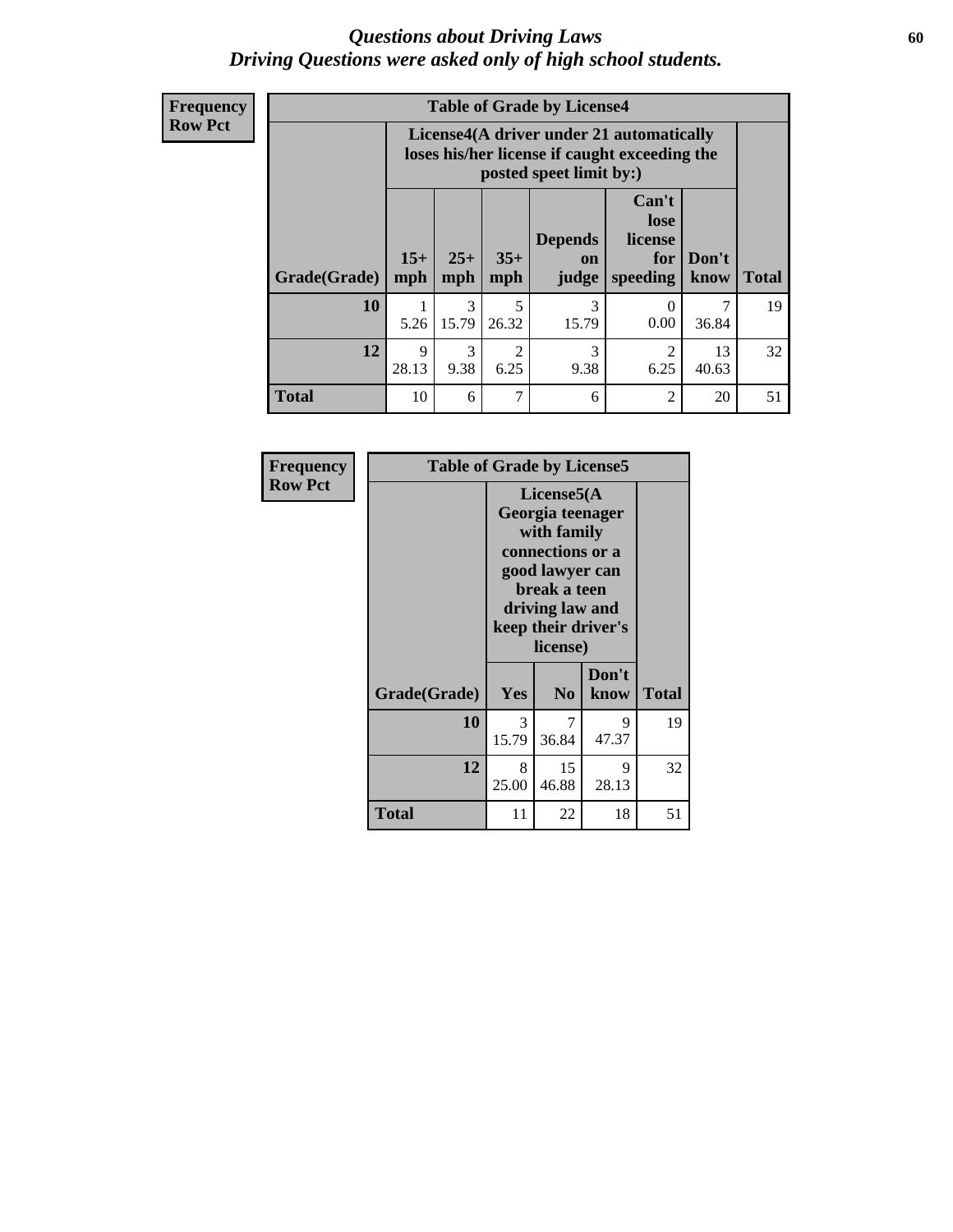# *Questions about Driving Laws*
# *Driving Questions were asked only of high school students.*

**Frequency**
**Row Pct**

**Table of Grade by License4**

| Grade(Grade) | License4(A driver under 21 automatically loses his/her license if caught exceeding the posted speet limit by:) 15+ mph | 25+ mph | 35+ mph | Depends on judge | Can't lose license for speeding | Don't know | Total |
|---|---|---|---|---|---|---|---|
| **10** | 1<br>5.26 | 3<br>15.79 | 5<br>26.32 | 3<br>15.79 | 0<br>0.00 | 7<br>36.84 | 19 |
| **12** | 9<br>28.13 | 3<br>9.38 | 2<br>6.25 | 3<br>9.38 | 2<br>6.25 | 13<br>40.63 | 32 |
| **Total** | 10 | 6 | 7 | 6 | 2 | 20 | 51 |

**Frequency**
**Row Pct**

**Table of Grade by License5**

| Grade(Grade) | License5(A Georgia teenager with family connections or a good lawyer can break a teen driving law and keep their driver's license) Yes | No | Don't know | Total |
|---|---|---|---|---|
| **10** | 3<br>15.79 | 7<br>36.84 | 9<br>47.37 | 19 |
| **12** | 8<br>25.00 | 15<br>46.88 | 9<br>28.13 | 32 |
| **Total** | 11 | 22 | 18 | 51 |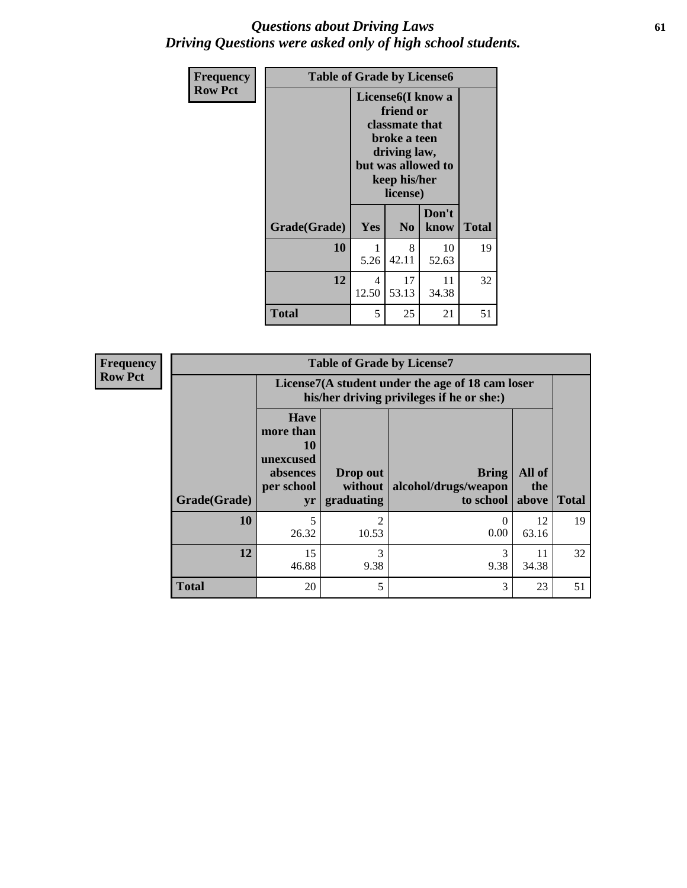*Questions about Driving Laws*
*Driving Questions were asked only of high school students.*

**Frequency**
**Row Pct**

| Table of Grade by License6 | | | | |
|---|---|---|---|---|
| | License6(I know a friend or classmate that broke a teen driving law, but was allowed to keep his/her license) | | | |
| Grade(Grade) | Yes | No | Don't know | Total |
| 10 | 1<br>5.26 | 8<br>42.11 | 10<br>52.63 | 19 |
| 12 | 4<br>12.50 | 17<br>53.13 | 11<br>34.38 | 32 |
| Total | 5 | 25 | 21 | 51 |

**Frequency**
**Row Pct**

| Table of Grade by License7 | | | | | |
|---|---|---|---|---|---|
| | License7(A student under the age of 18 cam loser his/her driving privileges if he or she:) | | | | |
| Grade(Grade) | Have more than 10 unexcused absences per school yr | Drop out without graduating | Bring alcohol/drugs/weapon to school | All of the above | Total |
| 10 | 5<br>26.32 | 2<br>10.53 | 0<br>0.00 | 12<br>63.16 | 19 |
| 12 | 15<br>46.88 | 3<br>9.38 | 3<br>9.38 | 11<br>34.38 | 32 |
| Total | 20 | 5 | 3 | 23 | 51 |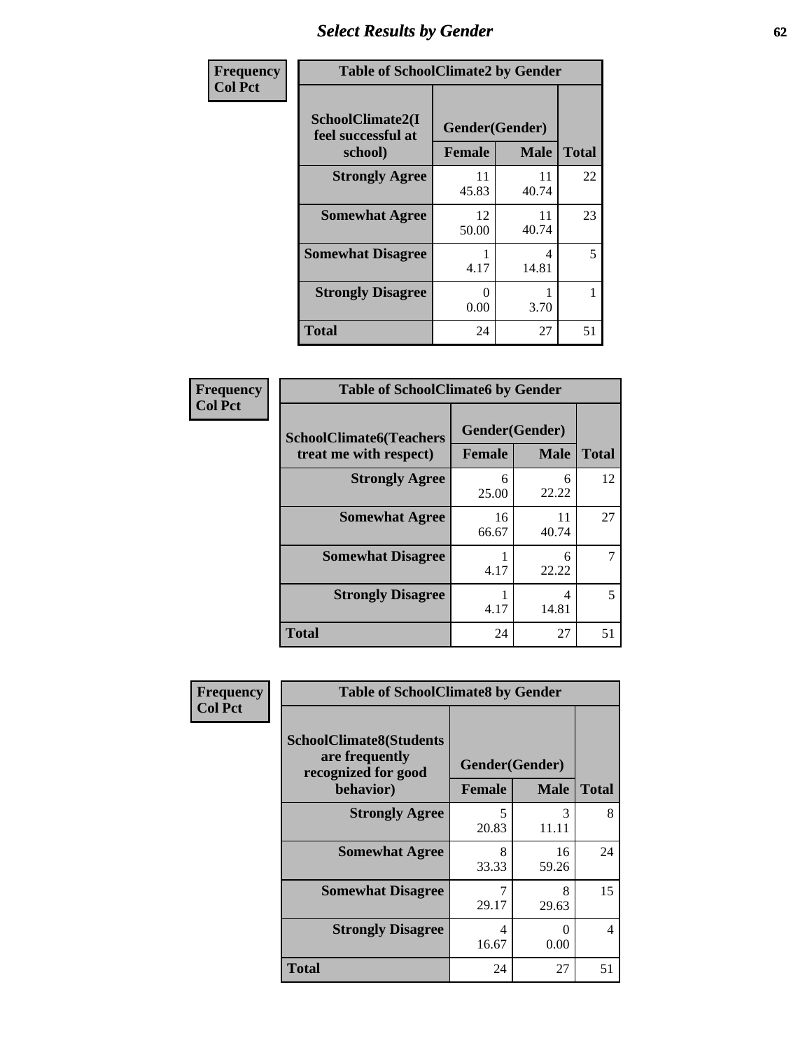## Select Results by Gender

| Frequency<br>Col Pct | Table of SchoolClimate2 by Gender | | |
|---|---|---|---|
| SchoolClimate2(I feel successful at school) | Gender(Gender) | | |
| | Female | Male | Total |
| Strongly Agree | 11<br>45.83 | 11<br>40.74 | 22 |
| Somewhat Agree | 12<br>50.00 | 11<br>40.74 | 23 |
| Somewhat Disagree | 1<br>4.17 | 4<br>14.81 | 5 |
| Strongly Disagree | 0<br>0.00 | 1<br>3.70 | 1 |
| Total | 24 | 27 | 51 |

| Frequency<br>Col Pct | Table of SchoolClimate6 by Gender | | |
|---|---|---|---|
| SchoolClimate6(Teachers treat me with respect) | Gender(Gender) | | |
| | Female | Male | Total |
| Strongly Agree | 6<br>25.00 | 6<br>22.22 | 12 |
| Somewhat Agree | 16<br>66.67 | 11<br>40.74 | 27 |
| Somewhat Disagree | 1<br>4.17 | 6<br>22.22 | 7 |
| Strongly Disagree | 1<br>4.17 | 4<br>14.81 | 5 |
| Total | 24 | 27 | 51 |

| Frequency<br>Col Pct | Table of SchoolClimate8 by Gender | | |
|---|---|---|---|
| SchoolClimate8(Students are frequently recognized for good behavior) | Gender(Gender) | | |
| | Female | Male | Total |
| Strongly Agree | 5<br>20.83 | 3<br>11.11 | 8 |
| Somewhat Agree | 8<br>33.33 | 16<br>59.26 | 24 |
| Somewhat Disagree | 7<br>29.17 | 8<br>29.63 | 15 |
| Strongly Disagree | 4<br>16.67 | 0<br>0.00 | 4 |
| Total | 24 | 27 | 51 |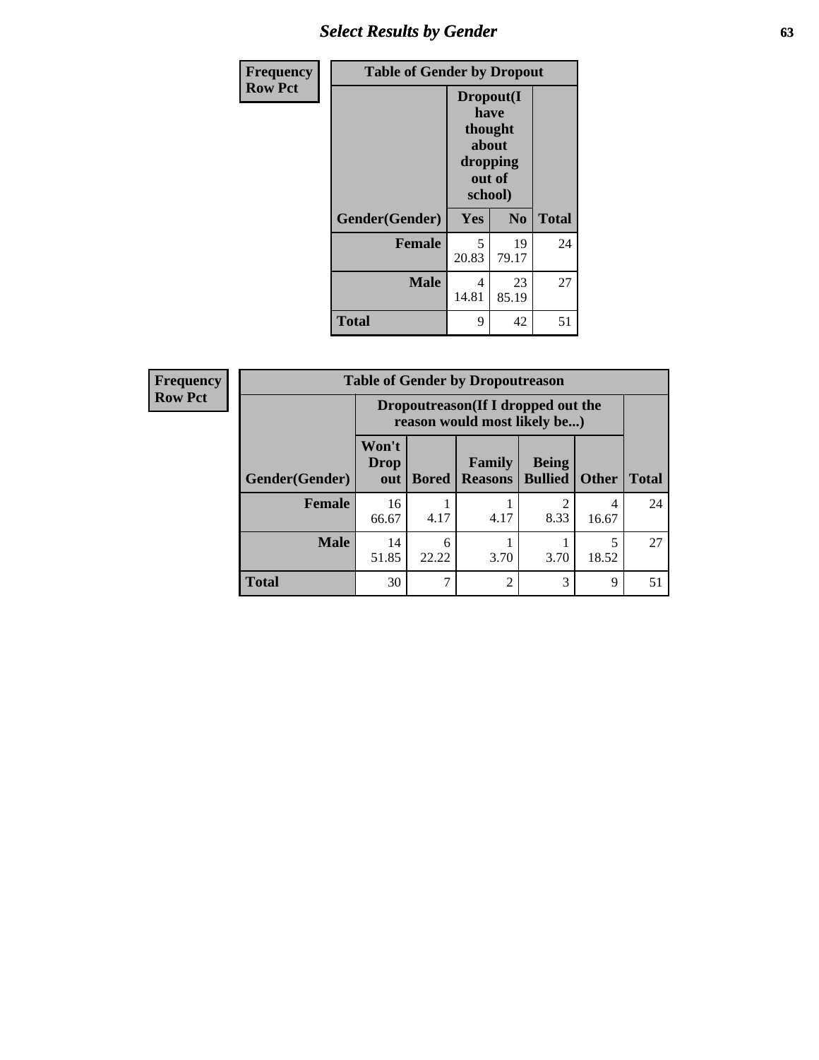## Select Results by Gender

| Frequency Row Pct | | | |
|---|---|---|---|
| **Table of Gender by Dropout** | | | |
| | **Dropout(I have thought about dropping out of school)** | | |
| **Gender(Gender)** | **Yes** | **No** | **Total** |
| **Female** | 5<br>20.83 | 19<br>79.17 | 24 |
| **Male** | 4<br>14.81 | 23<br>85.19 | 27 |
| **Total** | 9 | 42 | 51 |

| Frequency Row Pct | | | | | | |
|---|---|---|---|---|---|---|
| **Table of Gender by Dropoutreason** | | | | | | |
| | **Dropoutreason(If I dropped out the reason would most likely be...)** | | | | | |
| **Gender(Gender)** | **Won't Drop out** | **Bored** | **Family Reasons** | **Being Bullied** | **Other** | **Total** |
| **Female** | 16<br>66.67 | 1<br>4.17 | 1<br>4.17 | 2<br>8.33 | 4<br>16.67 | 24 |
| **Male** | 14<br>51.85 | 6<br>22.22 | 1<br>3.70 | 1<br>3.70 | 5<br>18.52 | 27 |
| **Total** | 30 | 7 | 2 | 3 | 9 | 51 |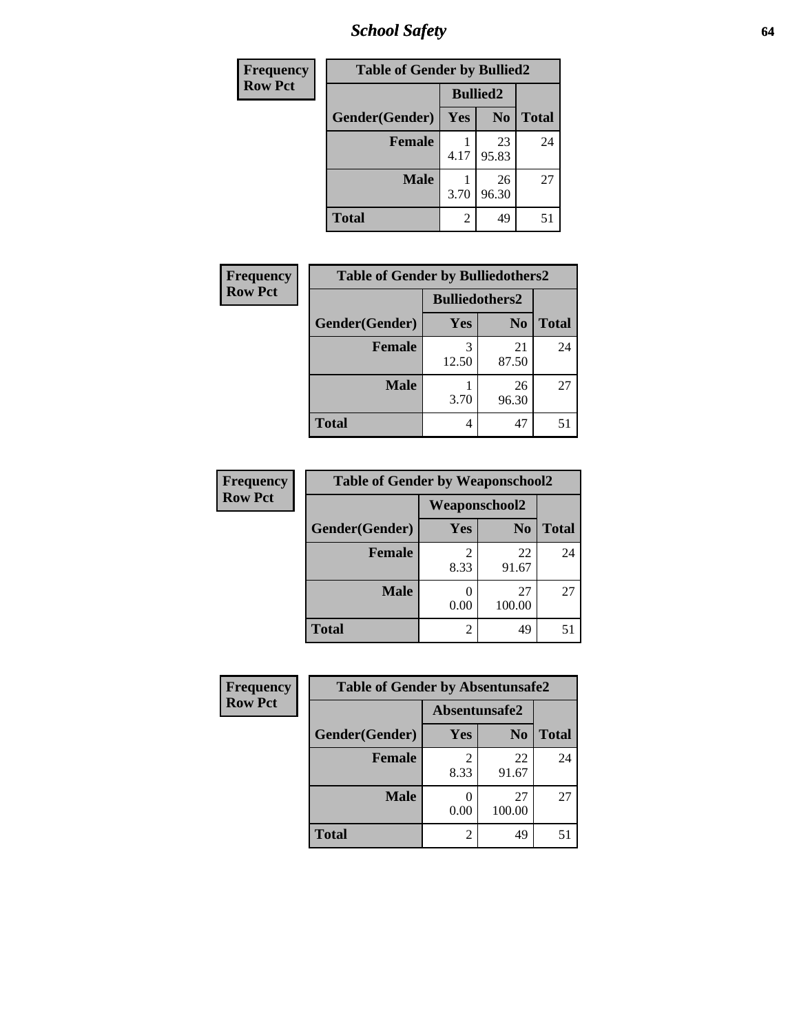## School Safety

| Frequency Row Pct | Table of Gender by Bullied2 | | |
|---|---|---|---|
| | Bullied2 | | |
| Gender(Gender) | Yes | No | Total |
| Female | 1<br>4.17 | 23<br>95.83 | 24 |
| Male | 1<br>3.70 | 26<br>96.30 | 27 |
| Total | 2 | 49 | 51 |

| Frequency Row Pct | Table of Gender by Bulliedothers2 | | |
|---|---|---|---|
| | Bulliedothers2 | | |
| Gender(Gender) | Yes | No | Total |
| Female | 3<br>12.50 | 21<br>87.50 | 24 |
| Male | 1<br>3.70 | 26<br>96.30 | 27 |
| Total | 4 | 47 | 51 |

| Frequency Row Pct | Table of Gender by Weaponschool2 | | |
|---|---|---|---|
| | Weaponschool2 | | |
| Gender(Gender) | Yes | No | Total |
| Female | 2<br>8.33 | 22<br>91.67 | 24 |
| Male | 0<br>0.00 | 27<br>100.00 | 27 |
| Total | 2 | 49 | 51 |

| Frequency Row Pct | Table of Gender by Absentunsafe2 | | |
|---|---|---|---|
| | Absentunsafe2 | | |
| Gender(Gender) | Yes | No | Total |
| Female | 2<br>8.33 | 22<br>91.67 | 24 |
| Male | 0<br>0.00 | 27<br>100.00 | 27 |
| Total | 2 | 49 | 51 |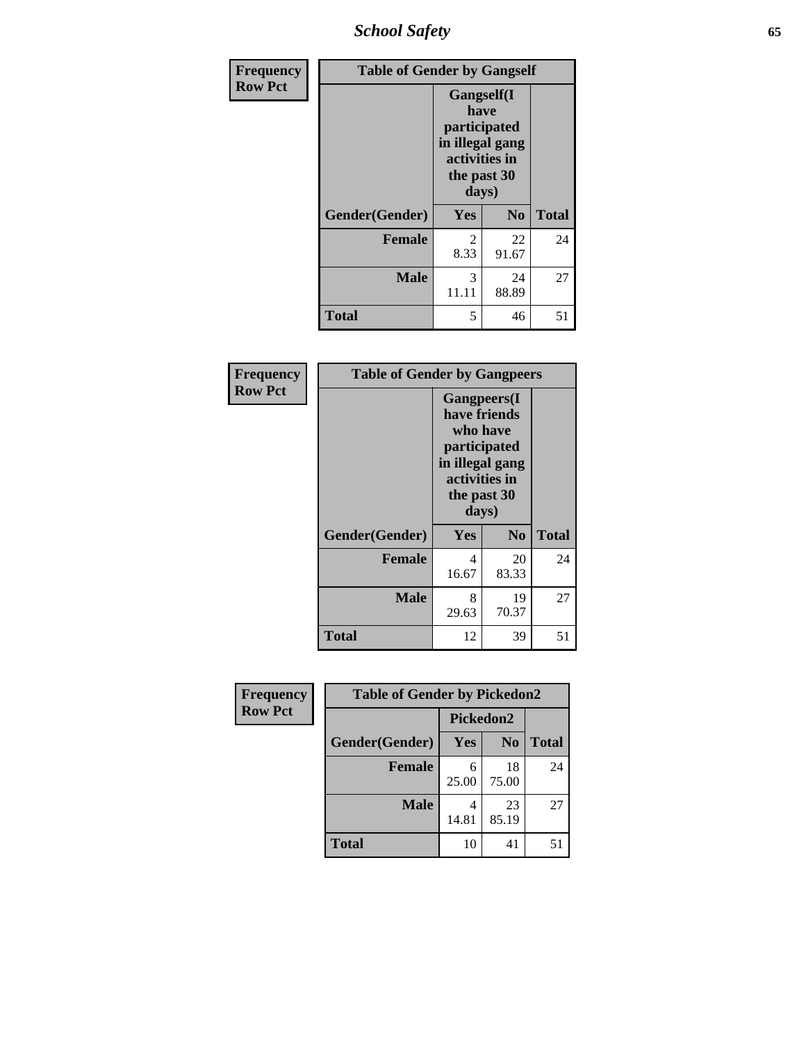| Frequency Row Pct | Table of Gender by Gangself | | |
|---|---|---|---|
| | Gangself(I have participated in illegal gang activities in the past 30 days) | | |
| Gender(Gender) | Yes | No | Total |
| Female | 2<br>8.33 | 22<br>91.67 | 24 |
| Male | 3<br>11.11 | 24<br>88.89 | 27 |
| Total | 5 | 46 | 51 |

| Frequency Row Pct | Table of Gender by Gangpeers | | |
|---|---|---|---|
| | Gangpeers(I have friends who have participated in illegal gang activities in the past 30 days) | | |
| Gender(Gender) | Yes | No | Total |
| Female | 4<br>16.67 | 20<br>83.33 | 24 |
| Male | 8<br>29.63 | 19<br>70.37 | 27 |
| Total | 12 | 39 | 51 |

| Frequency Row Pct | Table of Gender by Pickedon2 | | |
|---|---|---|---|
| | Pickedon2 | | |
| Gender(Gender) | Yes | No | Total |
| Female | 6<br>25.00 | 18<br>75.00 | 24 |
| Male | 4<br>14.81 | 23<br>85.19 | 27 |
| Total | 10 | 41 | 51 |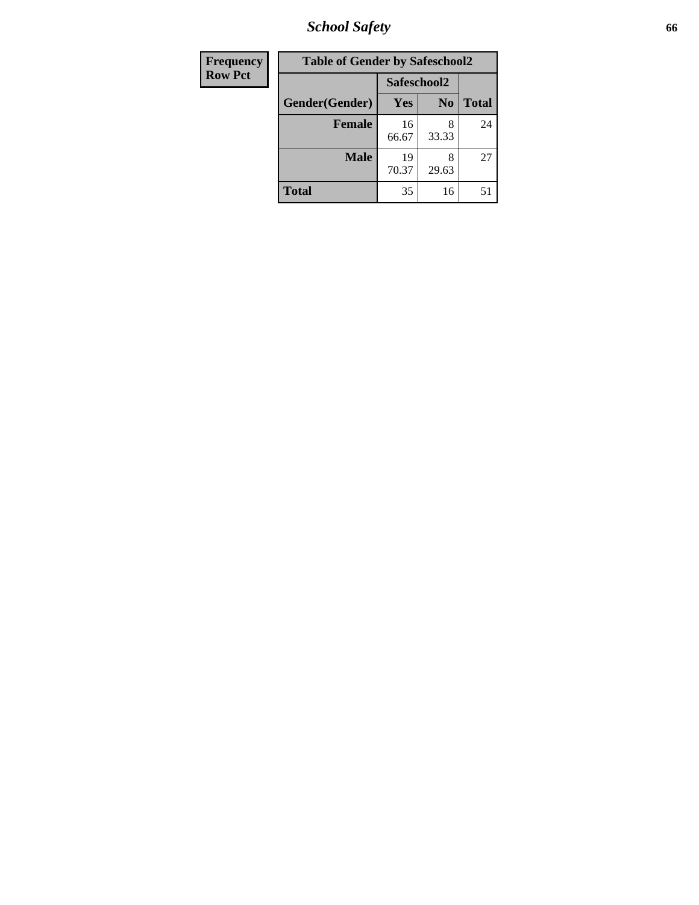# School Safety

| Frequency |
|---|
| Row Pct |

| Table of Gender by Safeschool2 | | | |
|---|---|---|---|
| | Safeschool2 | | |
| Gender(Gender) | Yes | No | Total |
| Female | 16<br>66.67 | 8<br>33.33 | 24 |
| Male | 19<br>70.37 | 8<br>29.63 | 27 |
| Total | 35 | 16 | 51 |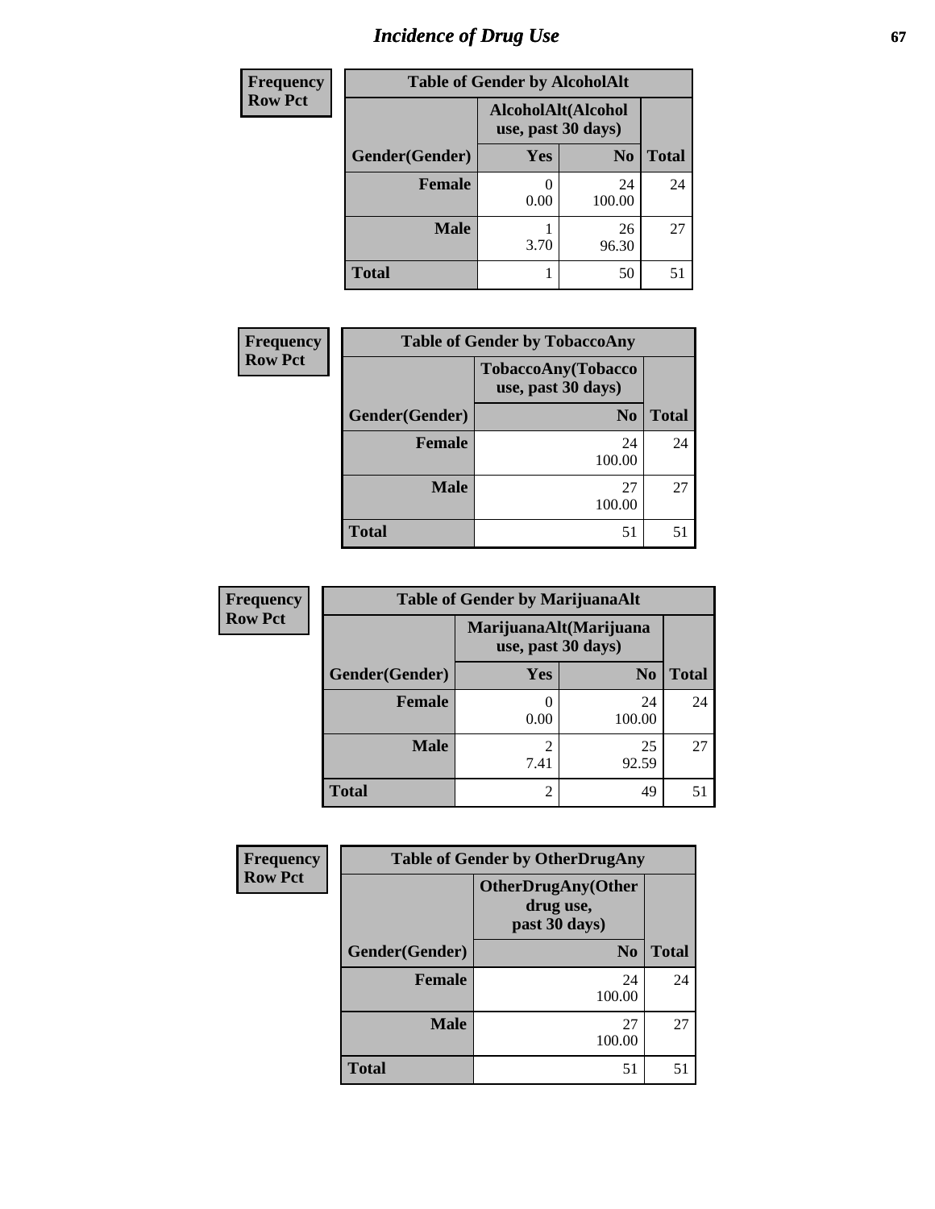# Incidence of Drug Use

**Frequency**
**Row Pct**

| Table of Gender by AlcoholAlt | | | |
|---|---|---|---|
| | AlcoholAlt(Alcohol use, past 30 days) | | |
| Gender(Gender) | Yes | No | Total |
| Female | 0<br>0.00 | 24<br>100.00 | 24 |
| Male | 1<br>3.70 | 26<br>96.30 | 27 |
| Total | 1 | 50 | 51 |

**Frequency**
**Row Pct**

| Table of Gender by TobaccoAny | | |
|---|---|---|
| | TobaccoAny(Tobacco use, past 30 days) | |
| Gender(Gender) | No | Total |
| Female | 24<br>100.00 | 24 |
| Male | 27<br>100.00 | 27 |
| Total | 51 | 51 |

**Frequency**
**Row Pct**

| Table of Gender by MarijuanaAlt | | | |
|---|---|---|---|
| | MarijuanaAlt(Marijuana use, past 30 days) | | |
| Gender(Gender) | Yes | No | Total |
| Female | 0<br>0.00 | 24<br>100.00 | 24 |
| Male | 2<br>7.41 | 25<br>92.59 | 27 |
| Total | 2 | 49 | 51 |

**Frequency**
**Row Pct**

| Table of Gender by OtherDrugAny | | |
|---|---|---|
| | OtherDrugAny(Other drug use, past 30 days) | |
| Gender(Gender) | No | Total |
| Female | 24<br>100.00 | 24 |
| Male | 27<br>100.00 | 27 |
| Total | 51 | 51 |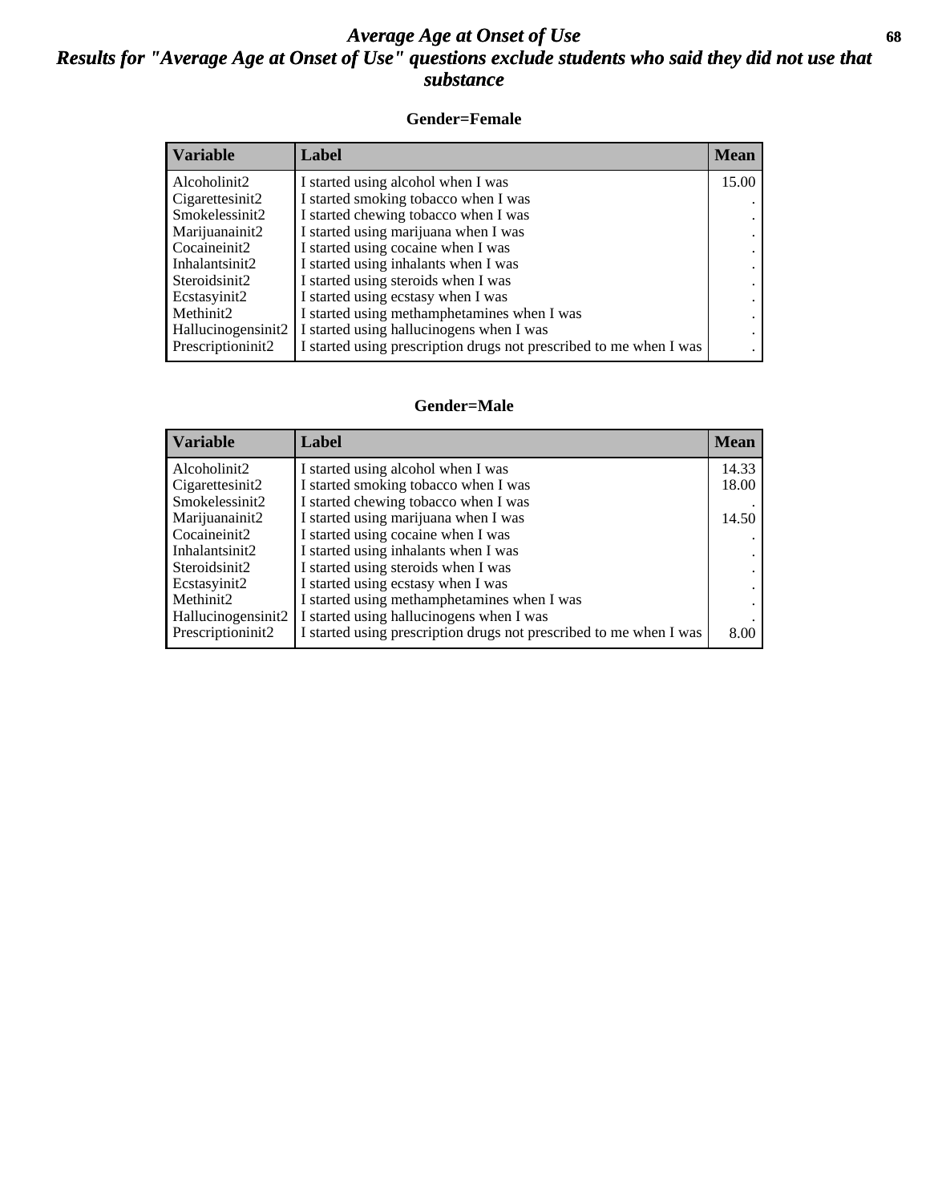# *Average Age at Onset of Use*

## *Results for "Average Age at Onset of Use" questions exclude students who said they did not use that substance*

### Gender=Female

| Variable | Label | Mean |
|---|---|---|
| Alcoholinit2 | I started using alcohol when I was | 15.00 |
| Cigarettesinit2 | I started smoking tobacco when I was | . |
| Smokelessinit2 | I started chewing tobacco when I was | . |
| Marijuanainit2 | I started using marijuana when I was | . |
| Cocaineinit2 | I started using cocaine when I was | . |
| Inhalantsinit2 | I started using inhalants when I was | . |
| Steroidsinit2 | I started using steroids when I was | . |
| Ecstasyinit2 | I started using ecstasy when I was | . |
| Methinit2 | I started using methamphetamines when I was | . |
| Hallucinogensinit2 | I started using hallucinogens when I was | . |
| Prescriptioninit2 | I started using prescription drugs not prescribed to me when I was | . |

### Gender=Male

| Variable | Label | Mean |
|---|---|---|
| Alcoholinit2 | I started using alcohol when I was | 14.33 |
| Cigarettesinit2 | I started smoking tobacco when I was | 18.00 |
| Smokelessinit2 | I started chewing tobacco when I was | . |
| Marijuanainit2 | I started using marijuana when I was | 14.50 |
| Cocaineinit2 | I started using cocaine when I was | . |
| Inhalantsinit2 | I started using inhalants when I was | . |
| Steroidsinit2 | I started using steroids when I was | . |
| Ecstasyinit2 | I started using ecstasy when I was | . |
| Methinit2 | I started using methamphetamines when I was | . |
| Hallucinogensinit2 | I started using hallucinogens when I was | . |
| Prescriptioninit2 | I started using prescription drugs not prescribed to me when I was | 8.00 |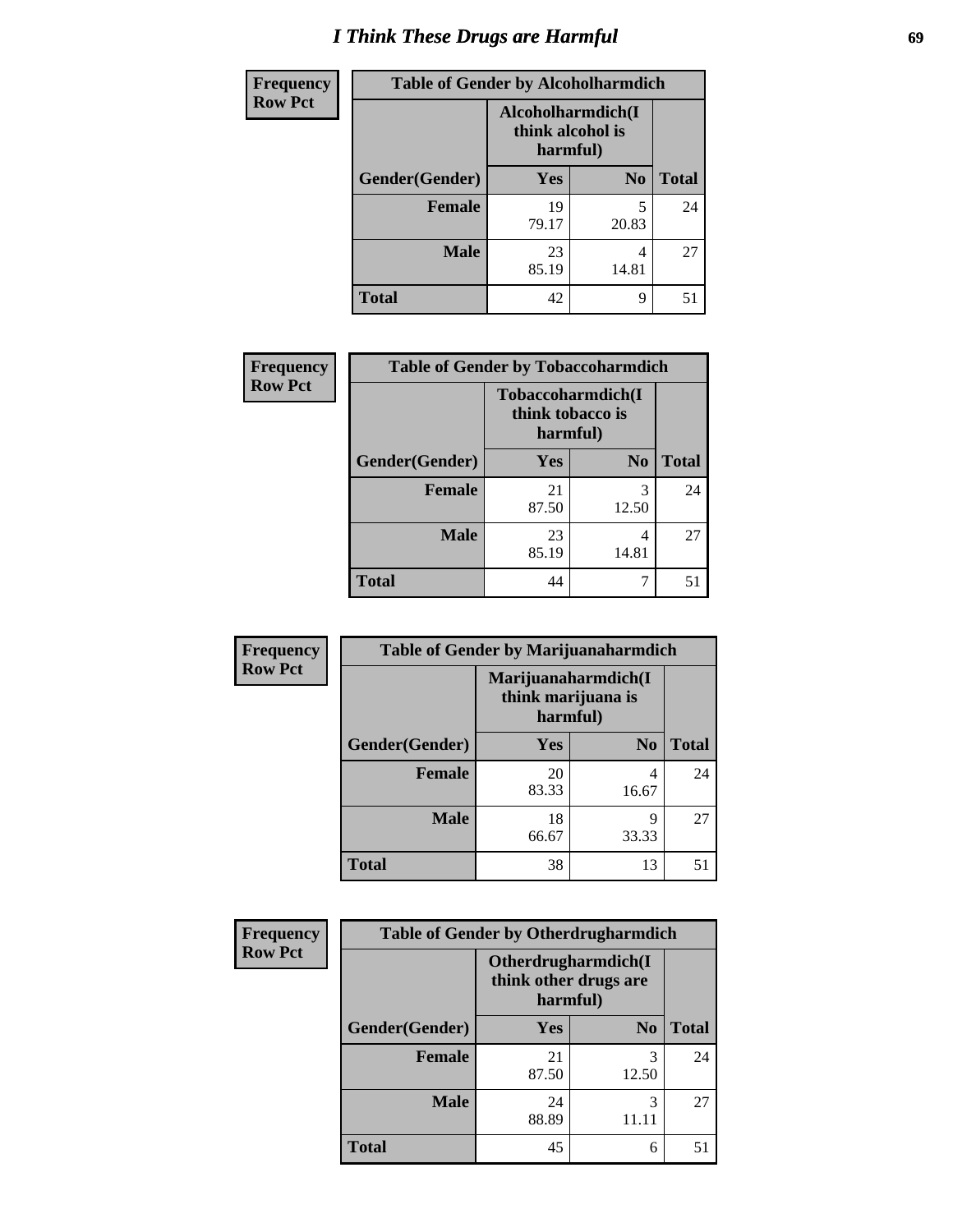# I Think These Drugs are Harmful

| Frequency Row Pct | Table of Gender by Alcoholharmdich | | |
|---|---|---|---|
| | Alcoholharmdich(I think alcohol is harmful) | | |
| Gender(Gender) | Yes | No | Total |
| Female | 19<br>79.17 | 5<br>20.83 | 24 |
| Male | 23<br>85.19 | 4<br>14.81 | 27 |
| Total | 42 | 9 | 51 |

| Frequency Row Pct | Table of Gender by Tobaccoharmdich | | |
|---|---|---|---|
| | Tobaccoharmdich(I think tobacco is harmful) | | |
| Gender(Gender) | Yes | No | Total |
| Female | 21<br>87.50 | 3<br>12.50 | 24 |
| Male | 23<br>85.19 | 4<br>14.81 | 27 |
| Total | 44 | 7 | 51 |

| Frequency Row Pct | Table of Gender by Marijuanaharmdich | | |
|---|---|---|---|
| | Marijuanaharmdich(I think marijuana is harmful) | | |
| Gender(Gender) | Yes | No | Total |
| Female | 20<br>83.33 | 4<br>16.67 | 24 |
| Male | 18<br>66.67 | 9<br>33.33 | 27 |
| Total | 38 | 13 | 51 |

| Frequency Row Pct | Table of Gender by Otherdrugharmdich | | |
|---|---|---|---|
| | Otherdrugharmdich(I think other drugs are harmful) | | |
| Gender(Gender) | Yes | No | Total |
| Female | 21<br>87.50 | 3<br>12.50 | 24 |
| Male | 24<br>88.89 | 3<br>11.11 | 27 |
| Total | 45 | 6 | 51 |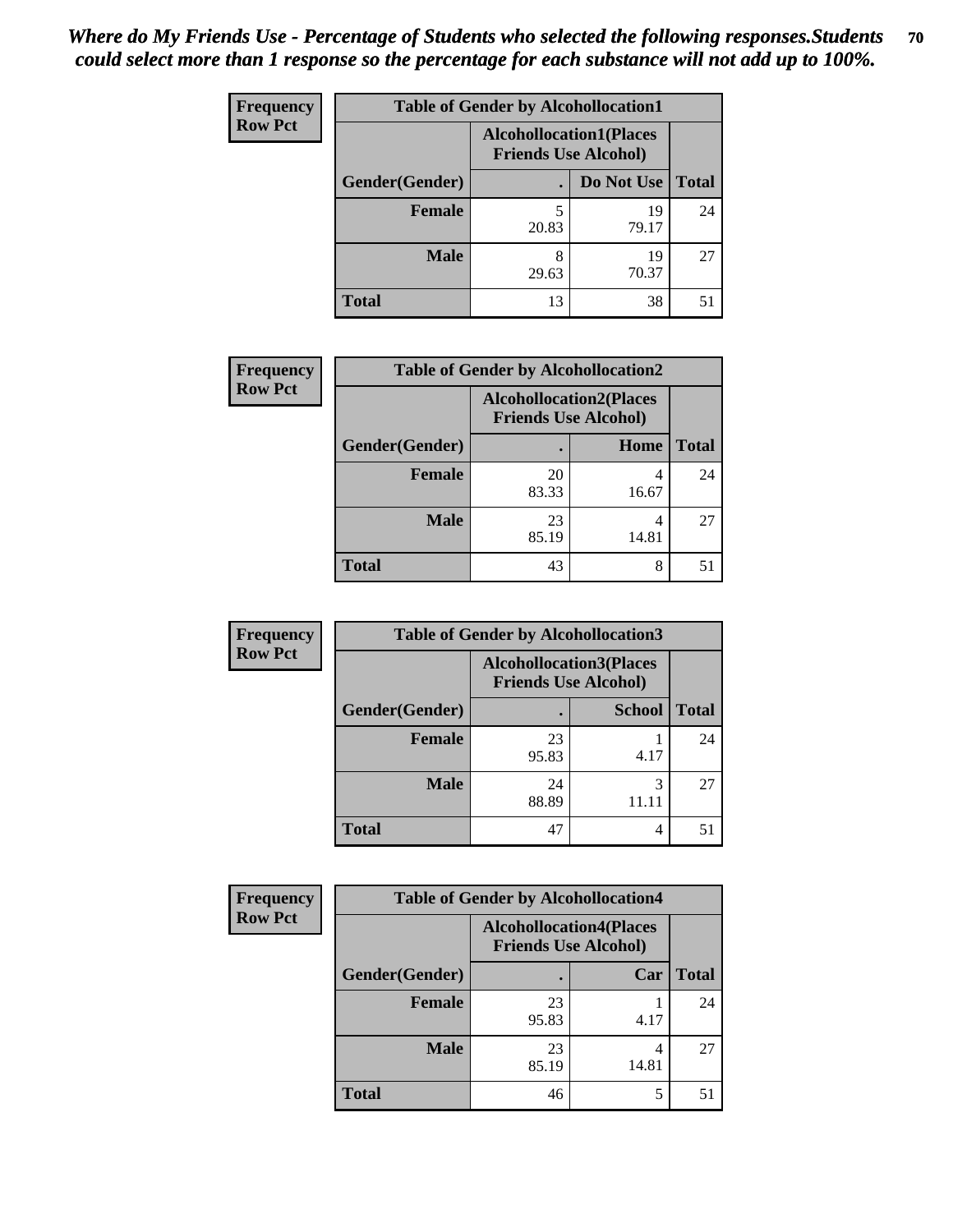*Where do My Friends Use - Percentage of Students who selected the following responses.Students could select more than 1 response so the percentage for each substance will not add up to 100%.*

**Frequency**
**Row Pct**

| Table of Gender by Alcohollocation1 | | | |
|---|---|---|---|
| | Alcohollocation1(Places Friends Use Alcohol) | | |
| Gender(Gender) | . | Do Not Use | Total |
| **Female** | 5<br>20.83 | 19<br>79.17 | 24 |
| **Male** | 8<br>29.63 | 19<br>70.37 | 27 |
| **Total** | 13 | 38 | 51 |

**Frequency**
**Row Pct**

| Table of Gender by Alcohollocation2 | | | |
|---|---|---|---|
| | Alcohollocation2(Places Friends Use Alcohol) | | |
| Gender(Gender) | . | Home | Total |
| **Female** | 20<br>83.33 | 4<br>16.67 | 24 |
| **Male** | 23<br>85.19 | 4<br>14.81 | 27 |
| **Total** | 43 | 8 | 51 |

**Frequency**
**Row Pct**

| Table of Gender by Alcohollocation3 | | | |
|---|---|---|---|
| | Alcohollocation3(Places Friends Use Alcohol) | | |
| Gender(Gender) | . | School | Total |
| **Female** | 23<br>95.83 | 1<br>4.17 | 24 |
| **Male** | 24<br>88.89 | 3<br>11.11 | 27 |
| **Total** | 47 | 4 | 51 |

**Frequency**
**Row Pct**

| Table of Gender by Alcohollocation4 | | | |
|---|---|---|---|
| | Alcohollocation4(Places Friends Use Alcohol) | | |
| Gender(Gender) | . | Car | Total |
| **Female** | 23<br>95.83 | 1<br>4.17 | 24 |
| **Male** | 23<br>85.19 | 4<br>14.81 | 27 |
| **Total** | 46 | 5 | 51 |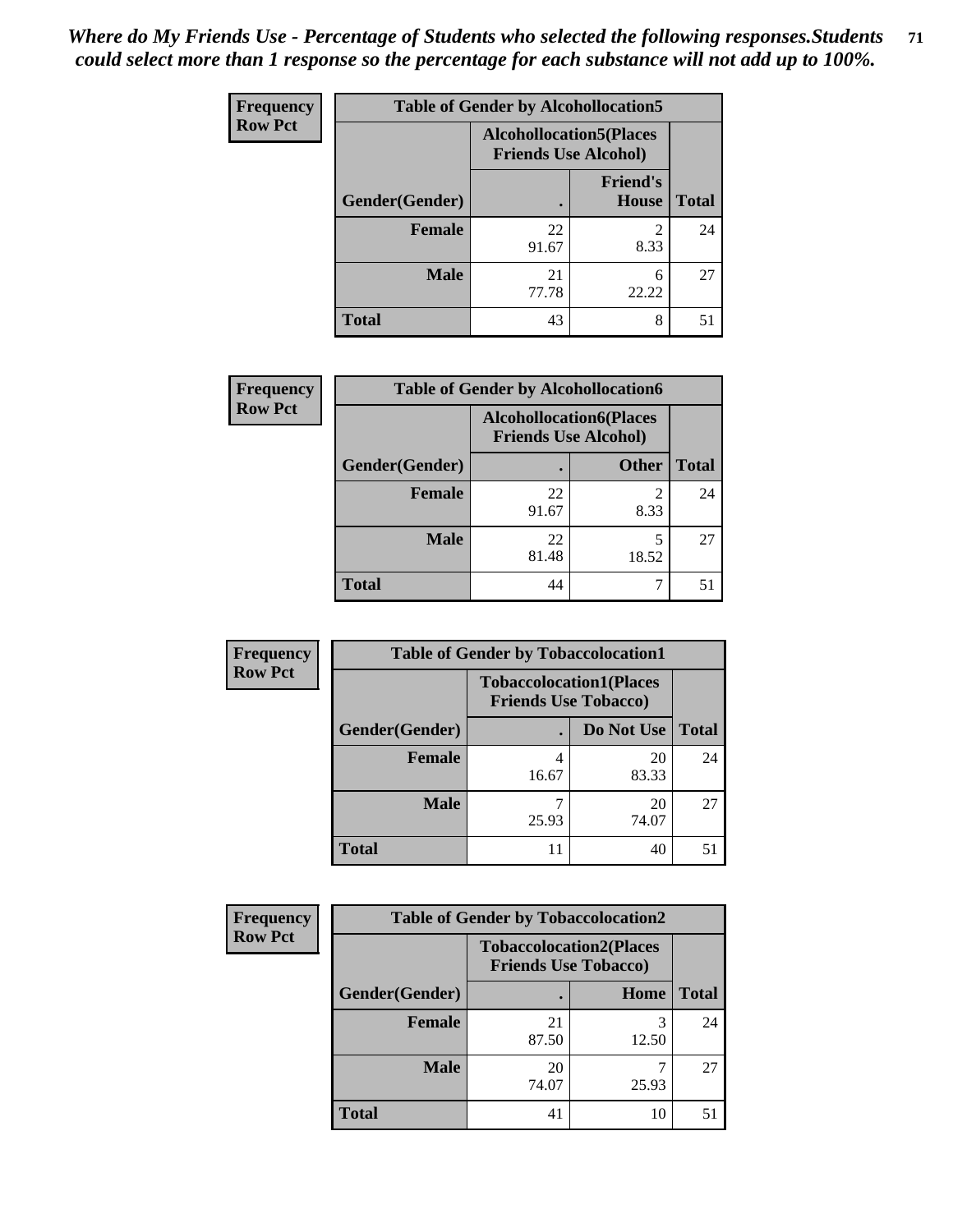*Where do My Friends Use - Percentage of Students who selected the following responses.Students could select more than 1 response so the percentage for each substance will not add up to 100%.*

**Frequency**
**Row Pct**

| Table of Gender by Alcohollocation5 | | | |
|---|---|---|---|
| | Alcohollocation5(Places Friends Use Alcohol) | | |
| Gender(Gender) | . | Friend's House | Total |
| Female | 22<br>91.67 | 2<br>8.33 | 24 |
| Male | 21<br>77.78 | 6<br>22.22 | 27 |
| Total | 43 | 8 | 51 |

**Frequency**
**Row Pct**

| Table of Gender by Alcohollocation6 | | | |
|---|---|---|---|
| | Alcohollocation6(Places Friends Use Alcohol) | | |
| Gender(Gender) | . | Other | Total |
| Female | 22<br>91.67 | 2<br>8.33 | 24 |
| Male | 22<br>81.48 | 5<br>18.52 | 27 |
| Total | 44 | 7 | 51 |

**Frequency**
**Row Pct**

| Table of Gender by Tobaccolocation1 | | | |
|---|---|---|---|
| | Tobaccolocation1(Places Friends Use Tobacco) | | |
| Gender(Gender) | . | Do Not Use | Total |
| Female | 4<br>16.67 | 20<br>83.33 | 24 |
| Male | 7<br>25.93 | 20<br>74.07 | 27 |
| Total | 11 | 40 | 51 |

**Frequency**
**Row Pct**

| Table of Gender by Tobaccolocation2 | | | |
|---|---|---|---|
| | Tobaccolocation2(Places Friends Use Tobacco) | | |
| Gender(Gender) | . | Home | Total |
| Female | 21<br>87.50 | 3<br>12.50 | 24 |
| Male | 20<br>74.07 | 7<br>25.93 | 27 |
| Total | 41 | 10 | 51 |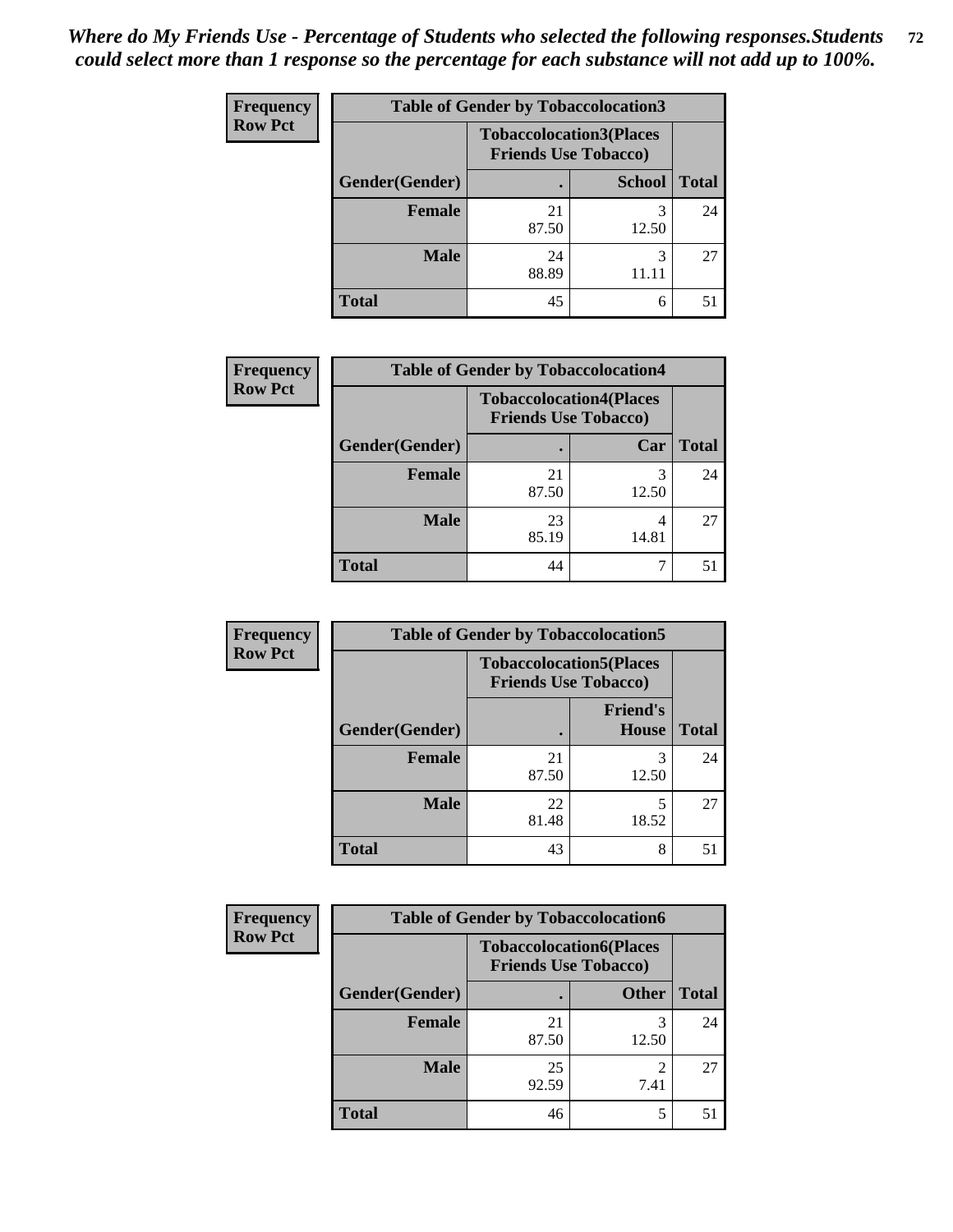*Where do My Friends Use - Percentage of Students who selected the following responses.Students could select more than 1 response so the percentage for each substance will not add up to 100%.*

**Frequency**
**Row Pct**

| Table of Gender by Tobaccolocation3 | | | |
|---|---|---|---|
| | Tobaccolocation3(Places Friends Use Tobacco) | | |
| Gender(Gender) | . | School | Total |
| Female | 21<br>87.50 | 3<br>12.50 | 24 |
| Male | 24<br>88.89 | 3<br>11.11 | 27 |
| Total | 45 | 6 | 51 |

**Frequency**
**Row Pct**

| Table of Gender by Tobaccolocation4 | | | |
|---|---|---|---|
| | Tobaccolocation4(Places Friends Use Tobacco) | | |
| Gender(Gender) | . | Car | Total |
| Female | 21<br>87.50 | 3<br>12.50 | 24 |
| Male | 23<br>85.19 | 4<br>14.81 | 27 |
| Total | 44 | 7 | 51 |

**Frequency**
**Row Pct**

| Table of Gender by Tobaccolocation5 | | | |
|---|---|---|---|
| | Tobaccolocation5(Places Friends Use Tobacco) | | |
| Gender(Gender) | . | Friend's House | Total |
| Female | 21<br>87.50 | 3<br>12.50 | 24 |
| Male | 22<br>81.48 | 5<br>18.52 | 27 |
| Total | 43 | 8 | 51 |

**Frequency**
**Row Pct**

| Table of Gender by Tobaccolocation6 | | | |
|---|---|---|---|
| | Tobaccolocation6(Places Friends Use Tobacco) | | |
| Gender(Gender) | . | Other | Total |
| Female | 21<br>87.50 | 3<br>12.50 | 24 |
| Male | 25<br>92.59 | 2<br>7.41 | 27 |
| Total | 46 | 5 | 51 |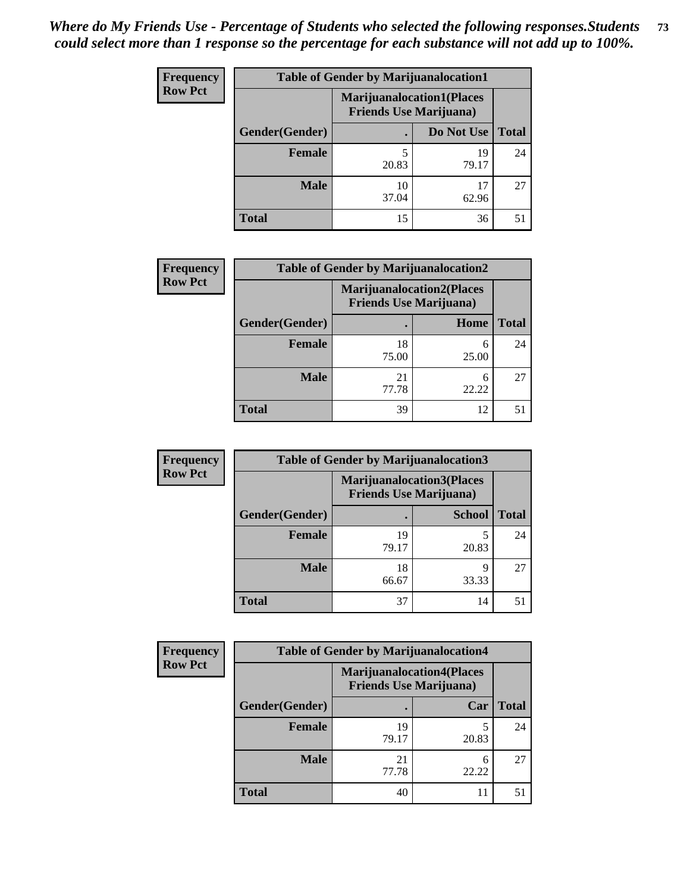*Where do My Friends Use - Percentage of Students who selected the following responses.Students could select more than 1 response so the percentage for each substance will not add up to 100%.*

**Frequency Row Pct**

| Table of Gender by Marijuanalocation1 | | | |
|---|---|---|---|
| | Marijuanalocation1(Places Friends Use Marijuana) | | |
| Gender(Gender) | . | Do Not Use | Total |
| Female | 5<br>20.83 | 19<br>79.17 | 24 |
| Male | 10<br>37.04 | 17<br>62.96 | 27 |
| Total | 15 | 36 | 51 |

**Frequency Row Pct**

| Table of Gender by Marijuanalocation2 | | | |
|---|---|---|---|
| | Marijuanalocation2(Places Friends Use Marijuana) | | |
| Gender(Gender) | . | Home | Total |
| Female | 18<br>75.00 | 6<br>25.00 | 24 |
| Male | 21<br>77.78 | 6<br>22.22 | 27 |
| Total | 39 | 12 | 51 |

**Frequency Row Pct**

| Table of Gender by Marijuanalocation3 | | | |
|---|---|---|---|
| | Marijuanalocation3(Places Friends Use Marijuana) | | |
| Gender(Gender) | . | School | Total |
| Female | 19<br>79.17 | 5<br>20.83 | 24 |
| Male | 18<br>66.67 | 9<br>33.33 | 27 |
| Total | 37 | 14 | 51 |

**Frequency Row Pct**

| Table of Gender by Marijuanalocation4 | | | |
|---|---|---|---|
| | Marijuanalocation4(Places Friends Use Marijuana) | | |
| Gender(Gender) | . | Car | Total |
| Female | 19<br>79.17 | 5<br>20.83 | 24 |
| Male | 21<br>77.78 | 6<br>22.22 | 27 |
| Total | 40 | 11 | 51 |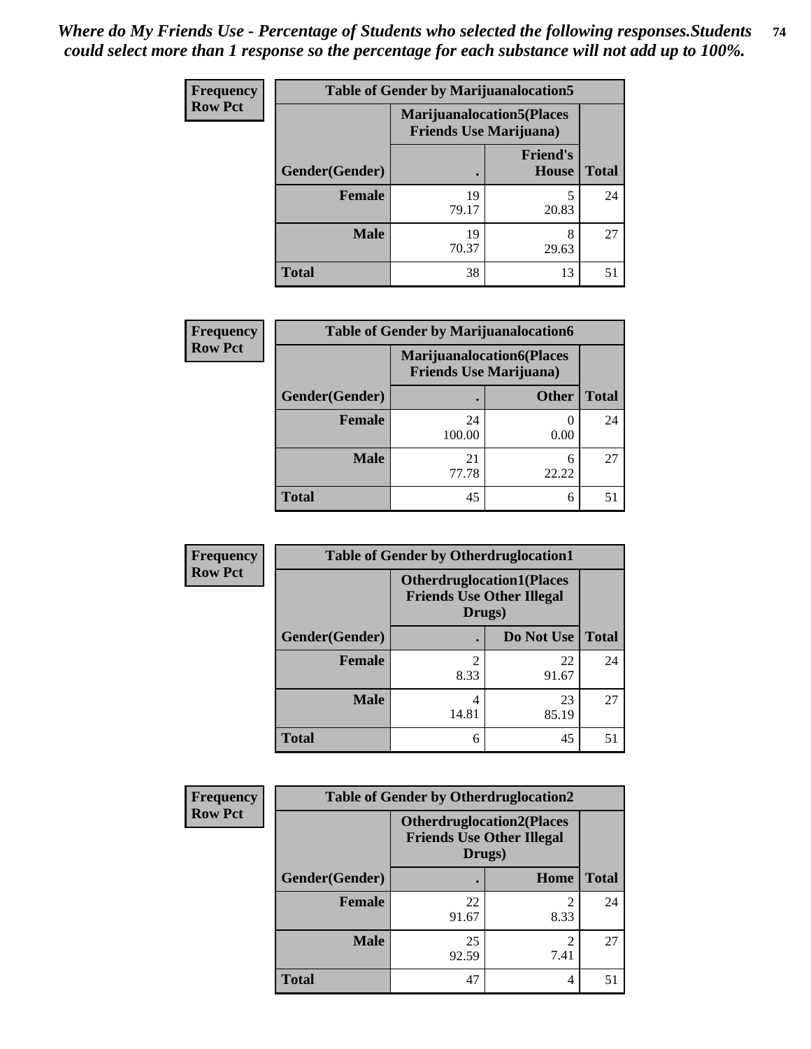*Where do My Friends Use - Percentage of Students who selected the following responses.Students could select more than 1 response so the percentage for each substance will not add up to 100%.*

**Frequency**
**Row Pct**

| Table of Gender by Marijuanalocation5 | | | |
|---|---|---|---|
| | Marijuanalocation5(Places Friends Use Marijuana) | | |
| Gender(Gender) | . | Friend's House | Total |
| Female | 19<br>79.17 | 5<br>20.83 | 24 |
| Male | 19<br>70.37 | 8<br>29.63 | 27 |
| Total | 38 | 13 | 51 |

**Frequency**
**Row Pct**

| Table of Gender by Marijuanalocation6 | | | |
|---|---|---|---|
| | Marijuanalocation6(Places Friends Use Marijuana) | | |
| Gender(Gender) | . | Other | Total |
| Female | 24<br>100.00 | 0<br>0.00 | 24 |
| Male | 21<br>77.78 | 6<br>22.22 | 27 |
| Total | 45 | 6 | 51 |

**Frequency**
**Row Pct**

| Table of Gender by Otherdruglocation1 | | | |
|---|---|---|---|
| | Otherdruglocation1(Places Friends Use Other Illegal Drugs) | | |
| Gender(Gender) | . | Do Not Use | Total |
| Female | 2<br>8.33 | 22<br>91.67 | 24 |
| Male | 4<br>14.81 | 23<br>85.19 | 27 |
| Total | 6 | 45 | 51 |

**Frequency**
**Row Pct**

| Table of Gender by Otherdruglocation2 | | | |
|---|---|---|---|
| | Otherdruglocation2(Places Friends Use Other Illegal Drugs) | | |
| Gender(Gender) | . | Home | Total |
| Female | 22<br>91.67 | 2<br>8.33 | 24 |
| Male | 25<br>92.59 | 2<br>7.41 | 27 |
| Total | 47 | 4 | 51 |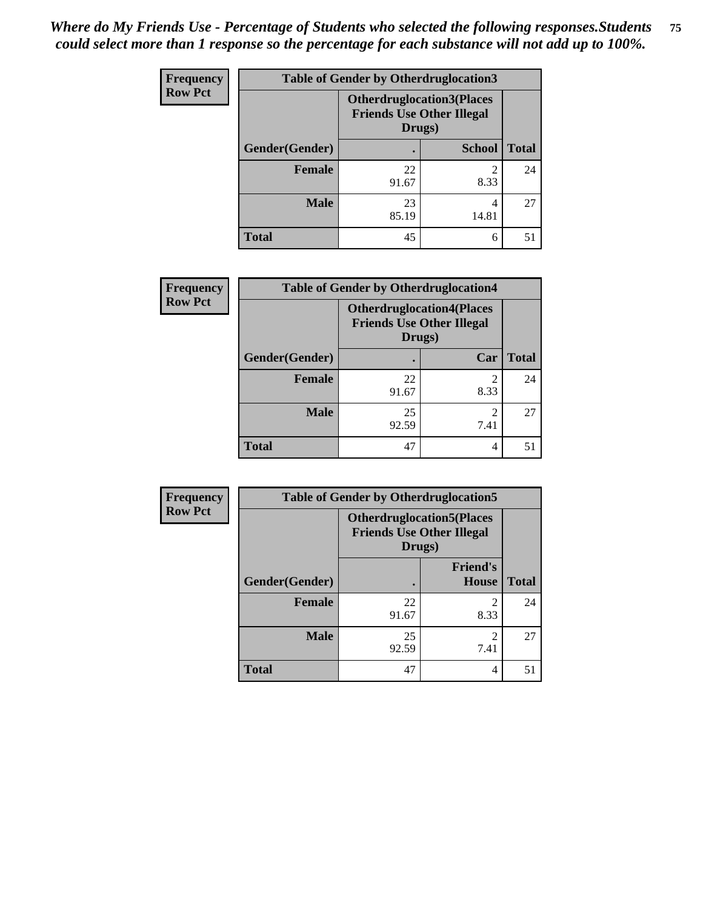*Where do My Friends Use - Percentage of Students who selected the following responses.Students could select more than 1 response so the percentage for each substance will not add up to 100%.*

**Frequency**
**Row Pct**

| Table of Gender by Otherdruglocation3 | | | |
|---|---|---|---|
| | Otherdruglocation3(Places Friends Use Other Illegal Drugs) | | |
| Gender(Gender) | . | School | Total |
| Female | 22<br>91.67 | 2<br>8.33 | 24 |
| Male | 23<br>85.19 | 4<br>14.81 | 27 |
| Total | 45 | 6 | 51 |

**Frequency**
**Row Pct**

| Table of Gender by Otherdruglocation4 | | | |
|---|---|---|---|
| | Otherdruglocation4(Places Friends Use Other Illegal Drugs) | | |
| Gender(Gender) | . | Car | Total |
| Female | 22<br>91.67 | 2<br>8.33 | 24 |
| Male | 25<br>92.59 | 2<br>7.41 | 27 |
| Total | 47 | 4 | 51 |

**Frequency**
**Row Pct**

| Table of Gender by Otherdruglocation5 | | | |
|---|---|---|---|
| | Otherdruglocation5(Places Friends Use Other Illegal Drugs) | | |
| Gender(Gender) | . | Friend's House | Total |
| Female | 22<br>91.67 | 2<br>8.33 | 24 |
| Male | 25<br>92.59 | 2<br>7.41 | 27 |
| Total | 47 | 4 | 51 |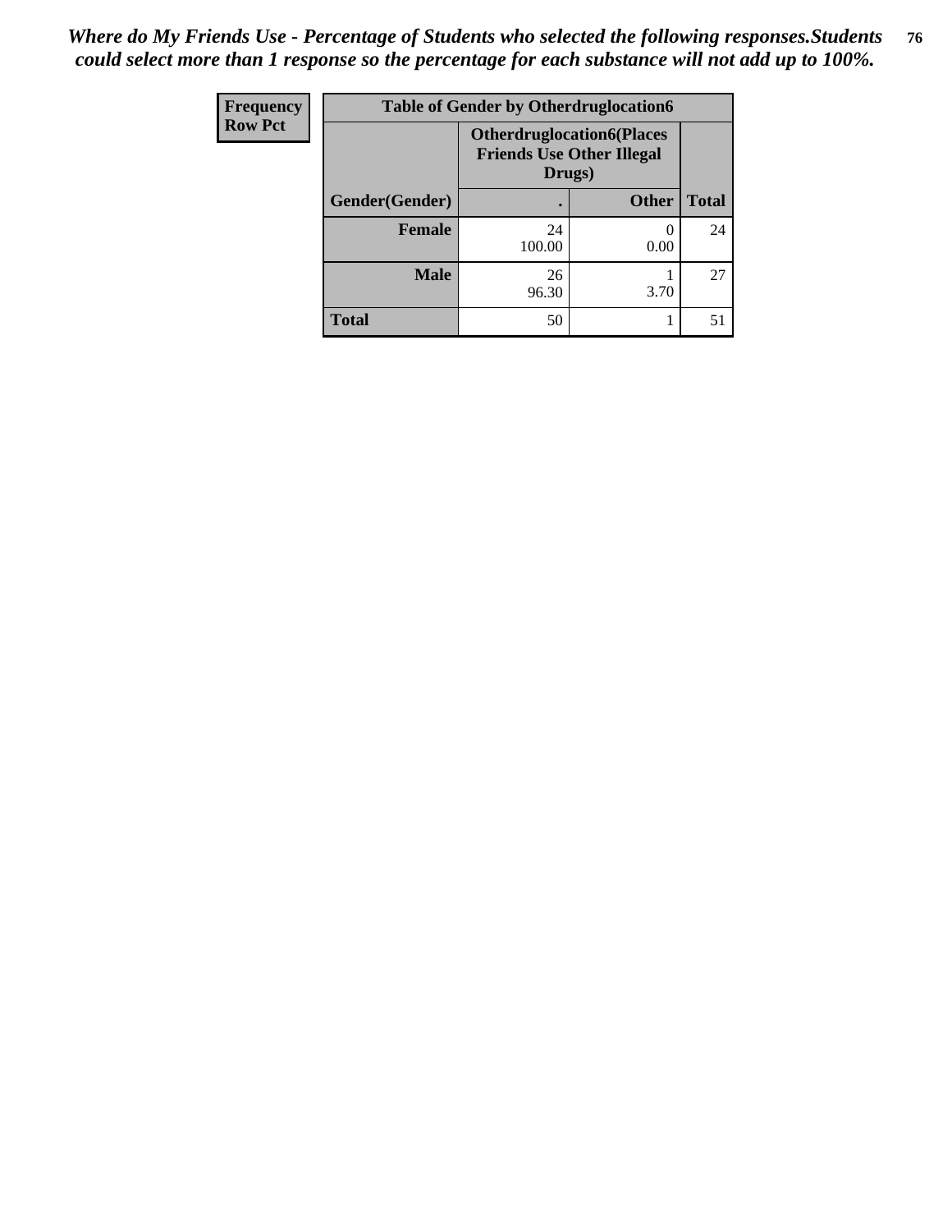*Where do My Friends Use - Percentage of Students who selected the following responses.Students could select more than 1 response so the percentage for each substance will not add up to 100%.*

| Frequency<br>Row Pct | Table of Gender by Otherdruglocation6 | | |
|---|---|---|---|
| | Otherdruglocation6(Places Friends Use Other Illegal Drugs) | | |
| Gender(Gender) | . | Other | Total |
| **Female** | 24<br>100.00 | 0<br>0.00 | 24 |
| **Male** | 26<br>96.30 | 1<br>3.70 | 27 |
| **Total** | 50 | 1 | 51 |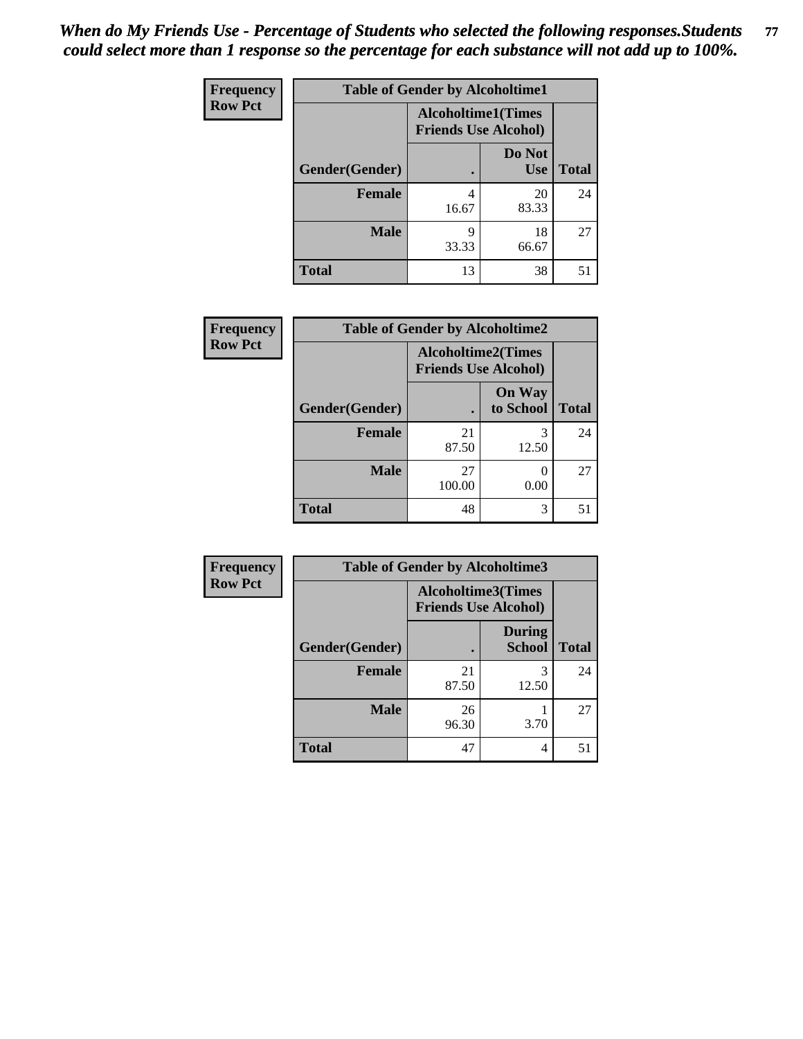*When do My Friends Use - Percentage of Students who selected the following responses.Students could select more than 1 response so the percentage for each substance will not add up to 100%.*

**Frequency**
**Row Pct**

**Table of Gender by Alcoholtime1**

| Gender(Gender) | Alcoholtime1(Times Friends Use Alcohol) . | Alcoholtime1(Times Friends Use Alcohol) Do Not Use | Total |
|---|---|---|---|
| **Female** | 4<br>16.67 | 20<br>83.33 | 24 |
| **Male** | 9<br>33.33 | 18<br>66.67 | 27 |
| **Total** | 13 | 38 | 51 |

**Frequency**
**Row Pct**

**Table of Gender by Alcoholtime2**

| Gender(Gender) | Alcoholtime2(Times Friends Use Alcohol) . | Alcoholtime2(Times Friends Use Alcohol) On Way to School | Total |
|---|---|---|---|
| **Female** | 21<br>87.50 | 3<br>12.50 | 24 |
| **Male** | 27<br>100.00 | 0<br>0.00 | 27 |
| **Total** | 48 | 3 | 51 |

**Frequency**
**Row Pct**

**Table of Gender by Alcoholtime3**

| Gender(Gender) | Alcoholtime3(Times Friends Use Alcohol) . | Alcoholtime3(Times Friends Use Alcohol) During School | Total |
|---|---|---|---|
| **Female** | 21<br>87.50 | 3<br>12.50 | 24 |
| **Male** | 26<br>96.30 | 1<br>3.70 | 27 |
| **Total** | 47 | 4 | 51 |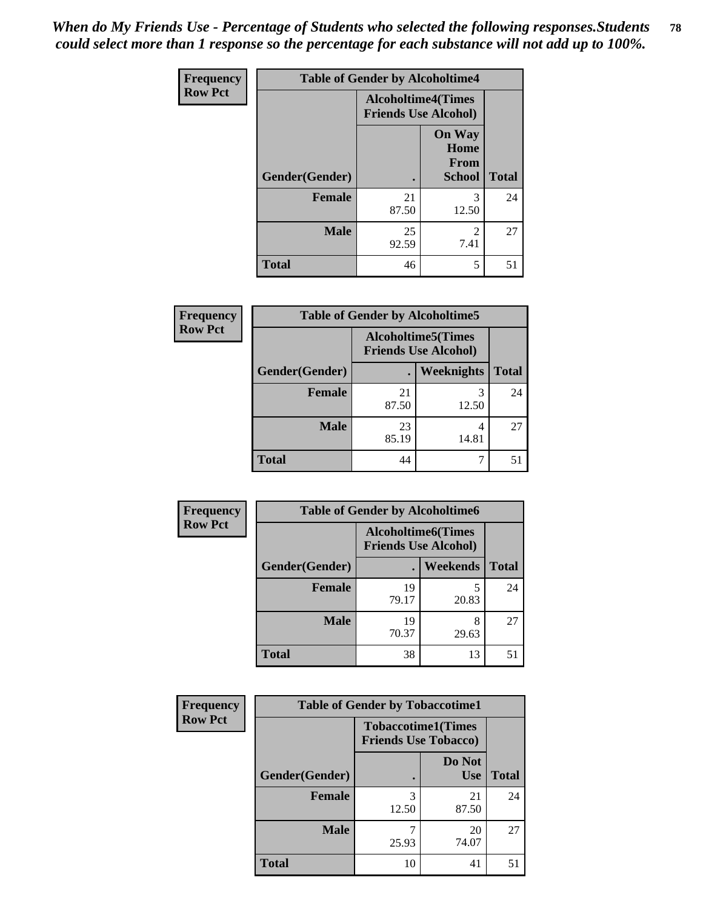*When do My Friends Use - Percentage of Students who selected the following responses.Students could select more than 1 response so the percentage for each substance will not add up to 100%.*

**Frequency**
**Row Pct**

| Table of Gender by Alcoholtime4 | | | |
|---|---|---|---|
| | Alcoholtime4(Times Friends Use Alcohol) | | |
| Gender(Gender) | . | On Way Home From School | Total |
| **Female** | 21<br>87.50 | 3<br>12.50 | 24 |
| **Male** | 25<br>92.59 | 2<br>7.41 | 27 |
| **Total** | 46 | 5 | 51 |

**Frequency**
**Row Pct**

| Table of Gender by Alcoholtime5 | | | |
|---|---|---|---|
| | Alcoholtime5(Times Friends Use Alcohol) | | |
| Gender(Gender) | . | Weeknights | Total |
| **Female** | 21<br>87.50 | 3<br>12.50 | 24 |
| **Male** | 23<br>85.19 | 4<br>14.81 | 27 |
| **Total** | 44 | 7 | 51 |

**Frequency**
**Row Pct**

| Table of Gender by Alcoholtime6 | | | |
|---|---|---|---|
| | Alcoholtime6(Times Friends Use Alcohol) | | |
| Gender(Gender) | . | Weekends | Total |
| **Female** | 19<br>79.17 | 5<br>20.83 | 24 |
| **Male** | 19<br>70.37 | 8<br>29.63 | 27 |
| **Total** | 38 | 13 | 51 |

**Frequency**
**Row Pct**

| Table of Gender by Tobaccotime1 | | | |
|---|---|---|---|
| | Tobaccotime1(Times Friends Use Tobacco) | | |
| Gender(Gender) | . | Do Not Use | Total |
| **Female** | 3<br>12.50 | 21<br>87.50 | 24 |
| **Male** | 7<br>25.93 | 20<br>74.07 | 27 |
| **Total** | 10 | 41 | 51 |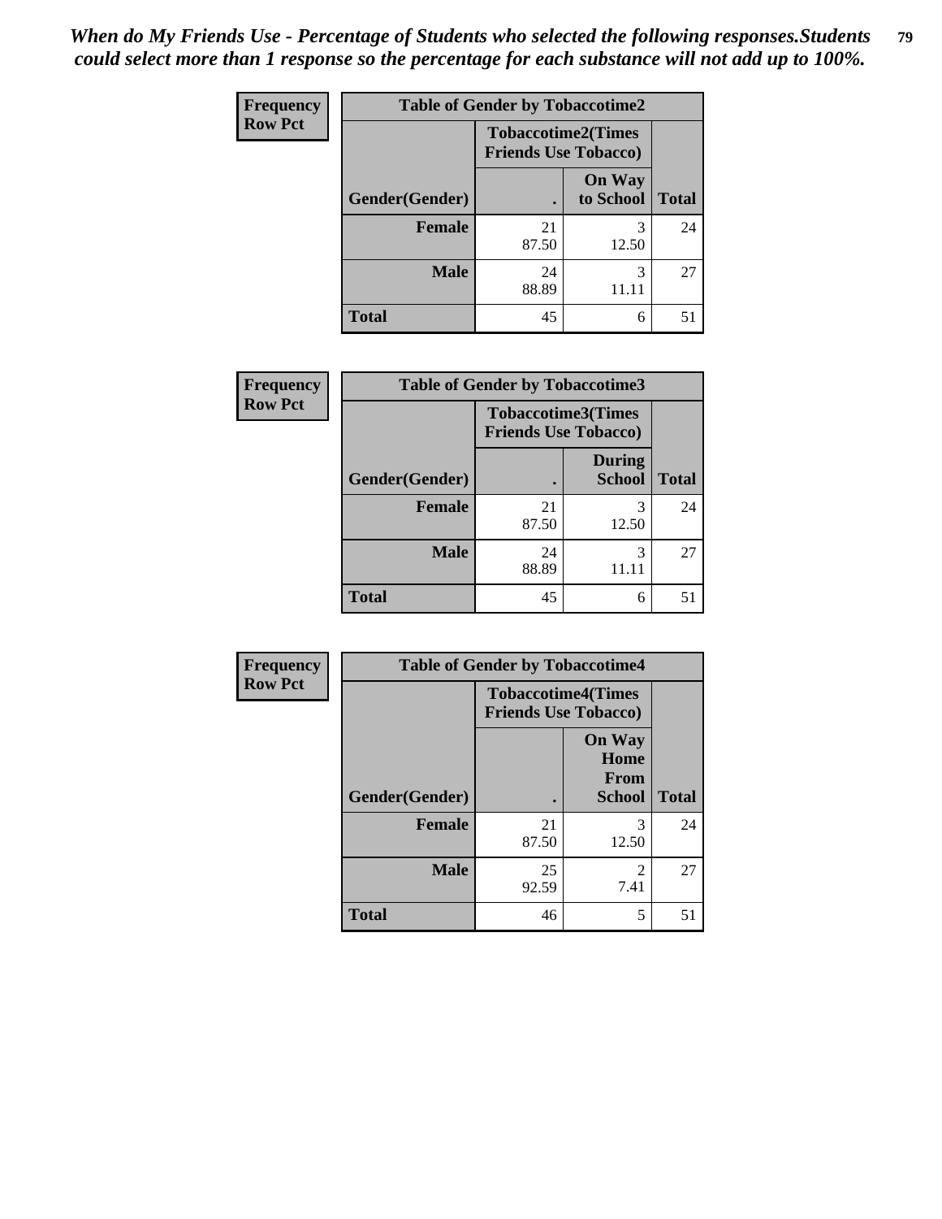*When do My Friends Use - Percentage of Students who selected the following responses.Students could select more than 1 response so the percentage for each substance will not add up to 100%.*

**Frequency**
**Row Pct**

| Table of Gender by Tobaccotime2 | | | |
|---|---|---|---|
| | Tobaccotime2(Times Friends Use Tobacco) | | |
| Gender(Gender) | . | On Way to School | Total |
| **Female** | 21<br>87.50 | 3<br>12.50 | 24 |
| **Male** | 24<br>88.89 | 3<br>11.11 | 27 |
| **Total** | 45 | 6 | 51 |

**Frequency**
**Row Pct**

| Table of Gender by Tobaccotime3 | | | |
|---|---|---|---|
| | Tobaccotime3(Times Friends Use Tobacco) | | |
| Gender(Gender) | . | During School | Total |
| **Female** | 21<br>87.50 | 3<br>12.50 | 24 |
| **Male** | 24<br>88.89 | 3<br>11.11 | 27 |
| **Total** | 45 | 6 | 51 |

**Frequency**
**Row Pct**

| Table of Gender by Tobaccotime4 | | | |
|---|---|---|---|
| | Tobaccotime4(Times Friends Use Tobacco) | | |
| Gender(Gender) | . | On Way Home From School | Total |
| **Female** | 21<br>87.50 | 3<br>12.50 | 24 |
| **Male** | 25<br>92.59 | 2<br>7.41 | 27 |
| **Total** | 46 | 5 | 51 |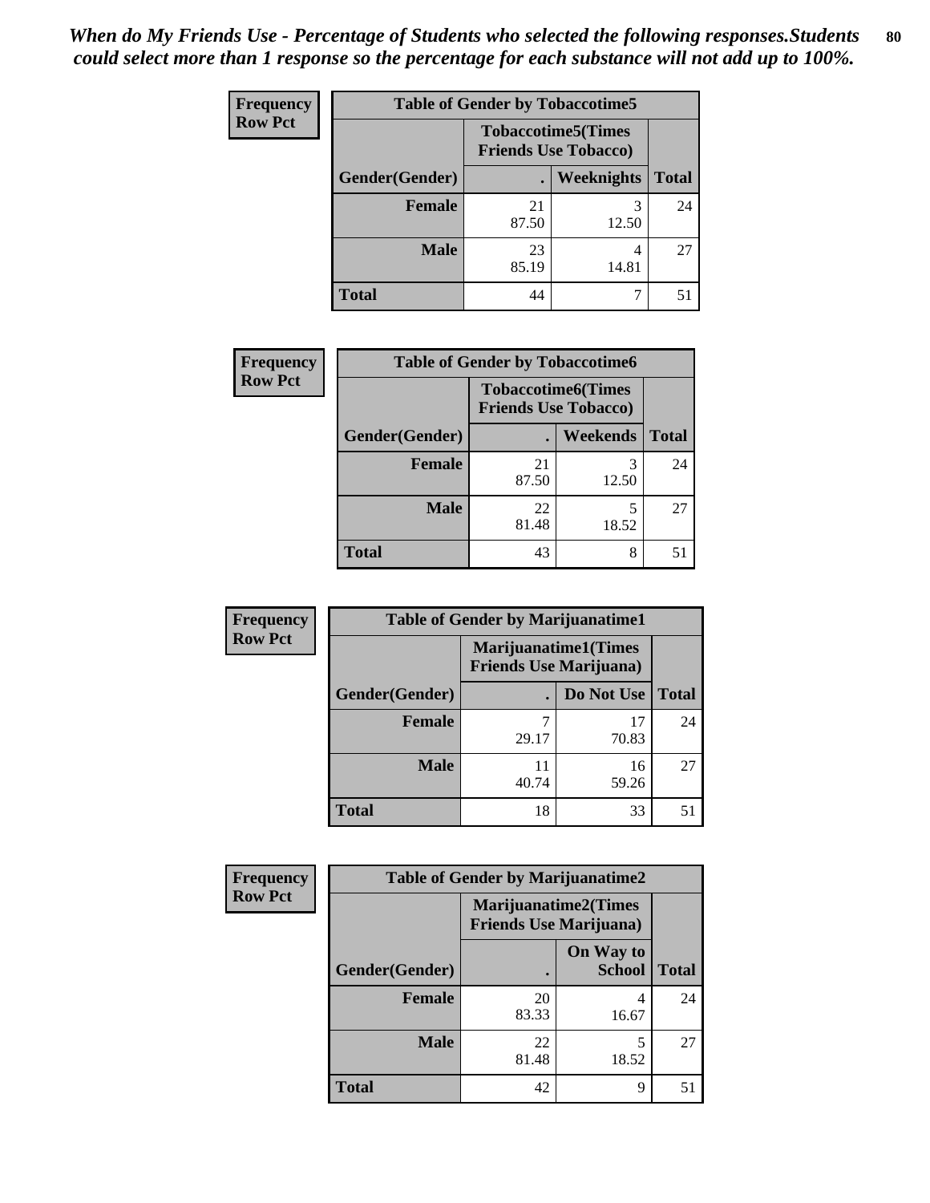*When do My Friends Use - Percentage of Students who selected the following responses.Students could select more than 1 response so the percentage for each substance will not add up to 100%.*

**Frequency**
**Row Pct**

| Table of Gender by Tobaccotime5 | | | |
|---|---|---|---|
| | Tobaccotime5(Times Friends Use Tobacco) | | |
| Gender(Gender) | . | Weeknights | Total |
| **Female** | 21<br>87.50 | 3<br>12.50 | 24 |
| **Male** | 23<br>85.19 | 4<br>14.81 | 27 |
| **Total** | 44 | 7 | 51 |

**Frequency**
**Row Pct**

| Table of Gender by Tobaccotime6 | | | |
|---|---|---|---|
| | Tobaccotime6(Times Friends Use Tobacco) | | |
| Gender(Gender) | . | Weekends | Total |
| **Female** | 21<br>87.50 | 3<br>12.50 | 24 |
| **Male** | 22<br>81.48 | 5<br>18.52 | 27 |
| **Total** | 43 | 8 | 51 |

**Frequency**
**Row Pct**

| Table of Gender by Marijuanatime1 | | | |
|---|---|---|---|
| | Marijuanatime1(Times Friends Use Marijuana) | | |
| Gender(Gender) | . | Do Not Use | Total |
| **Female** | 7<br>29.17 | 17<br>70.83 | 24 |
| **Male** | 11<br>40.74 | 16<br>59.26 | 27 |
| **Total** | 18 | 33 | 51 |

**Frequency**
**Row Pct**

| Table of Gender by Marijuanatime2 | | | |
|---|---|---|---|
| | Marijuanatime2(Times Friends Use Marijuana) | | |
| Gender(Gender) | . | On Way to School | Total |
| **Female** | 20<br>83.33 | 4<br>16.67 | 24 |
| **Male** | 22<br>81.48 | 5<br>18.52 | 27 |
| **Total** | 42 | 9 | 51 |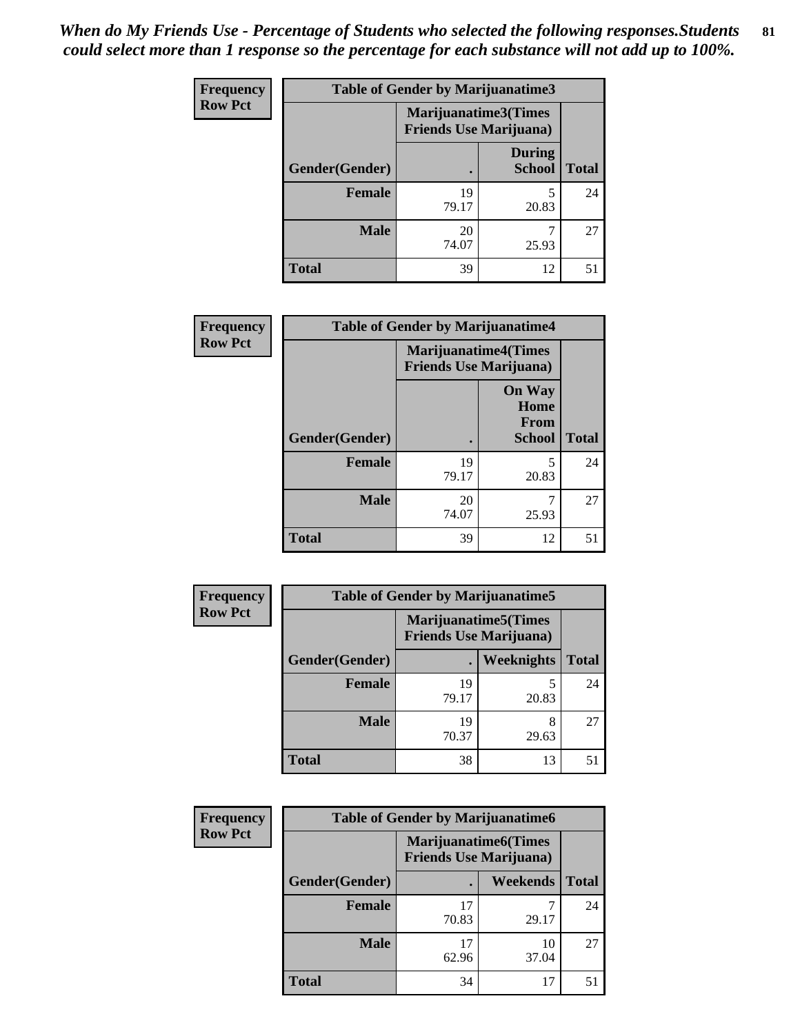*When do My Friends Use - Percentage of Students who selected the following responses.Students could select more than 1 response so the percentage for each substance will not add up to 100%.*

**Frequency**
**Row Pct**

| Table of Gender by Marijuanatime3 | | | |
|---|---|---|---|
| | Marijuanatime3(Times Friends Use Marijuana) | | |
| Gender(Gender) | . | During School | Total |
| **Female** | 19<br>79.17 | 5<br>20.83 | 24 |
| **Male** | 20<br>74.07 | 7<br>25.93 | 27 |
| **Total** | 39 | 12 | 51 |

**Frequency**
**Row Pct**

| Table of Gender by Marijuanatime4 | | | |
|---|---|---|---|
| | Marijuanatime4(Times Friends Use Marijuana) | | |
| Gender(Gender) | . | On Way Home From School | Total |
| **Female** | 19<br>79.17 | 5<br>20.83 | 24 |
| **Male** | 20<br>74.07 | 7<br>25.93 | 27 |
| **Total** | 39 | 12 | 51 |

**Frequency**
**Row Pct**

| Table of Gender by Marijuanatime5 | | | |
|---|---|---|---|
| | Marijuanatime5(Times Friends Use Marijuana) | | |
| Gender(Gender) | . | Weeknights | Total |
| **Female** | 19<br>79.17 | 5<br>20.83 | 24 |
| **Male** | 19<br>70.37 | 8<br>29.63 | 27 |
| **Total** | 38 | 13 | 51 |

**Frequency**
**Row Pct**

| Table of Gender by Marijuanatime6 | | | |
|---|---|---|---|
| | Marijuanatime6(Times Friends Use Marijuana) | | |
| Gender(Gender) | . | Weekends | Total |
| **Female** | 17<br>70.83 | 7<br>29.17 | 24 |
| **Male** | 17<br>62.96 | 10<br>37.04 | 27 |
| **Total** | 34 | 17 | 51 |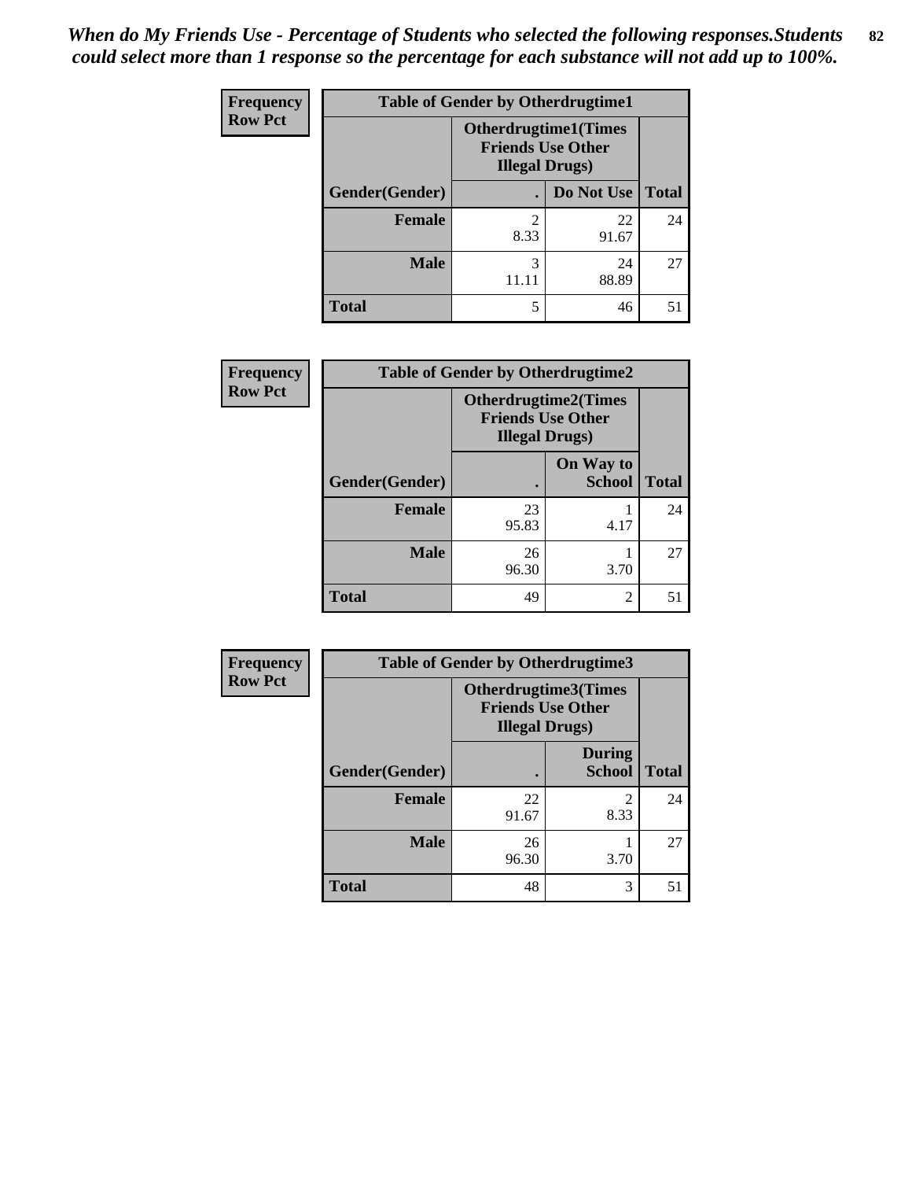*When do My Friends Use - Percentage of Students who selected the following responses.Students could select more than 1 response so the percentage for each substance will not add up to 100%.*

**Frequency**
**Row Pct**

| Table of Gender by Otherdrugtime1 | | | |
|---|---|---|---|
| | Otherdrugtime1(Times Friends Use Other Illegal Drugs) | | |
| Gender(Gender) | . | Do Not Use | Total |
| Female | 2<br>8.33 | 22<br>91.67 | 24 |
| Male | 3<br>11.11 | 24<br>88.89 | 27 |
| Total | 5 | 46 | 51 |

**Frequency**
**Row Pct**

| Table of Gender by Otherdrugtime2 | | | |
|---|---|---|---|
| | Otherdrugtime2(Times Friends Use Other Illegal Drugs) | | |
| Gender(Gender) | . | On Way to School | Total |
| Female | 23<br>95.83 | 1<br>4.17 | 24 |
| Male | 26<br>96.30 | 1<br>3.70 | 27 |
| Total | 49 | 2 | 51 |

**Frequency**
**Row Pct**

| Table of Gender by Otherdrugtime3 | | | |
|---|---|---|---|
| | Otherdrugtime3(Times Friends Use Other Illegal Drugs) | | |
| Gender(Gender) | . | During School | Total |
| Female | 22<br>91.67 | 2<br>8.33 | 24 |
| Male | 26<br>96.30 | 1<br>3.70 | 27 |
| Total | 48 | 3 | 51 |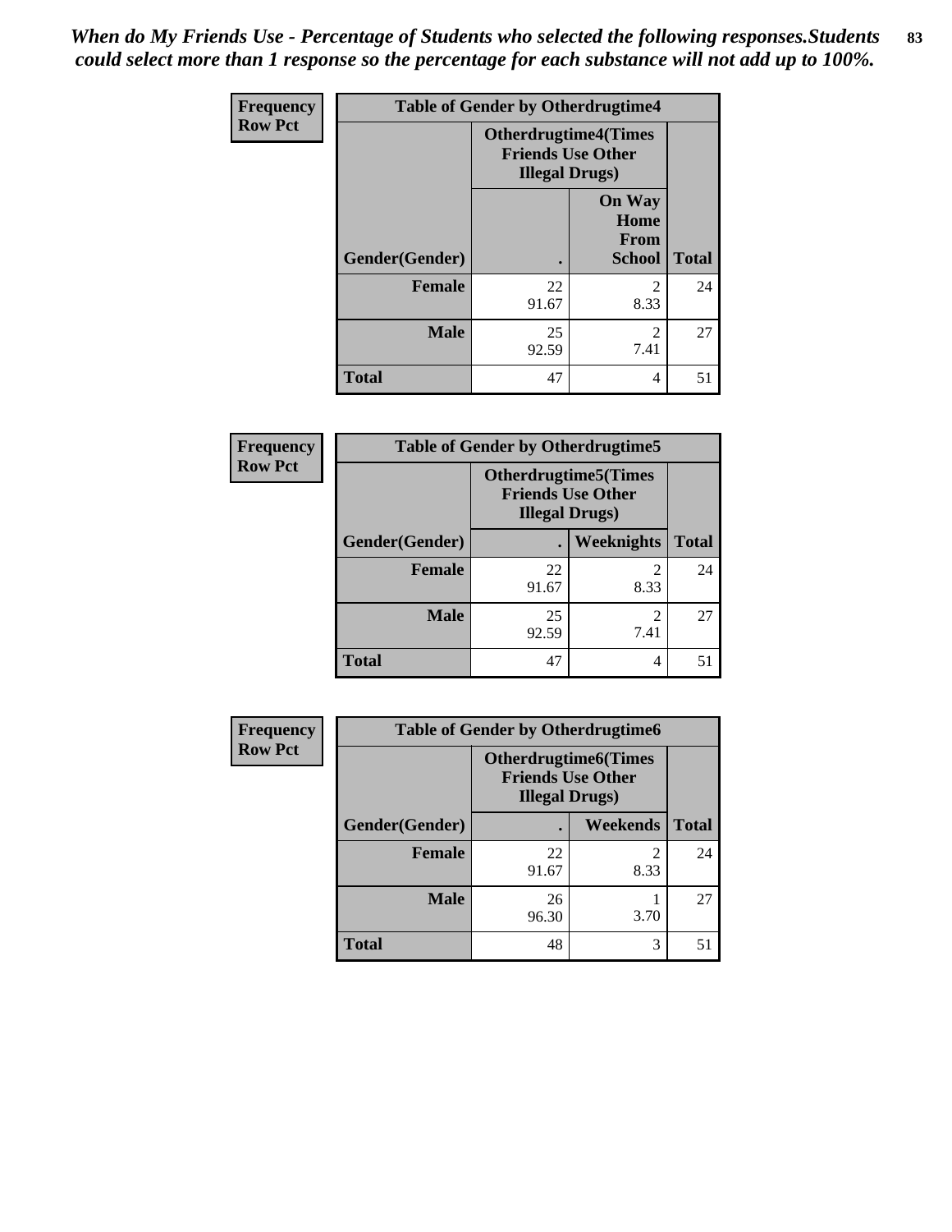*When do My Friends Use - Percentage of Students who selected the following responses.Students could select more than 1 response so the percentage for each substance will not add up to 100%.*

| Frequency Row Pct | Table of Gender by Otherdrugtime4 | | |
|---|---|---|---|
| | Otherdrugtime4(Times Friends Use Other Illegal Drugs) | | |
| Gender(Gender) | . | On Way Home From School | Total |
| Female | 22<br>91.67 | 2<br>8.33 | 24 |
| Male | 25<br>92.59 | 2<br>7.41 | 27 |
| Total | 47 | 4 | 51 |

| Frequency Row Pct | Table of Gender by Otherdrugtime5 | | |
|---|---|---|---|
| | Otherdrugtime5(Times Friends Use Other Illegal Drugs) | | |
| Gender(Gender) | . | Weeknights | Total |
| Female | 22<br>91.67 | 2<br>8.33 | 24 |
| Male | 25<br>92.59 | 2<br>7.41 | 27 |
| Total | 47 | 4 | 51 |

| Frequency Row Pct | Table of Gender by Otherdrugtime6 | | |
|---|---|---|---|
| | Otherdrugtime6(Times Friends Use Other Illegal Drugs) | | |
| Gender(Gender) | . | Weekends | Total |
| Female | 22<br>91.67 | 2<br>8.33 | 24 |
| Male | 26<br>96.30 | 1<br>3.70 | 27 |
| Total | 48 | 3 | 51 |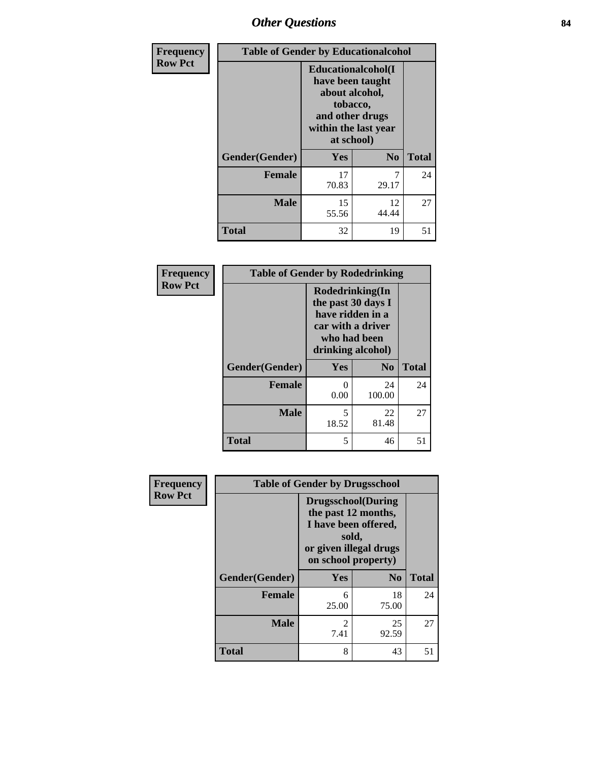# Other Questions

**Frequency**
**Row Pct**

| Table of Gender by Educationalcohol | | | |
|---|---|---|---|
| | Educationalcohol(I have been taught about alcohol, tobacco, and other drugs within the last year at school) | | |
| Gender(Gender) | Yes | No | Total |
| Female | 17<br>70.83 | 7<br>29.17 | 24 |
| Male | 15<br>55.56 | 12<br>44.44 | 27 |
| Total | 32 | 19 | 51 |

**Frequency**
**Row Pct**

| Table of Gender by Rodedrinking | | | |
|---|---|---|---|
| | Rodedrinking(In the past 30 days I have ridden in a car with a driver who had been drinking alcohol) | | |
| Gender(Gender) | Yes | No | Total |
| Female | 0<br>0.00 | 24<br>100.00 | 24 |
| Male | 5<br>18.52 | 22<br>81.48 | 27 |
| Total | 5 | 46 | 51 |

**Frequency**
**Row Pct**

| Table of Gender by Drugsschool | | | |
|---|---|---|---|
| | Drugsschool(During the past 12 months, I have been offered, sold, or given illegal drugs on school property) | | |
| Gender(Gender) | Yes | No | Total |
| Female | 6<br>25.00 | 18<br>75.00 | 24 |
| Male | 2<br>7.41 | 25<br>92.59 | 27 |
| Total | 8 | 43 | 51 |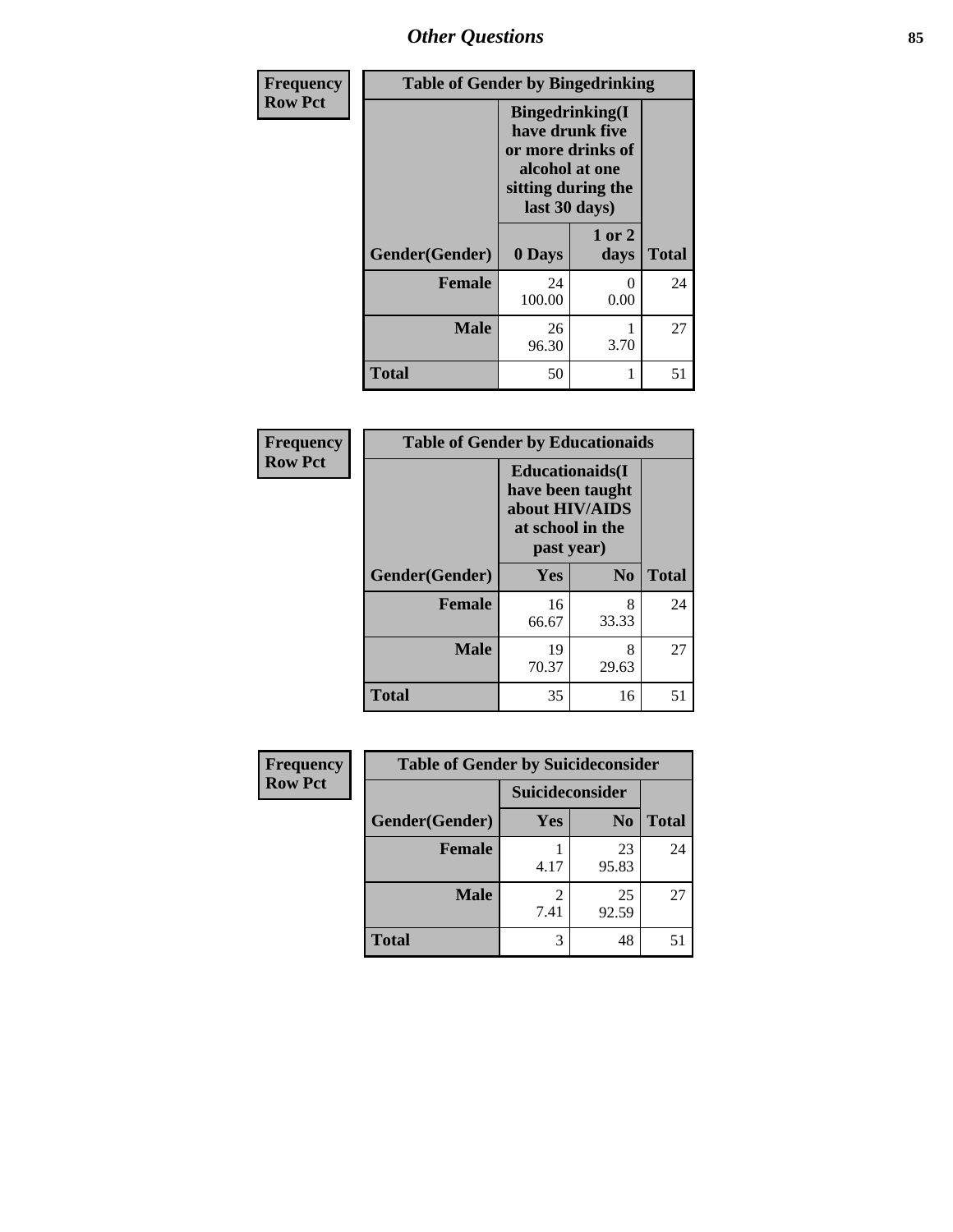## Other Questions

| Frequency Row Pct | Table of Gender by Bingedrinking | | |
|---|---|---|---|
| | Bingedrinking(I have drunk five or more drinks of alcohol at one sitting during the last 30 days) | | |
| Gender(Gender) | 0 Days | 1 or 2 days | Total |
| Female | 24<br>100.00 | 0<br>0.00 | 24 |
| Male | 26<br>96.30 | 1<br>3.70 | 27 |
| Total | 50 | 1 | 51 |

| Frequency Row Pct | Table of Gender by Educationaids | | |
|---|---|---|---|
| | Educationaids(I have been taught about HIV/AIDS at school in the past year) | | |
| Gender(Gender) | Yes | No | Total |
| Female | 16<br>66.67 | 8<br>33.33 | 24 |
| Male | 19<br>70.37 | 8<br>29.63 | 27 |
| Total | 35 | 16 | 51 |

| Frequency Row Pct | Table of Gender by Suicideconsider | | |
|---|---|---|---|
| | Suicideconsider | | |
| Gender(Gender) | Yes | No | Total |
| Female | 1<br>4.17 | 23<br>95.83 | 24 |
| Male | 2<br>7.41 | 25<br>92.59 | 27 |
| Total | 3 | 48 | 51 |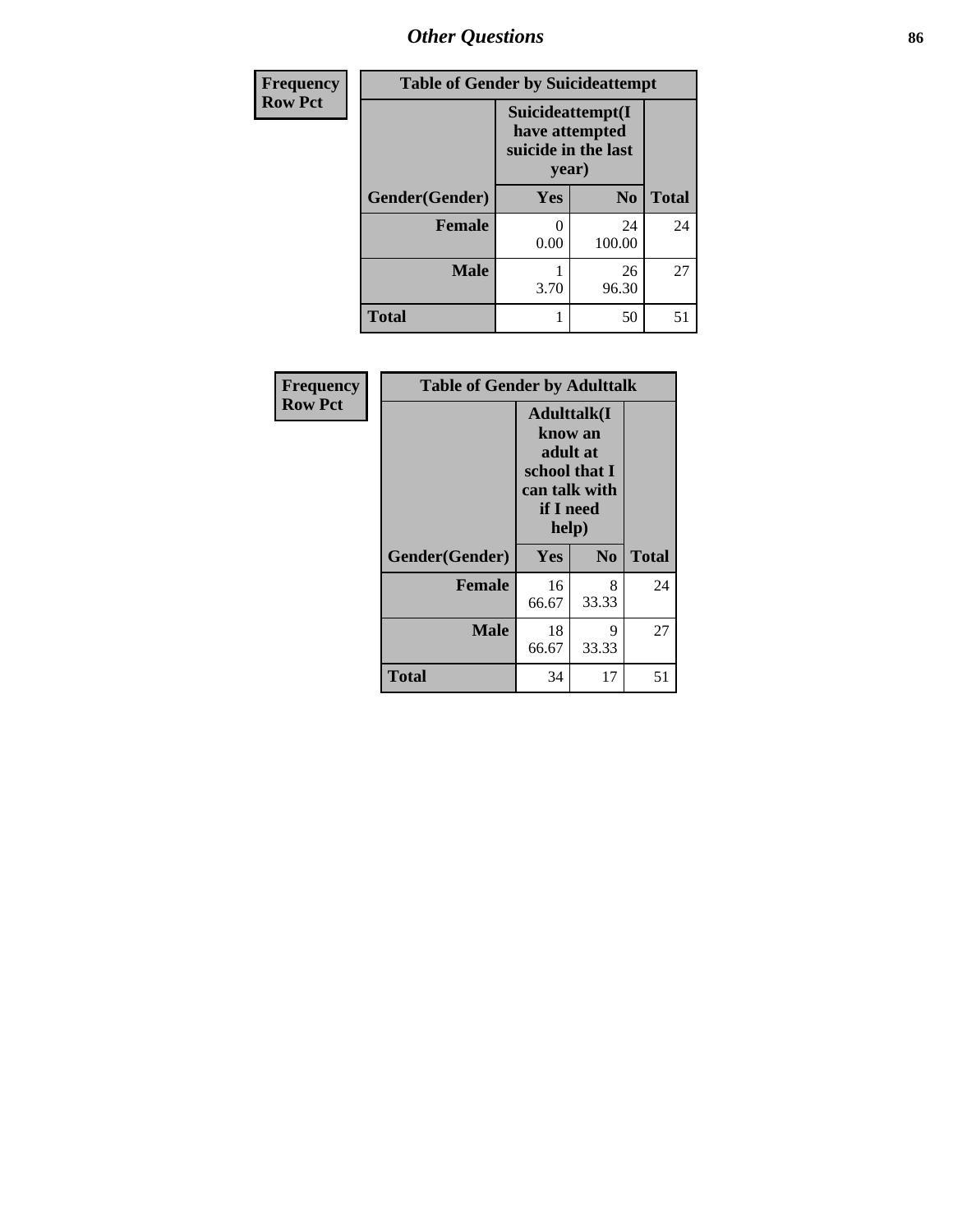## Other Questions

| Frequency Row Pct | Table of Gender by Suicideattempt | | |
|---|---|---|---|
| | Suicideattempt(I have attempted suicide in the last year) | | |
| Gender(Gender) | Yes | No | Total |
| Female | 0<br>0.00 | 24<br>100.00 | 24 |
| Male | 1<br>3.70 | 26<br>96.30 | 27 |
| Total | 1 | 50 | 51 |

| Frequency Row Pct | Table of Gender by Adulttalk | | |
|---|---|---|---|
| | Adulttalk(I know an adult at school that I can talk with if I need help) | | |
| Gender(Gender) | Yes | No | Total |
| Female | 16<br>66.67 | 8<br>33.33 | 24 |
| Male | 18<br>66.67 | 9<br>33.33 | 27 |
| Total | 34 | 17 | 51 |